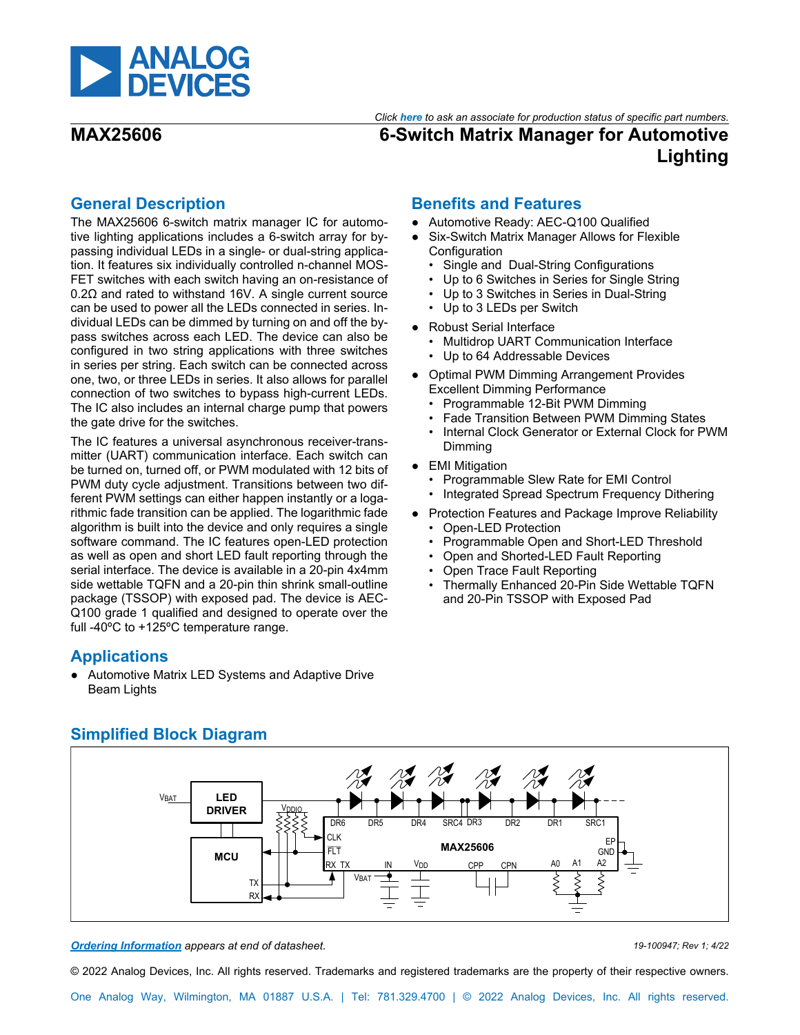*Click here to ask an associate for production status of specific part numbers.*

# MAX25606

# 6-Switch Matrix Manager for Automotive Lighting

## General Description

The MAX25606 6-switch matrix manager IC for automotive lighting applications includes a 6-switch array for bypassing individual LEDs in a single- or dual-string application. It features six individually controlled n-channel MOSFET switches with each switch having an on-resistance of 0.2Ω and rated to withstand 16V. A single current source can be used to power all the LEDs connected in series. Individual LEDs can be dimmed by turning on and off the bypass switches across each LED. The device can also be configured in two string applications with three switches in series per string. Each switch can be connected across one, two, or three LEDs in series. It also allows for parallel connection of two switches to bypass high-current LEDs. The IC also includes an internal charge pump that powers the gate drive for the switches.

The IC features a universal asynchronous receiver-transmitter (UART) communication interface. Each switch can be turned on, turned off, or PWM modulated with 12 bits of PWM duty cycle adjustment. Transitions between two different PWM settings can either happen instantly or a logarithmic fade transition can be applied. The logarithmic fade algorithm is built into the device and only requires a single software command. The IC features open-LED protection as well as open and short LED fault reporting through the serial interface. The device is available in a 20-pin 4x4mm side wettable TQFN and a 20-pin thin shrink small-outline package (TSSOP) with exposed pad. The device is AEC-Q100 grade 1 qualified and designed to operate over the full -40ºC to +125ºC temperature range.

## Applications

- Automotive Matrix LED Systems and Adaptive Drive Beam Lights

## Benefits and Features

- Automotive Ready: AEC-Q100 Qualified
- Six-Switch Matrix Manager Allows for Flexible Configuration
  - Single and Dual-String Configurations
  - Up to 6 Switches in Series for Single String
  - Up to 3 Switches in Series in Dual-String
  - Up to 3 LEDs per Switch
- Robust Serial Interface
  - Multidrop UART Communication Interface
  - Up to 64 Addressable Devices
- Optimal PWM Dimming Arrangement Provides Excellent Dimming Performance
  - Programmable 12-Bit PWM Dimming
  - Fade Transition Between PWM Dimming States
  - Internal Clock Generator or External Clock for PWM Dimming
- EMI Mitigation
  - Programmable Slew Rate for EMI Control
  - Integrated Spread Spectrum Frequency Dithering
- Protection Features and Package Improve Reliability
  - Open-LED Protection
  - Programmable Open and Short-LED Threshold
  - Open and Shorted-LED Fault Reporting
  - Open Trace Fault Reporting
  - Thermally Enhanced 20-Pin Side Wettable TQFN and 20-Pin TSSOP with Exposed Pad

## Simplified Block Diagram

*Ordering Information appears at end of datasheet.*

19-100947; Rev 1; 4/22

© 2022 Analog Devices, Inc. All rights reserved. Trademarks and registered trademarks are the property of their respective owners.

One Analog Way, Wilmington, MA 01887 U.S.A. | Tel: 781.329.4700 | © 2022 Analog Devices, Inc. All rights reserved.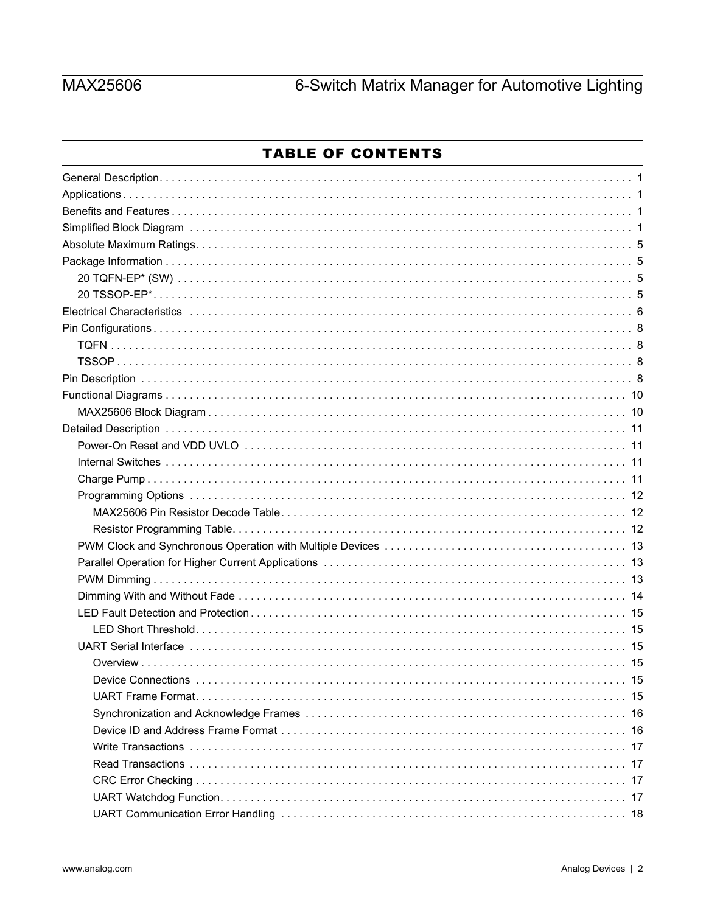## TABLE OF CONTENTS

- General Description . . . . . . . . . . . . . . . . . . . . . . . . . . . . . . . . . . . . . . . . . . . . . . . . . . . . . . . . . . . . . . . . . . . . . . . . . . 1
- Applications . . . . . . . . . . . . . . . . . . . . . . . . . . . . . . . . . . . . . . . . . . . . . . . . . . . . . . . . . . . . . . . . . . . . . . . . . . . . . . . 1
- Benefits and Features . . . . . . . . . . . . . . . . . . . . . . . . . . . . . . . . . . . . . . . . . . . . . . . . . . . . . . . . . . . . . . . . . . . . . . . 1
- Simplified Block Diagram . . . . . . . . . . . . . . . . . . . . . . . . . . . . . . . . . . . . . . . . . . . . . . . . . . . . . . . . . . . . . . . . . . . 1
- Absolute Maximum Ratings . . . . . . . . . . . . . . . . . . . . . . . . . . . . . . . . . . . . . . . . . . . . . . . . . . . . . . . . . . . . . . . . . . 5
- Package Information . . . . . . . . . . . . . . . . . . . . . . . . . . . . . . . . . . . . . . . . . . . . . . . . . . . . . . . . . . . . . . . . . . . . . . . 5
  - 20 TQFN-EP* (SW) . . . . . . . . . . . . . . . . . . . . . . . . . . . . . . . . . . . . . . . . . . . . . . . . . . . . . . . . . . . . . . . . . . . . 5
  - 20 TSSOP-EP* . . . . . . . . . . . . . . . . . . . . . . . . . . . . . . . . . . . . . . . . . . . . . . . . . . . . . . . . . . . . . . . . . . . . . . . . 5
- Electrical Characteristics . . . . . . . . . . . . . . . . . . . . . . . . . . . . . . . . . . . . . . . . . . . . . . . . . . . . . . . . . . . . . . . . . . 6
- Pin Configurations . . . . . . . . . . . . . . . . . . . . . . . . . . . . . . . . . . . . . . . . . . . . . . . . . . . . . . . . . . . . . . . . . . . . . . . . 8
  - TQFN . . . . . . . . . . . . . . . . . . . . . . . . . . . . . . . . . . . . . . . . . . . . . . . . . . . . . . . . . . . . . . . . . . . . . . . . . . . . . . . . 8
  - TSSOP . . . . . . . . . . . . . . . . . . . . . . . . . . . . . . . . . . . . . . . . . . . . . . . . . . . . . . . . . . . . . . . . . . . . . . . . . . . . . . . 8
- Pin Description . . . . . . . . . . . . . . . . . . . . . . . . . . . . . . . . . . . . . . . . . . . . . . . . . . . . . . . . . . . . . . . . . . . . . . . . . . 8
- Functional Diagrams . . . . . . . . . . . . . . . . . . . . . . . . . . . . . . . . . . . . . . . . . . . . . . . . . . . . . . . . . . . . . . . . . . . . . . 10
  - MAX25606 Block Diagram . . . . . . . . . . . . . . . . . . . . . . . . . . . . . . . . . . . . . . . . . . . . . . . . . . . . . . . . . . . . . . . 10
- Detailed Description . . . . . . . . . . . . . . . . . . . . . . . . . . . . . . . . . . . . . . . . . . . . . . . . . . . . . . . . . . . . . . . . . . . . . 11
  - Power-On Reset and VDD UVLO . . . . . . . . . . . . . . . . . . . . . . . . . . . . . . . . . . . . . . . . . . . . . . . . . . . . . . . . . . 11
  - Internal Switches . . . . . . . . . . . . . . . . . . . . . . . . . . . . . . . . . . . . . . . . . . . . . . . . . . . . . . . . . . . . . . . . . . . . . . 11
  - Charge Pump . . . . . . . . . . . . . . . . . . . . . . . . . . . . . . . . . . . . . . . . . . . . . . . . . . . . . . . . . . . . . . . . . . . . . . . . . 11
  - Programming Options . . . . . . . . . . . . . . . . . . . . . . . . . . . . . . . . . . . . . . . . . . . . . . . . . . . . . . . . . . . . . . . . . . 12
    - MAX25606 Pin Resistor Decode Table . . . . . . . . . . . . . . . . . . . . . . . . . . . . . . . . . . . . . . . . . . . . . . . . . . 12
    - Resistor Programming Table . . . . . . . . . . . . . . . . . . . . . . . . . . . . . . . . . . . . . . . . . . . . . . . . . . . . . . . . . . 12
  - PWM Clock and Synchronous Operation with Multiple Devices . . . . . . . . . . . . . . . . . . . . . . . . . . . . . . . . . . 13
  - Parallel Operation for Higher Current Applications . . . . . . . . . . . . . . . . . . . . . . . . . . . . . . . . . . . . . . . . . . . 13
  - PWM Dimming . . . . . . . . . . . . . . . . . . . . . . . . . . . . . . . . . . . . . . . . . . . . . . . . . . . . . . . . . . . . . . . . . . . . . . . . 13
  - Dimming With and Without Fade . . . . . . . . . . . . . . . . . . . . . . . . . . . . . . . . . . . . . . . . . . . . . . . . . . . . . . . . . 14
  - LED Fault Detection and Protection . . . . . . . . . . . . . . . . . . . . . . . . . . . . . . . . . . . . . . . . . . . . . . . . . . . . . . . 15
    - LED Short Threshold . . . . . . . . . . . . . . . . . . . . . . . . . . . . . . . . . . . . . . . . . . . . . . . . . . . . . . . . . . . . . . . . 15
  - UART Serial Interface . . . . . . . . . . . . . . . . . . . . . . . . . . . . . . . . . . . . . . . . . . . . . . . . . . . . . . . . . . . . . . . . . . 15
    - Overview . . . . . . . . . . . . . . . . . . . . . . . . . . . . . . . . . . . . . . . . . . . . . . . . . . . . . . . . . . . . . . . . . . . . . . . . . 15
    - Device Connections . . . . . . . . . . . . . . . . . . . . . . . . . . . . . . . . . . . . . . . . . . . . . . . . . . . . . . . . . . . . . . . . . 15
    - UART Frame Format . . . . . . . . . . . . . . . . . . . . . . . . . . . . . . . . . . . . . . . . . . . . . . . . . . . . . . . . . . . . . . . . 15
    - Synchronization and Acknowledge Frames . . . . . . . . . . . . . . . . . . . . . . . . . . . . . . . . . . . . . . . . . . . . . . . 16
    - Device ID and Address Frame Format . . . . . . . . . . . . . . . . . . . . . . . . . . . . . . . . . . . . . . . . . . . . . . . . . . . 16
    - Write Transactions . . . . . . . . . . . . . . . . . . . . . . . . . . . . . . . . . . . . . . . . . . . . . . . . . . . . . . . . . . . . . . . . . 17
    - Read Transactions . . . . . . . . . . . . . . . . . . . . . . . . . . . . . . . . . . . . . . . . . . . . . . . . . . . . . . . . . . . . . . . . . . 17
    - CRC Error Checking . . . . . . . . . . . . . . . . . . . . . . . . . . . . . . . . . . . . . . . . . . . . . . . . . . . . . . . . . . . . . . . . . 17
    - UART Watchdog Function . . . . . . . . . . . . . . . . . . . . . . . . . . . . . . . . . . . . . . . . . . . . . . . . . . . . . . . . . . . . 17
    - UART Communication Error Handling . . . . . . . . . . . . . . . . . . . . . . . . . . . . . . . . . . . . . . . . . . . . . . . . . . . 18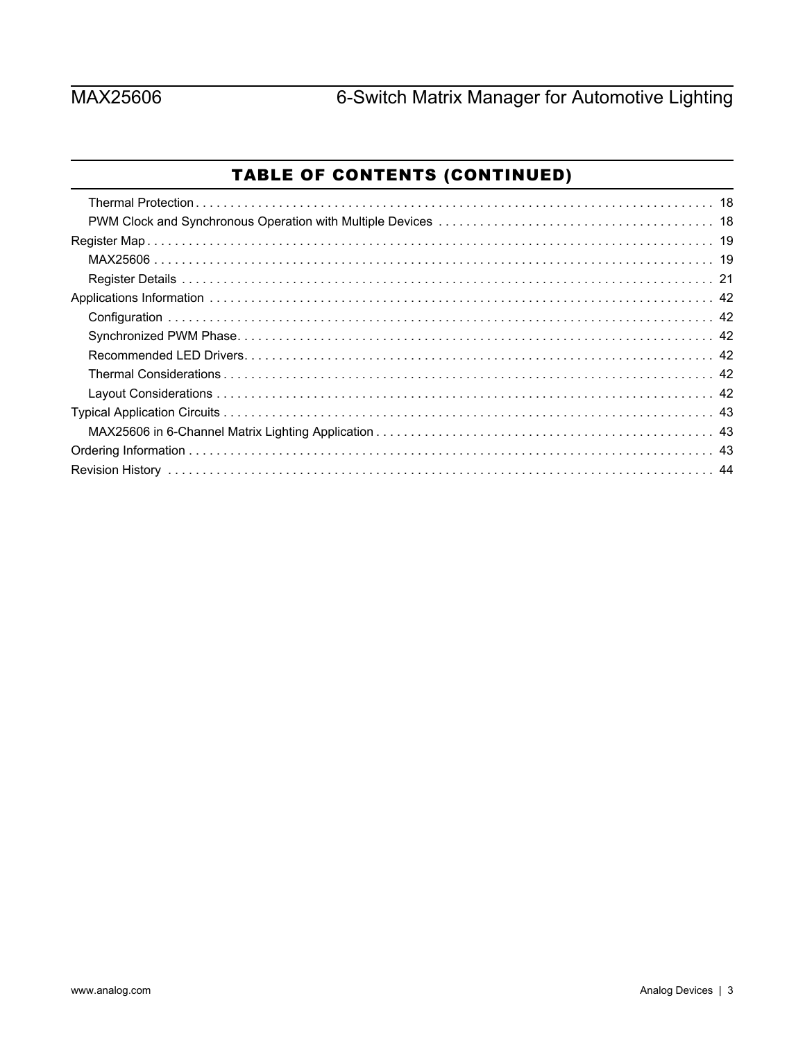## TABLE OF CONTENTS (CONTINUED)

- Thermal Protection . . . . . . . . . . 18
- PWM Clock and Synchronous Operation with Multiple Devices . . . . . . . . . . 18

Register Map . . . . . . . . . . 19

- MAX25606 . . . . . . . . . . 19
- Register Details . . . . . . . . . . 21

Applications Information . . . . . . . . . . 42

- Configuration . . . . . . . . . . 42
- Synchronized PWM Phase. . . . . . . . . . 42
- Recommended LED Drivers. . . . . . . . . . 42
- Thermal Considerations . . . . . . . . . . 42
- Layout Considerations . . . . . . . . . . 42

Typical Application Circuits . . . . . . . . . . 43

- MAX25606 in 6-Channel Matrix Lighting Application . . . . . . . . . . 43

Ordering Information . . . . . . . . . . 43

Revision History . . . . . . . . . . 44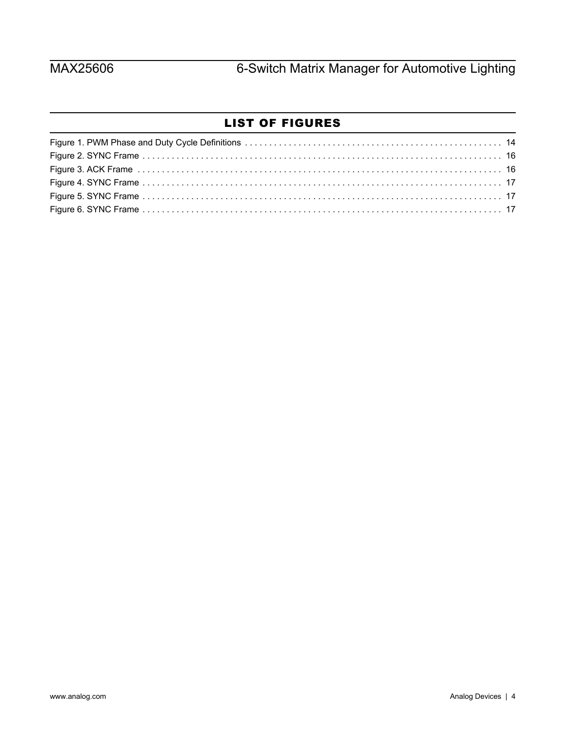## LIST OF FIGURES

Figure 1. PWM Phase and Duty Cycle Definitions . . . . . . . . . . . . . . . . . . . . . . . . . . . . . . . . . . . . . . . . . . . . . . . . . . . . . 14
Figure 2. SYNC Frame . . . . . . . . . . . . . . . . . . . . . . . . . . . . . . . . . . . . . . . . . . . . . . . . . . . . . . . . . . . . . . . . . . . . . . . . . . . 16
Figure 3. ACK Frame . . . . . . . . . . . . . . . . . . . . . . . . . . . . . . . . . . . . . . . . . . . . . . . . . . . . . . . . . . . . . . . . . . . . . . . . . . . 16
Figure 4. SYNC Frame . . . . . . . . . . . . . . . . . . . . . . . . . . . . . . . . . . . . . . . . . . . . . . . . . . . . . . . . . . . . . . . . . . . . . . . . . . . 17
Figure 5. SYNC Frame . . . . . . . . . . . . . . . . . . . . . . . . . . . . . . . . . . . . . . . . . . . . . . . . . . . . . . . . . . . . . . . . . . . . . . . . . . . 17
Figure 6. SYNC Frame . . . . . . . . . . . . . . . . . . . . . . . . . . . . . . . . . . . . . . . . . . . . . . . . . . . . . . . . . . . . . . . . . . . . . . . . . . . 17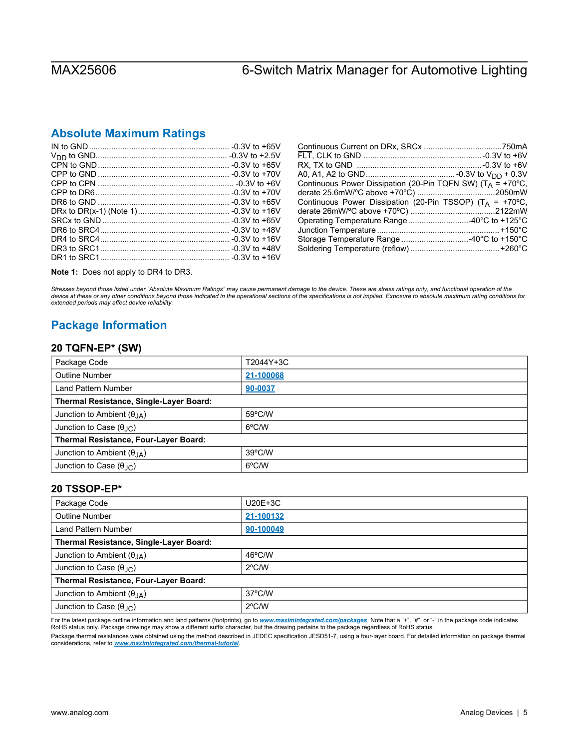## Absolute Maximum Ratings

- IN to GND .......... -0.3V to +65V
- $V_{DD}$ to GND .......... -0.3V to +2.5V
- CPN to GND .......... -0.3V to +65V
- CPP to GND .......... -0.3V to +70V
- CPP to CPN .......... -0.3V to +6V
- CPP to DR6 .......... -0.3V to +70V
- DR6 to GND .......... -0.3V to +65V
- DRx to DR(x-1) (Note 1) .......... -0.3V to +16V
- SRCx to GND .......... -0.3V to +65V
- DR6 to SRC4 .......... -0.3V to +48V
- DR4 to SRC4 .......... -0.3V to +16V
- DR3 to SRC1 .......... -0.3V to +48V
- DR1 to SRC1 .......... -0.3V to +16V
- Continuous Current on DRx, SRCx .......... 750mA
- $\overline{FLT}$, CLK to GND .......... -0.3V to +6V
- RX, TX to GND .......... -0.3V to +6V
- A0, A1, A2 to GND .......... -0.3V to $V_{DD}$ + 0.3V
- Continuous Power Dissipation (20-Pin TQFN SW) ($T_A$ = +70ºC, derate 25.6mW/ºC above +70ºC) .......... 2050mW
- Continuous Power Dissipation (20-Pin TSSOP) ($T_A$ = +70ºC, derate 26mW/ºC above +70ºC) .......... 2122mW
- Operating Temperature Range .......... -40°C to +125°C
- Junction Temperature .......... +150°C
- Storage Temperature Range .......... -40°C to +150°C
- Soldering Temperature (reflow) .......... +260°C

**Note 1:** Does not apply to DR4 to DR3.

*Stresses beyond those listed under "Absolute Maximum Ratings" may cause permanent damage to the device. These are stress ratings only, and functional operation of the device at these or any other conditions beyond those indicated in the operational sections of the specifications is not implied. Exposure to absolute maximum rating conditions for extended periods may affect device reliability.*

## Package Information

### 20 TQFN-EP* (SW)

| Package Code | T2044Y+3C |
|---|---|
| Outline Number | 21-100068 |
| Land Pattern Number | 90-0037 |
| **Thermal Resistance, Single-Layer Board:** | |
| Junction to Ambient ($\theta_{JA}$) | 59ºC/W |
| Junction to Case ($\theta_{JC}$) | 6ºC/W |
| **Thermal Resistance, Four-Layer Board:** | |
| Junction to Ambient ($\theta_{JA}$) | 39ºC/W |
| Junction to Case ($\theta_{JC}$) | 6ºC/W |

### 20 TSSOP-EP*

| Package Code | U20E+3C |
|---|---|
| Outline Number | 21-100132 |
| Land Pattern Number | 90-100049 |
| **Thermal Resistance, Single-Layer Board:** | |
| Junction to Ambient ($\theta_{JA}$) | 46ºC/W |
| Junction to Case ($\theta_{JC}$) | 2ºC/W |
| **Thermal Resistance, Four-Layer Board:** | |
| Junction to Ambient ($\theta_{JA}$) | 37ºC/W |
| Junction to Case ($\theta_{JC}$) | 2ºC/W |

For the latest package outline information and land patterns (footprints), go to ***www.maximintegrated.com/packages***. Note that a "+", "#", or "-" in the package code indicates RoHS status only. Package drawings may show a different suffix character, but the drawing pertains to the package regardless of RoHS status.

Package thermal resistances were obtained using the method described in JEDEC specification JESD51-7, using a four-layer board. For detailed information on package thermal considerations, refer to ***www.maximintegrated.com/thermal-tutorial***.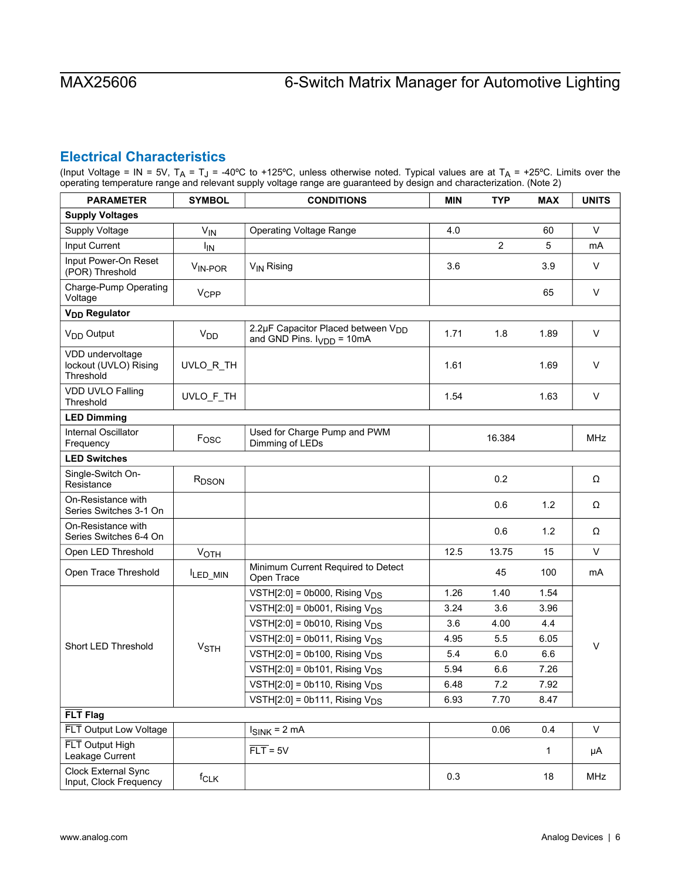## Electrical Characteristics

(Input Voltage = IN = 5V, $T_A$ = $T_J$ = -40ºC to +125ºC, unless otherwise noted. Typical values are at $T_A$ = +25ºC. Limits over the operating temperature range and relevant supply voltage range are guaranteed by design and characterization. (Note 2)

| PARAMETER | SYMBOL | CONDITIONS | MIN | TYP | MAX | UNITS |
|---|---|---|---|---|---|---|
| **Supply Voltages** | | | | | | |
| Supply Voltage | $V_{IN}$ | Operating Voltage Range | 4.0 | | 60 | V |
| Input Current | $I_{IN}$ | | | 2 | 5 | mA |
| Input Power-On Reset (POR) Threshold | $V_{IN\text{-}POR}$ | $V_{IN}$ Rising | 3.6 | | 3.9 | V |
| Charge-Pump Operating Voltage | $V_{CPP}$ | | | | 65 | V |
| **$V_{DD}$ Regulator** | | | | | | |
| $V_{DD}$ Output | $V_{DD}$ | 2.2µF Capacitor Placed between $V_{DD}$ and GND Pins. $I_{VDD}$ = 10mA | 1.71 | 1.8 | 1.89 | V |
| VDD undervoltage lockout (UVLO) Rising Threshold | UVLO_R_TH | | 1.61 | | 1.69 | V |
| VDD UVLO Falling Threshold | UVLO_F_TH | | 1.54 | | 1.63 | V |
| **LED Dimming** | | | | | | |
| Internal Oscillator Frequency | $F_{OSC}$ | Used for Charge Pump and PWM Dimming of LEDs | | 16.384 | | MHz |
| **LED Switches** | | | | | | |
| Single-Switch On-Resistance | $R_{DSON}$ | | | 0.2 | | Ω |
| On-Resistance with Series Switches 3-1 On | | | | 0.6 | 1.2 | Ω |
| On-Resistance with Series Switches 6-4 On | | | | 0.6 | 1.2 | Ω |
| Open LED Threshold | $V_{OTH}$ | | 12.5 | 13.75 | 15 | V |
| Open Trace Threshold | $I_{LED\_MIN}$ | Minimum Current Required to Detect Open Trace | | 45 | 100 | mA |
| Short LED Threshold | $V_{STH}$ | VSTH[2:0] = 0b000, Rising $V_{DS}$ | 1.26 | 1.40 | 1.54 | V |
| | | VSTH[2:0] = 0b001, Rising $V_{DS}$ | 3.24 | 3.6 | 3.96 | |
| | | VSTH[2:0] = 0b010, Rising $V_{DS}$ | 3.6 | 4.00 | 4.4 | |
| | | VSTH[2:0] = 0b011, Rising $V_{DS}$ | 4.95 | 5.5 | 6.05 | |
| | | VSTH[2:0] = 0b100, Rising $V_{DS}$ | 5.4 | 6.0 | 6.6 | |
| | | VSTH[2:0] = 0b101, Rising $V_{DS}$ | 5.94 | 6.6 | 7.26 | |
| | | VSTH[2:0] = 0b110, Rising $V_{DS}$ | 6.48 | 7.2 | 7.92 | |
| | | VSTH[2:0] = 0b111, Rising $V_{DS}$ | 6.93 | 7.70 | 8.47 | |
| **$\overline{FLT}$ Flag** | | | | | | |
| $\overline{FLT}$ Output Low Voltage | | $I_{SINK}$ = 2 mA | | 0.06 | 0.4 | V |
| $\overline{FLT}$ Output High Leakage Current | | $\overline{FLT}$ = 5V | | | 1 | µA |
| Clock External Sync Input, Clock Frequency | $f_{CLK}$ | | 0.3 | | 18 | MHz |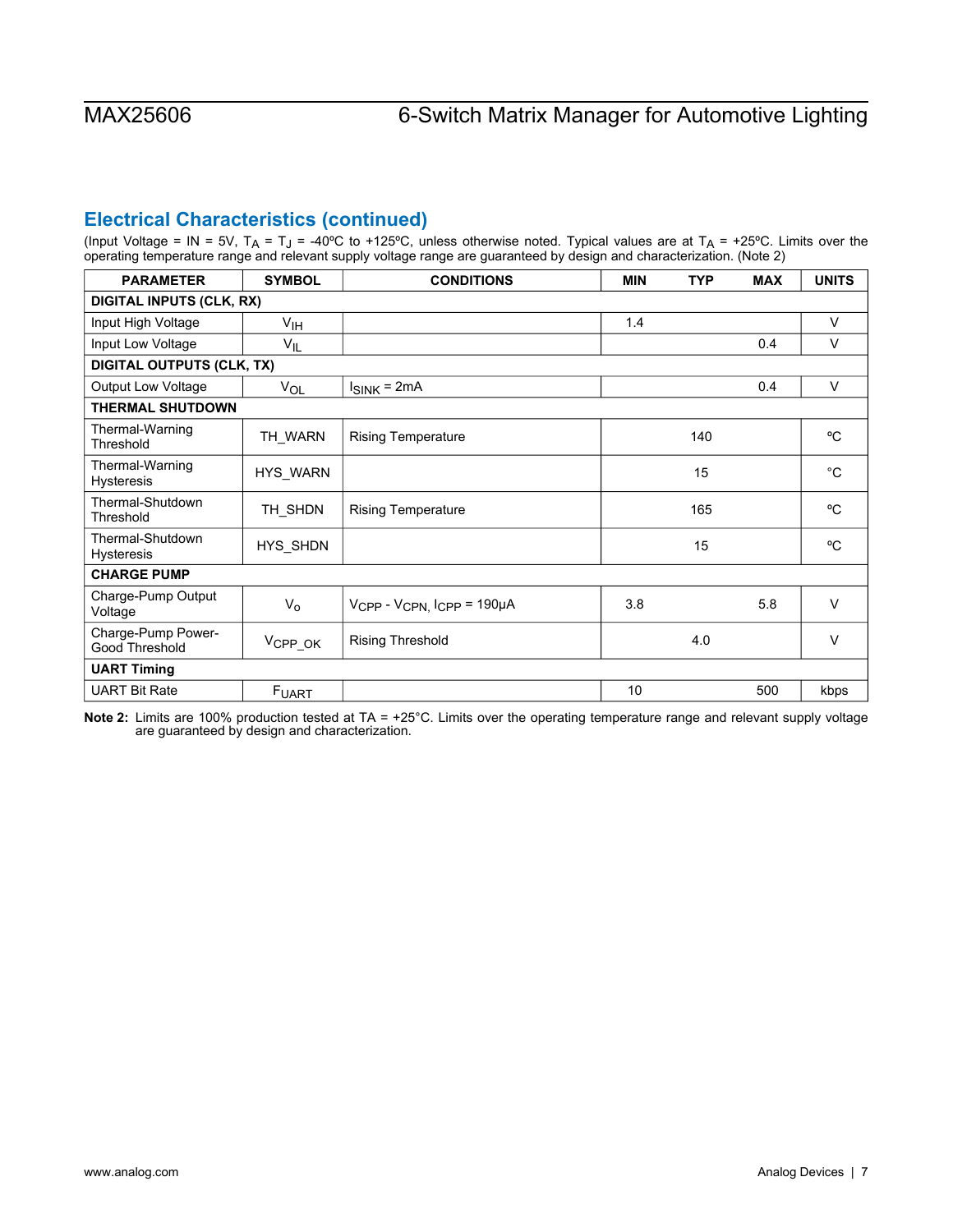## Electrical Characteristics (continued)

(Input Voltage = IN = 5V, $T_A$ = $T_J$ = -40ºC to +125ºC, unless otherwise noted. Typical values are at $T_A$ = +25ºC. Limits over the operating temperature range and relevant supply voltage range are guaranteed by design and characterization. (Note 2)

| PARAMETER | SYMBOL | CONDITIONS | MIN | TYP | MAX | UNITS |
|---|---|---|---|---|---|---|
| **DIGITAL INPUTS (CLK, RX)** | | | | | | |
| Input High Voltage | $V_{IH}$ | | 1.4 | | | V |
| Input Low Voltage | $V_{IL}$ | | | | 0.4 | V |
| **DIGITAL OUTPUTS (CLK, TX)** | | | | | | |
| Output Low Voltage | $V_{OL}$ | $I_{SINK}$ = 2mA | | | 0.4 | V |
| **THERMAL SHUTDOWN** | | | | | | |
| Thermal-Warning Threshold | TH_WARN | Rising Temperature | | 140 | | ºC |
| Thermal-Warning Hysteresis | HYS_WARN | | | 15 | | °C |
| Thermal-Shutdown Threshold | TH_SHDN | Rising Temperature | | 165 | | ºC |
| Thermal-Shutdown Hysteresis | HYS_SHDN | | | 15 | | ºC |
| **CHARGE PUMP** | | | | | | |
| Charge-Pump Output Voltage | $V_o$ | $V_{CPP}$ - $V_{CPN,}$ $I_{CPP}$ = 190µA | 3.8 | | 5.8 | V |
| Charge-Pump Power-Good Threshold | $V_{CPP\_OK}$ | Rising Threshold | | 4.0 | | V |
| **UART Timing** | | | | | | |
| UART Bit Rate | $F_{UART}$ | | 10 | | 500 | kbps |

**Note 2:** Limits are 100% production tested at TA = +25°C. Limits over the operating temperature range and relevant supply voltage are guaranteed by design and characterization.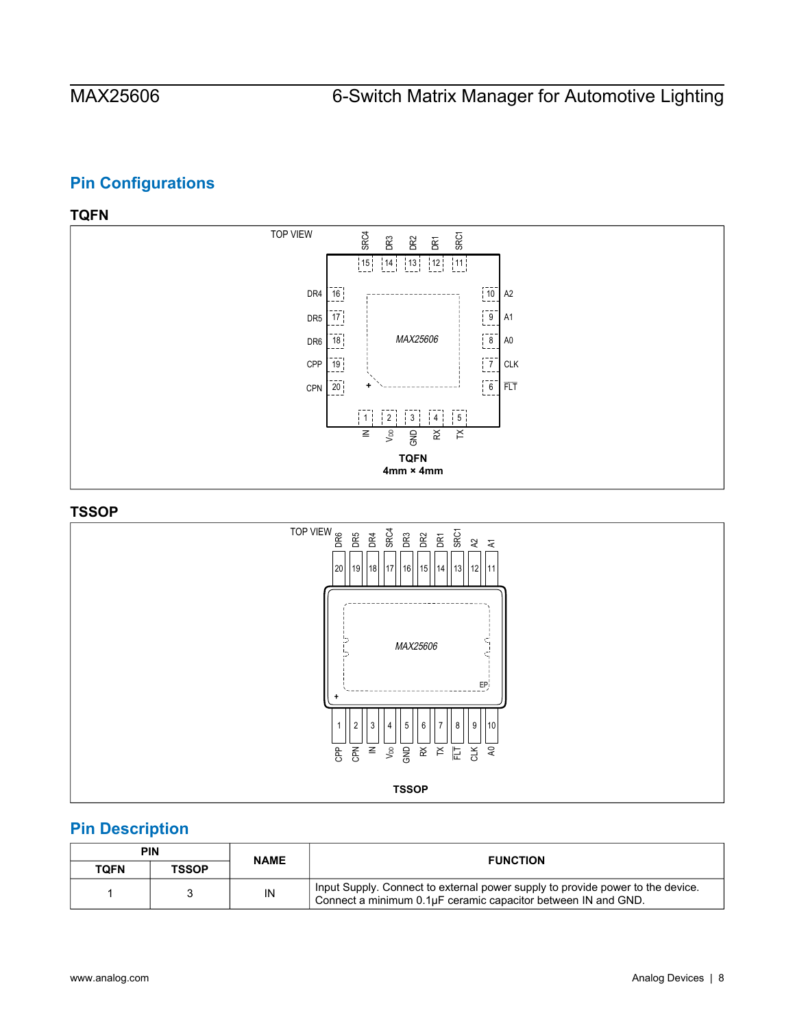## Pin Configurations

### TQFN

TOP VIEW

TQFN
4mm × 4mm

### TSSOP

TOP VIEW

TSSOP

## Pin Description

| PIN | | NAME | FUNCTION |
|---|---|---|---|
| TQFN | TSSOP | | |
| 1 | 3 | IN | Input Supply. Connect to external power supply to provide power to the device. Connect a minimum 0.1µF ceramic capacitor between IN and GND. |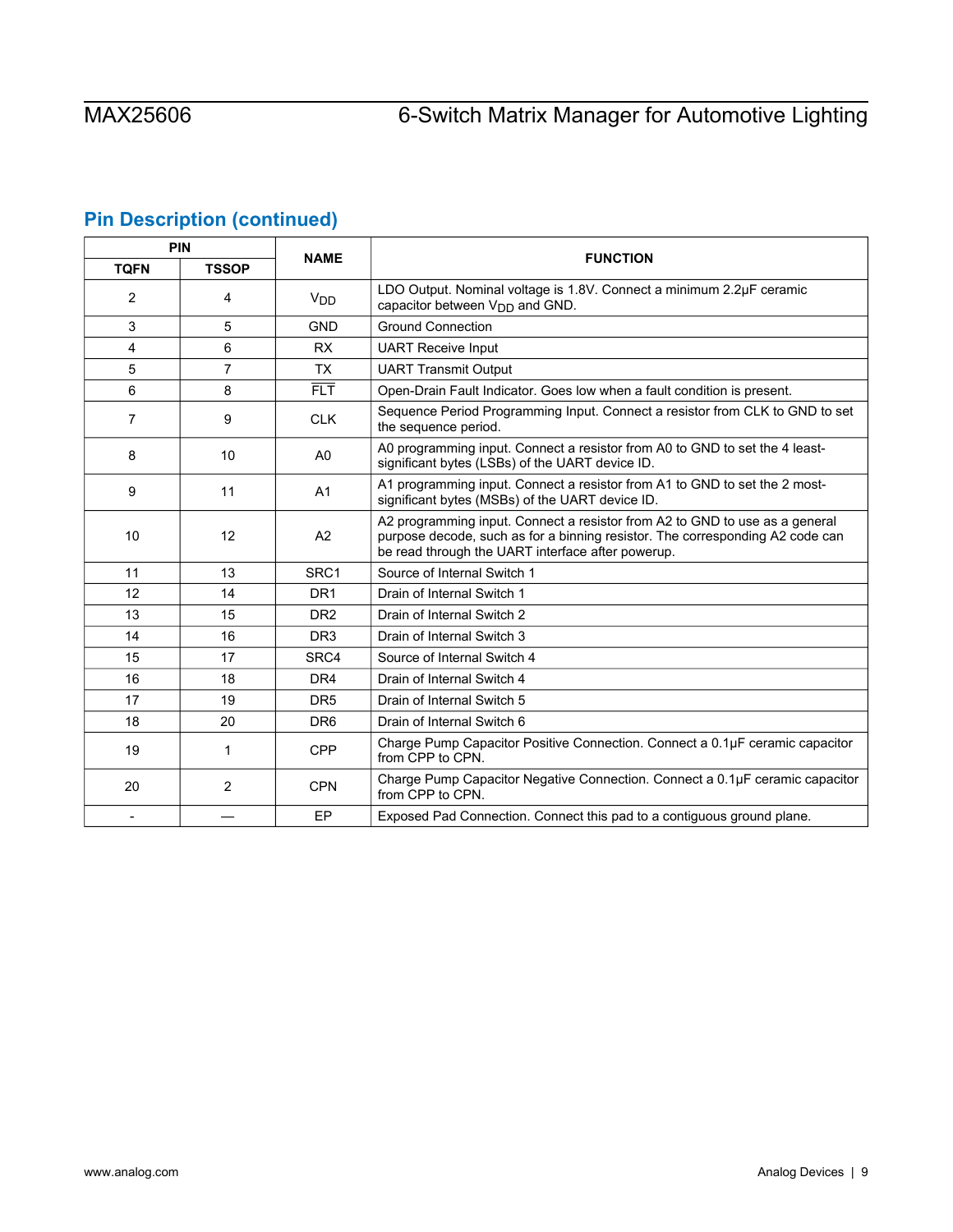## Pin Description (continued)

| PIN | | NAME | FUNCTION |
|---|---|---|---|
| TQFN | TSSOP | | |
| 2 | 4 | $V_{DD}$ | LDO Output. Nominal voltage is 1.8V. Connect a minimum 2.2µF ceramic capacitor between $V_{DD}$ and GND. |
| 3 | 5 | GND | Ground Connection |
| 4 | 6 | RX | UART Receive Input |
| 5 | 7 | TX | UART Transmit Output |
| 6 | 8 | $\overline{FLT}$ | Open-Drain Fault Indicator. Goes low when a fault condition is present. |
| 7 | 9 | CLK | Sequence Period Programming Input. Connect a resistor from CLK to GND to set the sequence period. |
| 8 | 10 | A0 | A0 programming input. Connect a resistor from A0 to GND to set the 4 least-significant bytes (LSBs) of the UART device ID. |
| 9 | 11 | A1 | A1 programming input. Connect a resistor from A1 to GND to set the 2 most-significant bytes (MSBs) of the UART device ID. |
| 10 | 12 | A2 | A2 programming input. Connect a resistor from A2 to GND to use as a general purpose decode, such as for a binning resistor. The corresponding A2 code can be read through the UART interface after powerup. |
| 11 | 13 | SRC1 | Source of Internal Switch 1 |
| 12 | 14 | DR1 | Drain of Internal Switch 1 |
| 13 | 15 | DR2 | Drain of Internal Switch 2 |
| 14 | 16 | DR3 | Drain of Internal Switch 3 |
| 15 | 17 | SRC4 | Source of Internal Switch 4 |
| 16 | 18 | DR4 | Drain of Internal Switch 4 |
| 17 | 19 | DR5 | Drain of Internal Switch 5 |
| 18 | 20 | DR6 | Drain of Internal Switch 6 |
| 19 | 1 | CPP | Charge Pump Capacitor Positive Connection. Connect a 0.1µF ceramic capacitor from CPP to CPN. |
| 20 | 2 | CPN | Charge Pump Capacitor Negative Connection. Connect a 0.1µF ceramic capacitor from CPP to CPN. |
| - | — | EP | Exposed Pad Connection. Connect this pad to a contiguous ground plane. |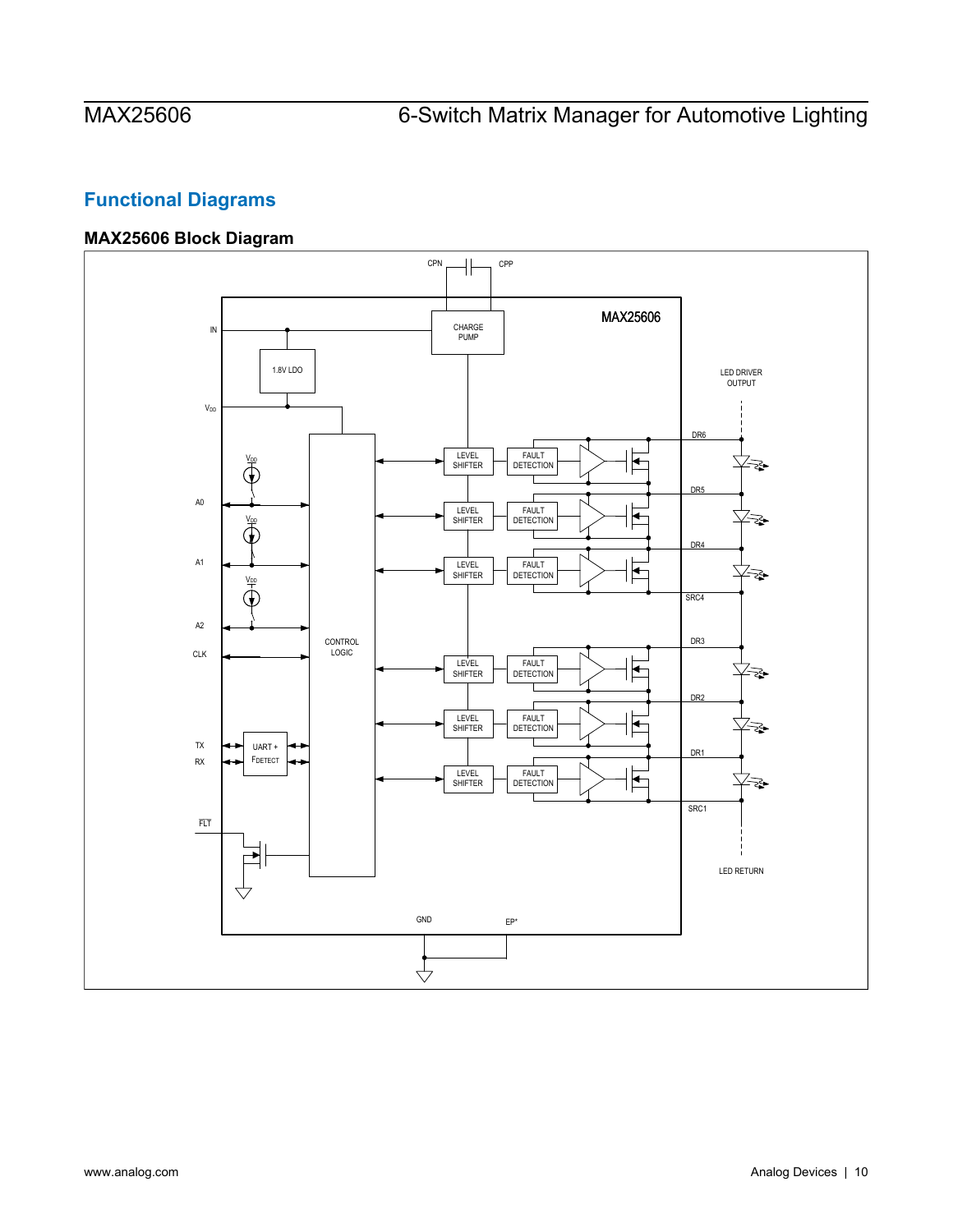## Functional Diagrams

### MAX25606 Block Diagram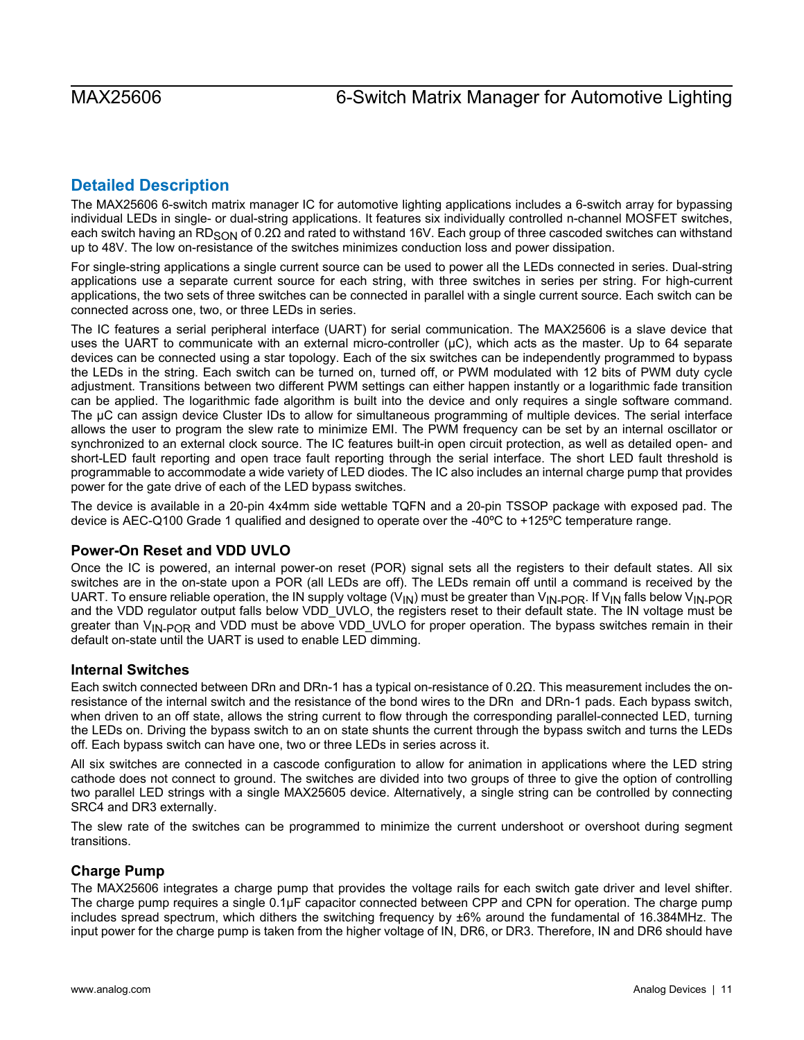## Detailed Description

The MAX25606 6-switch matrix manager IC for automotive lighting applications includes a 6-switch array for bypassing individual LEDs in single- or dual-string applications. It features six individually controlled n-channel MOSFET switches, each switch having an $RD_{SON}$ of 0.2Ω and rated to withstand 16V. Each group of three cascoded switches can withstand up to 48V. The low on-resistance of the switches minimizes conduction loss and power dissipation.

For single-string applications a single current source can be used to power all the LEDs connected in series. Dual-string applications use a separate current source for each string, with three switches in series per string. For high-current applications, the two sets of three switches can be connected in parallel with a single current source. Each switch can be connected across one, two, or three LEDs in series.

The IC features a serial peripheral interface (UART) for serial communication. The MAX25606 is a slave device that uses the UART to communicate with an external micro-controller (µC), which acts as the master. Up to 64 separate devices can be connected using a star topology. Each of the six switches can be independently programmed to bypass the LEDs in the string. Each switch can be turned on, turned off, or PWM modulated with 12 bits of PWM duty cycle adjustment. Transitions between two different PWM settings can either happen instantly or a logarithmic fade transition can be applied. The logarithmic fade algorithm is built into the device and only requires a single software command. The µC can assign device Cluster IDs to allow for simultaneous programming of multiple devices. The serial interface allows the user to program the slew rate to minimize EMI. The PWM frequency can be set by an internal oscillator or synchronized to an external clock source. The IC features built-in open circuit protection, as well as detailed open- and short-LED fault reporting and open trace fault reporting through the serial interface. The short LED fault threshold is programmable to accommodate a wide variety of LED diodes. The IC also includes an internal charge pump that provides power for the gate drive of each of the LED bypass switches.

The device is available in a 20-pin 4x4mm side wettable TQFN and a 20-pin TSSOP package with exposed pad. The device is AEC-Q100 Grade 1 qualified and designed to operate over the -40ºC to +125ºC temperature range.

### Power-On Reset and VDD UVLO

Once the IC is powered, an internal power-on reset (POR) signal sets all the registers to their default states. All six switches are in the on-state upon a POR (all LEDs are off). The LEDs remain off until a command is received by the UART. To ensure reliable operation, the IN supply voltage ($V_{IN}$) must be greater than $V_{IN\text{-}POR}$. If $V_{IN}$ falls below $V_{IN\text{-}POR}$ and the VDD regulator output falls below VDD_UVLO, the registers reset to their default state. The IN voltage must be greater than $V_{IN\text{-}POR}$ and VDD must be above VDD_UVLO for proper operation. The bypass switches remain in their default on-state until the UART is used to enable LED dimming.

### Internal Switches

Each switch connected between DRn and DRn-1 has a typical on-resistance of 0.2Ω. This measurement includes the on-resistance of the internal switch and the resistance of the bond wires to the DRn and DRn-1 pads. Each bypass switch, when driven to an off state, allows the string current to flow through the corresponding parallel-connected LED, turning the LEDs on. Driving the bypass switch to an on state shunts the current through the bypass switch and turns the LEDs off. Each bypass switch can have one, two or three LEDs in series across it.

All six switches are connected in a cascode configuration to allow for animation in applications where the LED string cathode does not connect to ground. The switches are divided into two groups of three to give the option of controlling two parallel LED strings with a single MAX25605 device. Alternatively, a single string can be controlled by connecting SRC4 and DR3 externally.

The slew rate of the switches can be programmed to minimize the current undershoot or overshoot during segment transitions.

### Charge Pump

The MAX25606 integrates a charge pump that provides the voltage rails for each switch gate driver and level shifter. The charge pump requires a single 0.1µF capacitor connected between CPP and CPN for operation. The charge pump includes spread spectrum, which dithers the switching frequency by ±6% around the fundamental of 16.384MHz. The input power for the charge pump is taken from the higher voltage of IN, DR6, or DR3. Therefore, IN and DR6 should have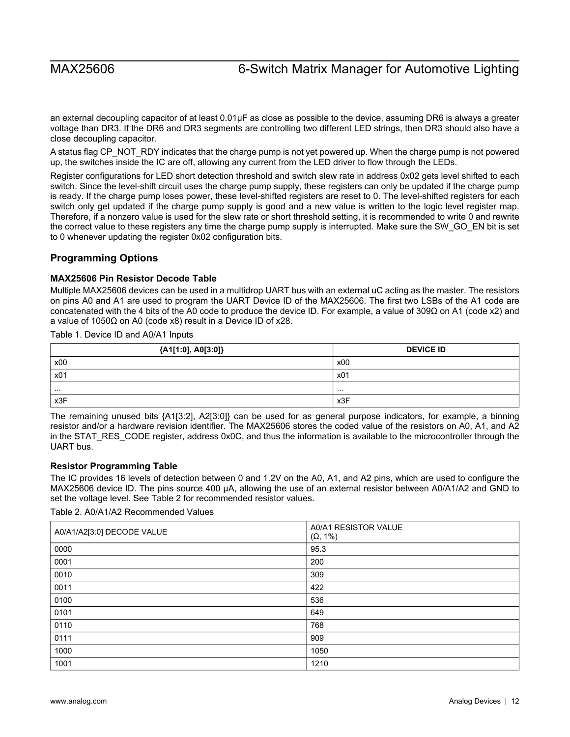an external decoupling capacitor of at least 0.01μF as close as possible to the device, assuming DR6 is always a greater voltage than DR3. If the DR6 and DR3 segments are controlling two different LED strings, then DR3 should also have a close decoupling capacitor.

A status flag CP_NOT_RDY indicates that the charge pump is not yet powered up. When the charge pump is not powered up, the switches inside the IC are off, allowing any current from the LED driver to flow through the LEDs.

Register configurations for LED short detection threshold and switch slew rate in address 0x02 gets level shifted to each switch. Since the level-shift circuit uses the charge pump supply, these registers can only be updated if the charge pump is ready. If the charge pump loses power, these level-shifted registers are reset to 0. The level-shifted registers for each switch only get updated if the charge pump supply is good and a new value is written to the logic level register map. Therefore, if a nonzero value is used for the slew rate or short threshold setting, it is recommended to write 0 and rewrite the correct value to these registers any time the charge pump supply is interrupted. Make sure the SW_GO_EN bit is set to 0 whenever updating the register 0x02 configuration bits.

## Programming Options

### MAX25606 Pin Resistor Decode Table

Multiple MAX25606 devices can be used in a multidrop UART bus with an external uC acting as the master. The resistors on pins A0 and A1 are used to program the UART Device ID of the MAX25606. The first two LSBs of the A1 code are concatenated with the 4 bits of the A0 code to produce the device ID. For example, a value of 309Ω on A1 (code x2) and a value of 1050Ω on A0 (code x8) result in a Device ID of x28.

Table 1. Device ID and A0/A1 Inputs

| {A1[1:0], A0[3:0]} | DEVICE ID |
|---|---|
| x00 | x00 |
| x01 | x01 |
| ... | ... |
| x3F | x3F |

The remaining unused bits {A1[3:2], A2[3:0]} can be used for as general purpose indicators, for example, a binning resistor and/or a hardware revision identifier. The MAX25606 stores the coded value of the resistors on A0, A1, and A2 in the STAT_RES_CODE register, address 0x0C, and thus the information is available to the microcontroller through the UART bus.

### Resistor Programming Table

The IC provides 16 levels of detection between 0 and 1.2V on the A0, A1, and A2 pins, which are used to configure the MAX25606 device ID. The pins source 400 μA, allowing the use of an external resistor between A0/A1/A2 and GND to set the voltage level. See Table 2 for recommended resistor values.

Table 2. A0/A1/A2 Recommended Values

| A0/A1/A2[3:0] DECODE VALUE | A0/A1 RESISTOR VALUE (Ω, 1%) |
|---|---|
| 0000 | 95.3 |
| 0001 | 200 |
| 0010 | 309 |
| 0011 | 422 |
| 0100 | 536 |
| 0101 | 649 |
| 0110 | 768 |
| 0111 | 909 |
| 1000 | 1050 |
| 1001 | 1210 |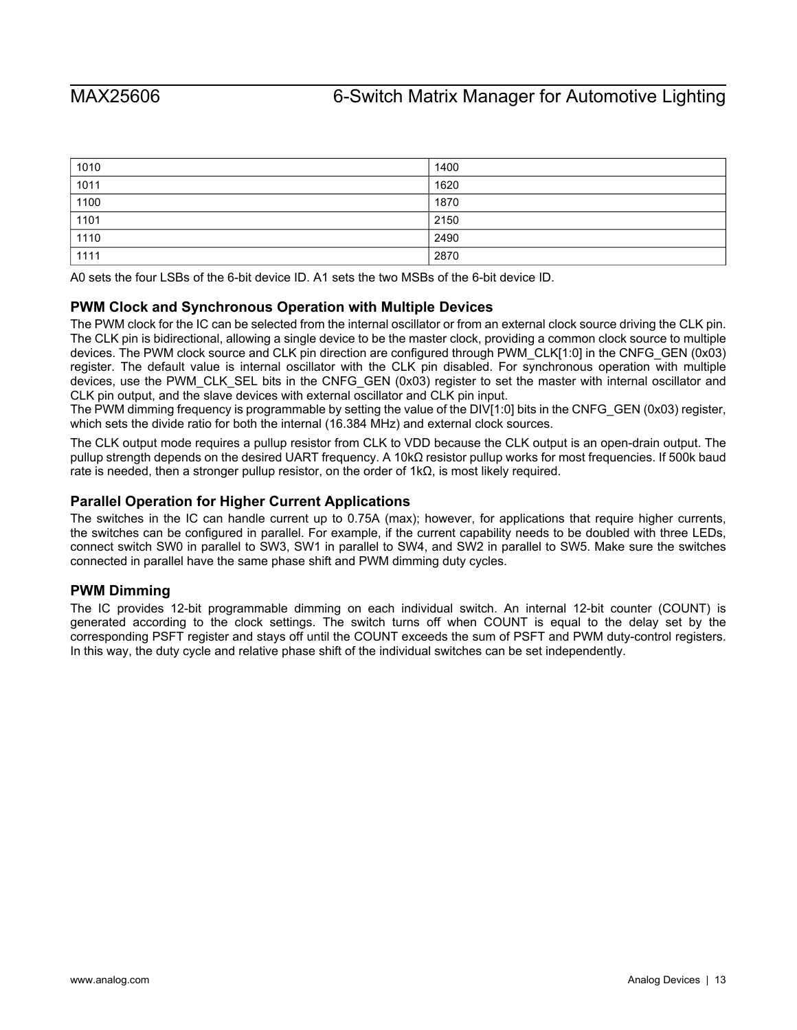| 1010 | 1400 |
|---|---|
| 1011 | 1620 |
| 1100 | 1870 |
| 1101 | 2150 |
| 1110 | 2490 |
| 1111 | 2870 |

A0 sets the four LSBs of the 6-bit device ID. A1 sets the two MSBs of the 6-bit device ID.

### PWM Clock and Synchronous Operation with Multiple Devices

The PWM clock for the IC can be selected from the internal oscillator or from an external clock source driving the CLK pin. The CLK pin is bidirectional, allowing a single device to be the master clock, providing a common clock source to multiple devices. The PWM clock source and CLK pin direction are configured through PWM_CLK[1:0] in the CNFG_GEN (0x03) register. The default value is internal oscillator with the CLK pin disabled. For synchronous operation with multiple devices, use the PWM_CLK_SEL bits in the CNFG_GEN (0x03) register to set the master with internal oscillator and CLK pin output, and the slave devices with external oscillator and CLK pin input.

The PWM dimming frequency is programmable by setting the value of the DIV[1:0] bits in the CNFG_GEN (0x03) register, which sets the divide ratio for both the internal (16.384 MHz) and external clock sources.

The CLK output mode requires a pullup resistor from CLK to VDD because the CLK output is an open-drain output. The pullup strength depends on the desired UART frequency. A 10kΩ resistor pullup works for most frequencies. If 500k baud rate is needed, then a stronger pullup resistor, on the order of 1kΩ, is most likely required.

### Parallel Operation for Higher Current Applications

The switches in the IC can handle current up to 0.75A (max); however, for applications that require higher currents, the switches can be configured in parallel. For example, if the current capability needs to be doubled with three LEDs, connect switch SW0 in parallel to SW3, SW1 in parallel to SW4, and SW2 in parallel to SW5. Make sure the switches connected in parallel have the same phase shift and PWM dimming duty cycles.

### PWM Dimming

The IC provides 12-bit programmable dimming on each individual switch. An internal 12-bit counter (COUNT) is generated according to the clock settings. The switch turns off when COUNT is equal to the delay set by the corresponding PSFT register and stays off until the COUNT exceeds the sum of PSFT and PWM duty-control registers. In this way, the duty cycle and relative phase shift of the individual switches can be set independently.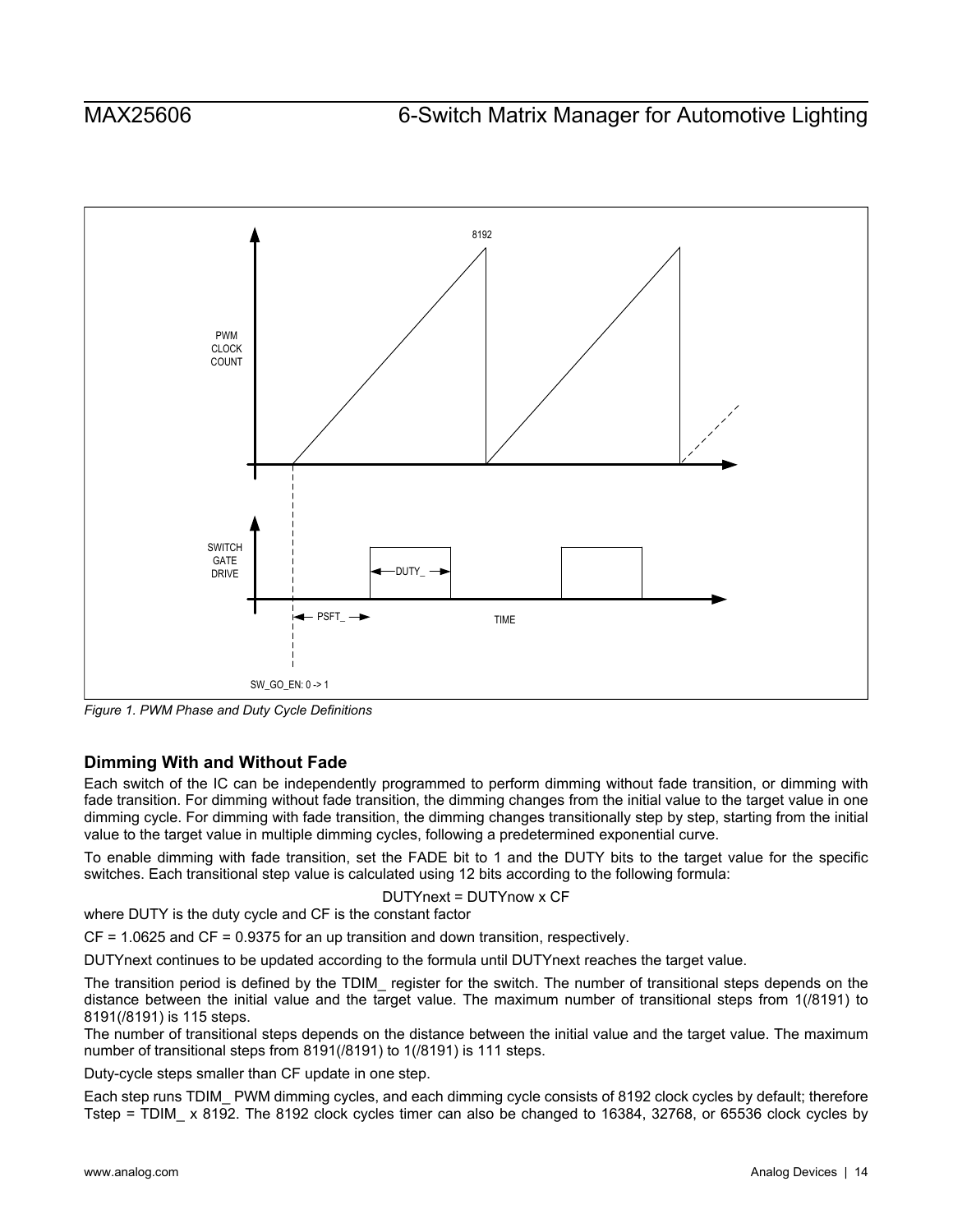Figure 1. PWM Phase and Duty Cycle Definitions

### Dimming With and Without Fade

Each switch of the IC can be independently programmed to perform dimming without fade transition, or dimming with fade transition. For dimming without fade transition, the dimming changes from the initial value to the target value in one dimming cycle. For dimming with fade transition, the dimming changes transitionally step by step, starting from the initial value to the target value in multiple dimming cycles, following a predetermined exponential curve.

To enable dimming with fade transition, set the FADE bit to 1 and the DUTY bits to the target value for the specific switches. Each transitional step value is calculated using 12 bits according to the following formula:

$$DUTYnext = DUTYnow \times CF$$

where DUTY is the duty cycle and CF is the constant factor

CF = 1.0625 and CF = 0.9375 for an up transition and down transition, respectively.

DUTYnext continues to be updated according to the formula until DUTYnext reaches the target value.

The transition period is defined by the TDIM_ register for the switch. The number of transitional steps depends on the distance between the initial value and the target value. The maximum number of transitional steps from 1(/8191) to 8191(/8191) is 115 steps.

The number of transitional steps depends on the distance between the initial value and the target value. The maximum number of transitional steps from 8191(/8191) to 1(/8191) is 111 steps.

Duty-cycle steps smaller than CF update in one step.

Each step runs TDIM_ PWM dimming cycles, and each dimming cycle consists of 8192 clock cycles by default; therefore Tstep = TDIM_ x 8192. The 8192 clock cycles timer can also be changed to 16384, 32768, or 65536 clock cycles by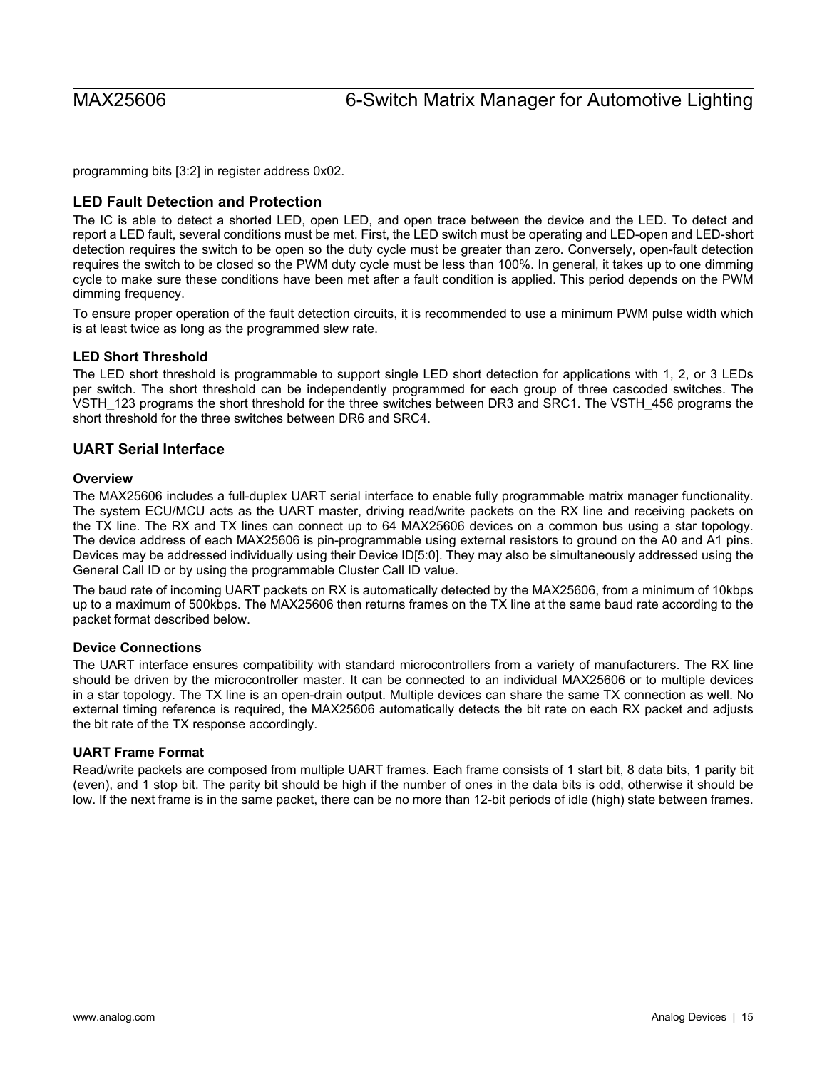programming bits [3:2] in register address 0x02.

## LED Fault Detection and Protection

The IC is able to detect a shorted LED, open LED, and open trace between the device and the LED. To detect and report a LED fault, several conditions must be met. First, the LED switch must be operating and LED-open and LED-short detection requires the switch to be open so the duty cycle must be greater than zero. Conversely, open-fault detection requires the switch to be closed so the PWM duty cycle must be less than 100%. In general, it takes up to one dimming cycle to make sure these conditions have been met after a fault condition is applied. This period depends on the PWM dimming frequency.

To ensure proper operation of the fault detection circuits, it is recommended to use a minimum PWM pulse width which is at least twice as long as the programmed slew rate.

### LED Short Threshold

The LED short threshold is programmable to support single LED short detection for applications with 1, 2, or 3 LEDs per switch. The short threshold can be independently programmed for each group of three cascoded switches. The VSTH_123 programs the short threshold for the three switches between DR3 and SRC1. The VSTH_456 programs the short threshold for the three switches between DR6 and SRC4.

## UART Serial Interface

### Overview

The MAX25606 includes a full-duplex UART serial interface to enable fully programmable matrix manager functionality. The system ECU/MCU acts as the UART master, driving read/write packets on the RX line and receiving packets on the TX line. The RX and TX lines can connect up to 64 MAX25606 devices on a common bus using a star topology. The device address of each MAX25606 is pin-programmable using external resistors to ground on the A0 and A1 pins. Devices may be addressed individually using their Device ID[5:0]. They may also be simultaneously addressed using the General Call ID or by using the programmable Cluster Call ID value.

The baud rate of incoming UART packets on RX is automatically detected by the MAX25606, from a minimum of 10kbps up to a maximum of 500kbps. The MAX25606 then returns frames on the TX line at the same baud rate according to the packet format described below.

### Device Connections

The UART interface ensures compatibility with standard microcontrollers from a variety of manufacturers. The RX line should be driven by the microcontroller master. It can be connected to an individual MAX25606 or to multiple devices in a star topology. The TX line is an open-drain output. Multiple devices can share the same TX connection as well. No external timing reference is required, the MAX25606 automatically detects the bit rate on each RX packet and adjusts the bit rate of the TX response accordingly.

### UART Frame Format

Read/write packets are composed from multiple UART frames. Each frame consists of 1 start bit, 8 data bits, 1 parity bit (even), and 1 stop bit. The parity bit should be high if the number of ones in the data bits is odd, otherwise it should be low. If the next frame is in the same packet, there can be no more than 12-bit periods of idle (high) state between frames.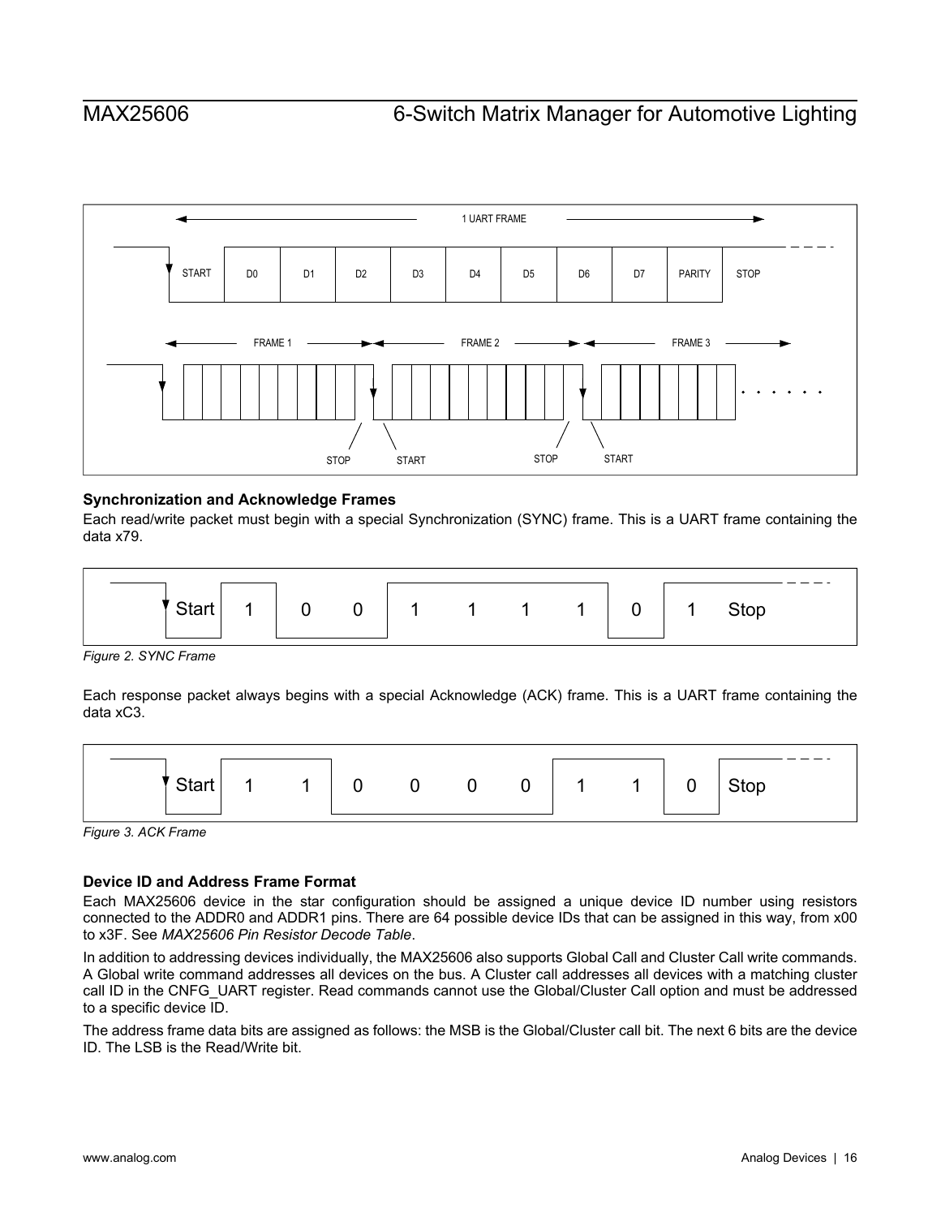## Synchronization and Acknowledge Frames

Each read/write packet must begin with a special Synchronization (SYNC) frame. This is a UART frame containing the data x79.

*Figure 2. SYNC Frame*

Each response packet always begins with a special Acknowledge (ACK) frame. This is a UART frame containing the data xC3.

*Figure 3. ACK Frame*

## Device ID and Address Frame Format

Each MAX25606 device in the star configuration should be assigned a unique device ID number using resistors connected to the ADDR0 and ADDR1 pins. There are 64 possible device IDs that can be assigned in this way, from x00 to x3F. See *MAX25606 Pin Resistor Decode Table*.

In addition to addressing devices individually, the MAX25606 also supports Global Call and Cluster Call write commands. A Global write command addresses all devices on the bus. A Cluster call addresses all devices with a matching cluster call ID in the CNFG_UART register. Read commands cannot use the Global/Cluster Call option and must be addressed to a specific device ID.

The address frame data bits are assigned as follows: the MSB is the Global/Cluster call bit. The next 6 bits are the device ID. The LSB is the Read/Write bit.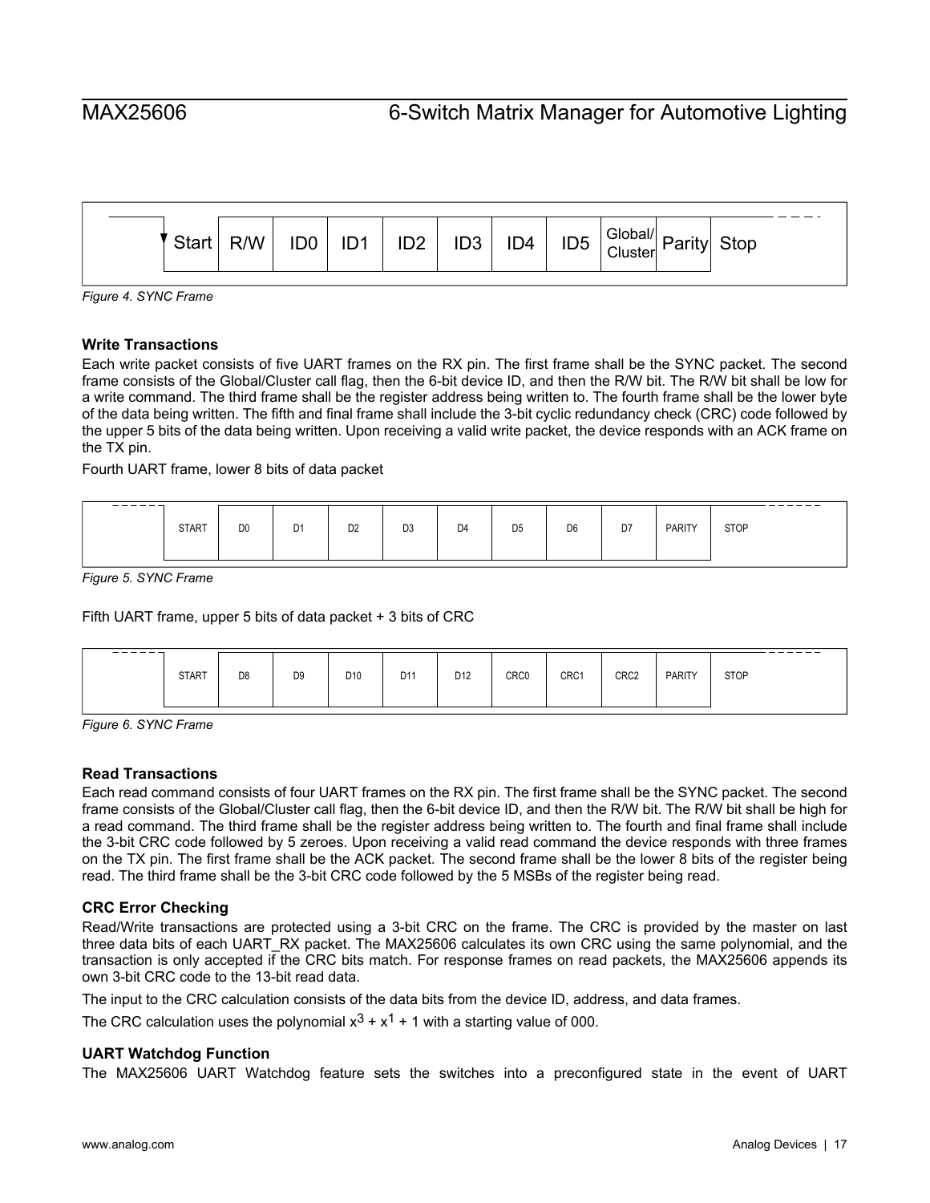| Start | R/W | ID0 | ID1 | ID2 | ID3 | ID4 | ID5 | Global/ Cluster | Parity | Stop |
|---|---|---|---|---|---|---|---|---|---|---|

*Figure 4. SYNC Frame*

### Write Transactions

Each write packet consists of five UART frames on the RX pin. The first frame shall be the SYNC packet. The second frame consists of the Global/Cluster call flag, then the 6-bit device ID, and then the R/W bit. The R/W bit shall be low for a write command. The third frame shall be the register address being written to. The fourth frame shall be the lower byte of the data being written. The fifth and final frame shall include the 3-bit cyclic redundancy check (CRC) code followed by the upper 5 bits of the data being written. Upon receiving a valid write packet, the device responds with an ACK frame on the TX pin.

Fourth UART frame, lower 8 bits of data packet

| START | D0 | D1 | D2 | D3 | D4 | D5 | D6 | D7 | PARITY | STOP |
|---|---|---|---|---|---|---|---|---|---|---|

*Figure 5. SYNC Frame*

Fifth UART frame, upper 5 bits of data packet + 3 bits of CRC

| START | D8 | D9 | D10 | D11 | D12 | CRC0 | CRC1 | CRC2 | PARITY | STOP |
|---|---|---|---|---|---|---|---|---|---|---|

*Figure 6. SYNC Frame*

### Read Transactions

Each read command consists of four UART frames on the RX pin. The first frame shall be the SYNC packet. The second frame consists of the Global/Cluster call flag, then the 6-bit device ID, and then the R/W bit. The R/W bit shall be high for a read command. The third frame shall be the register address being written to. The fourth and final frame shall include the 3-bit CRC code followed by 5 zeroes. Upon receiving a valid read command the device responds with three frames on the TX pin. The first frame shall be the ACK packet. The second frame shall be the lower 8 bits of the register being read. The third frame shall be the 3-bit CRC code followed by the 5 MSBs of the register being read.

### CRC Error Checking

Read/Write transactions are protected using a 3-bit CRC on the frame. The CRC is provided by the master on last three data bits of each UART_RX packet. The MAX25606 calculates its own CRC using the same polynomial, and the transaction is only accepted if the CRC bits match. For response frames on read packets, the MAX25606 appends its own 3-bit CRC code to the 13-bit read data.

The input to the CRC calculation consists of the data bits from the device ID, address, and data frames.

The CRC calculation uses the polynomial $x^3 + x^1 + 1$ with a starting value of 000.

### UART Watchdog Function

The MAX25606 UART Watchdog feature sets the switches into a preconfigured state in the event of UART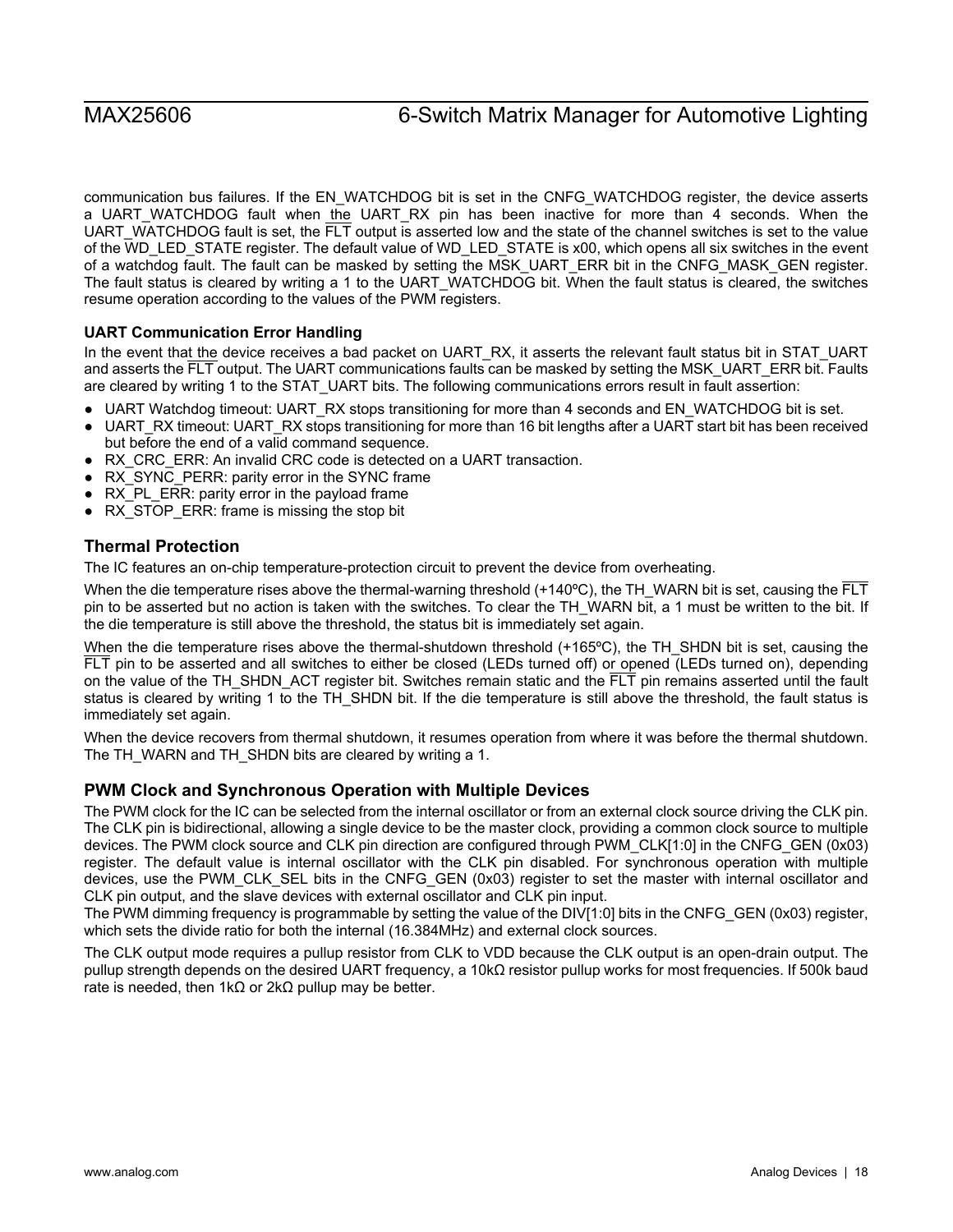communication bus failures. If the EN_WATCHDOG bit is set in the CNFG_WATCHDOG register, the device asserts a UART_WATCHDOG fault when the UART_RX pin has been inactive for more than 4 seconds. When the UART_WATCHDOG fault is set, the $\overline{FLT}$ output is asserted low and the state of the channel switches is set to the value of the WD_LED_STATE register. The default value of WD_LED_STATE is x00, which opens all six switches in the event of a watchdog fault. The fault can be masked by setting the MSK_UART_ERR bit in the CNFG_MASK_GEN register. The fault status is cleared by writing a 1 to the UART_WATCHDOG bit. When the fault status is cleared, the switches resume operation according to the values of the PWM registers.

### UART Communication Error Handling

In the event that the device receives a bad packet on UART_RX, it asserts the relevant fault status bit in STAT_UART and asserts the $\overline{FLT}$ output. The UART communications faults can be masked by setting the MSK_UART_ERR bit. Faults are cleared by writing 1 to the STAT_UART bits. The following communications errors result in fault assertion:

- UART Watchdog timeout: UART_RX stops transitioning for more than 4 seconds and EN_WATCHDOG bit is set.
- UART_RX timeout: UART_RX stops transitioning for more than 16 bit lengths after a UART start bit has been received but before the end of a valid command sequence.
- RX_CRC_ERR: An invalid CRC code is detected on a UART transaction.
- RX_SYNC_PERR: parity error in the SYNC frame
- RX_PL_ERR: parity error in the payload frame
- RX_STOP_ERR: frame is missing the stop bit

## Thermal Protection

The IC features an on-chip temperature-protection circuit to prevent the device from overheating.

When the die temperature rises above the thermal-warning threshold (+140ºC), the TH_WARN bit is set, causing the $\overline{FLT}$ pin to be asserted but no action is taken with the switches. To clear the TH_WARN bit, a 1 must be written to the bit. If the die temperature is still above the threshold, the status bit is immediately set again.

When the die temperature rises above the thermal-shutdown threshold (+165ºC), the TH_SHDN bit is set, causing the $\overline{FLT}$ pin to be asserted and all switches to either be closed (LEDs turned off) or opened (LEDs turned on), depending on the value of the TH_SHDN_ACT register bit. Switches remain static and the $\overline{FLT}$ pin remains asserted until the fault status is cleared by writing 1 to the TH_SHDN bit. If the die temperature is still above the threshold, the fault status is immediately set again.

When the device recovers from thermal shutdown, it resumes operation from where it was before the thermal shutdown. The TH_WARN and TH_SHDN bits are cleared by writing a 1.

## PWM Clock and Synchronous Operation with Multiple Devices

The PWM clock for the IC can be selected from the internal oscillator or from an external clock source driving the CLK pin. The CLK pin is bidirectional, allowing a single device to be the master clock, providing a common clock source to multiple devices. The PWM clock source and CLK pin direction are configured through PWM_CLK[1:0] in the CNFG_GEN (0x03) register. The default value is internal oscillator with the CLK pin disabled. For synchronous operation with multiple devices, use the PWM_CLK_SEL bits in the CNFG_GEN (0x03) register to set the master with internal oscillator and CLK pin output, and the slave devices with external oscillator and CLK pin input.

The PWM dimming frequency is programmable by setting the value of the DIV[1:0] bits in the CNFG_GEN (0x03) register, which sets the divide ratio for both the internal (16.384MHz) and external clock sources.

The CLK output mode requires a pullup resistor from CLK to VDD because the CLK output is an open-drain output. The pullup strength depends on the desired UART frequency, a 10kΩ resistor pullup works for most frequencies. If 500k baud rate is needed, then 1kΩ or 2kΩ pullup may be better.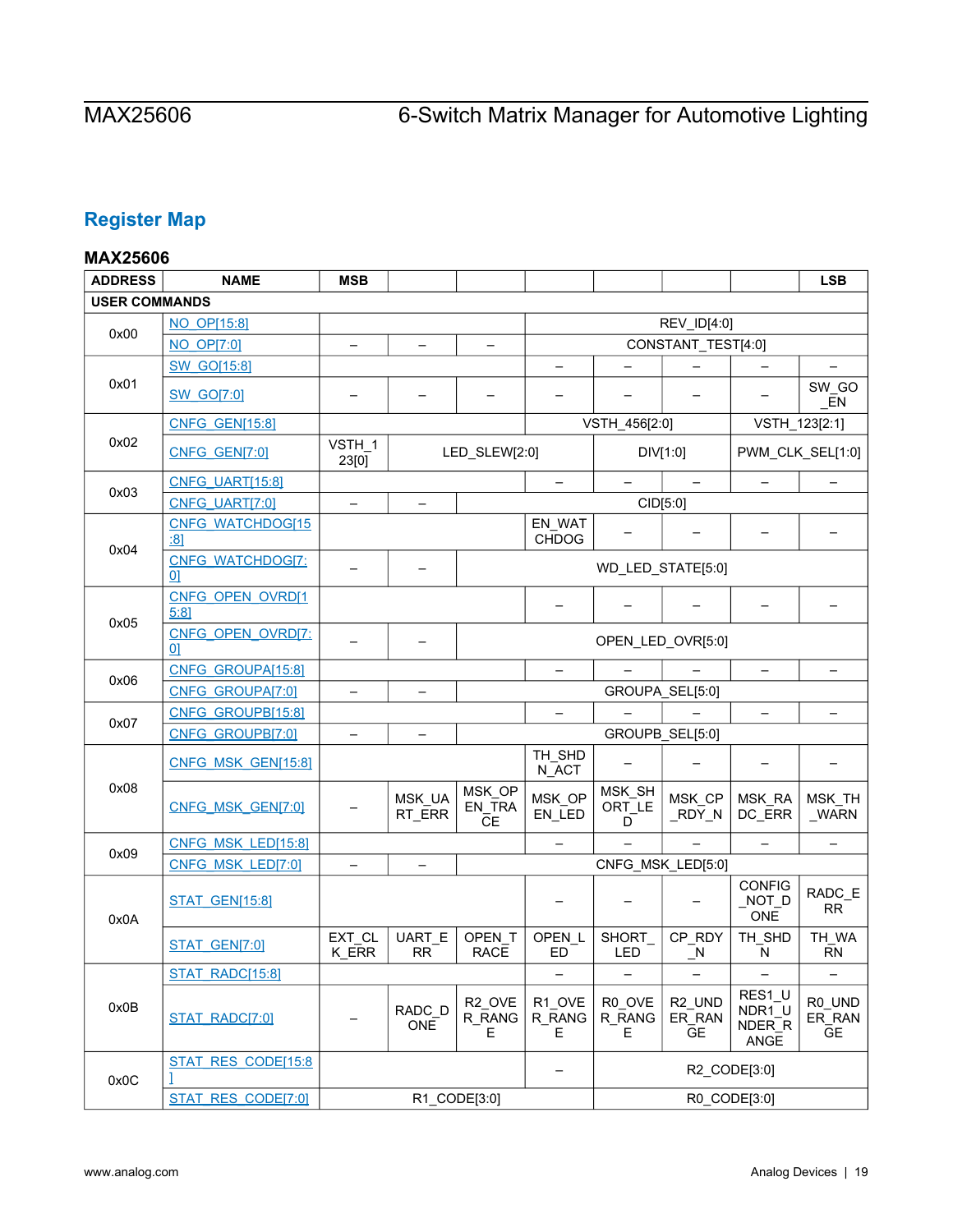## Register Map

### MAX25606

| ADDRESS | NAME | MSB | | | | | | | LSB |
|---|---|---|---|---|---|---|---|---|---|
| **USER COMMANDS** | | | | | | | | | |
| 0x00 | NO_OP[15:8] | | | | REV_ID[4:0] | | | | |
| | NO_OP[7:0] | – | – | – | CONSTANT_TEST[4:0] | | | | |
| 0x01 | SW_GO[15:8] | | | | – | – | – | – | – |
| | SW_GO[7:0] | – | – | – | – | – | – | – | SW_GO_EN |
| 0x02 | CNFG_GEN[15:8] | | | | VSTH_456[2:0] | | | VSTH_123[2:1] | |
| | CNFG_GEN[7:0] | VSTH_123[0] | LED_SLEW[2:0] | | | DIV[1:0] | | PWM_CLK_SEL[1:0] | |
| 0x03 | CNFG_UART[15:8] | | | | – | – | – | – | – |
| | CNFG_UART[7:0] | – | – | CID[5:0] | | | | | |
| 0x04 | CNFG_WATCHDOG[15:8] | | | | EN_WATCHDOG | – | – | – | – |
| | CNFG_WATCHDOG[7:0] | – | – | WD_LED_STATE[5:0] | | | | | |
| 0x05 | CNFG_OPEN_OVRD[15:8] | | | | – | – | – | – | – |
| | CNFG_OPEN_OVRD[7:0] | – | – | OPEN_LED_OVR[5:0] | | | | | |
| 0x06 | CNFG_GROUPA[15:8] | | | | – | – | – | – | – |
| | CNFG_GROUPA[7:0] | – | – | GROUPA_SEL[5:0] | | | | | |
| 0x07 | CNFG_GROUPB[15:8] | | | | – | – | – | – | – |
| | CNFG_GROUPB[7:0] | – | – | GROUPB_SEL[5:0] | | | | | |
| 0x08 | CNFG_MSK_GEN[15:8] | | | | TH_SHDN_ACT | – | – | – | – |
| | CNFG_MSK_GEN[7:0] | – | MSK_UART_ERR | MSK_OPEN_TRACE | MSK_OPEN_LED | MSK_SHORT_LED | MSK_CP_RDY_N | MSK_RADC_ERR | MSK_TH_WARN |
| 0x09 | CNFG_MSK_LED[15:8] | | | | – | – | – | – | – |
| | CNFG_MSK_LED[7:0] | – | – | CNFG_MSK_LED[5:0] | | | | | |
| 0x0A | STAT_GEN[15:8] | | | | – | – | – | CONFIG_NOT_DONE | RADC_ERR |
| | STAT_GEN[7:0] | EXT_CLK_ERR | UART_ERR | OPEN_TRACE | OPEN_LED | SHORT_LED | CP_RDY_N | TH_SHDN | TH_WARN |
| 0x0B | STAT_RADC[15:8] | | | | – | – | – | – | – |
| | STAT_RADC[7:0] | – | RADC_DONE | R2_OVER_RANGE | R1_OVER_RANGE | R0_OVER_RANGE | R2_UNDER_RANGE | RES1_UNDR1_UNDER_RANGE | R0_UNDER_RANGE |
| 0x0C | STAT_RES_CODE[15:8] | | | | – | R2_CODE[3:0] | | | |
| | STAT_RES_CODE[7:0] | R1_CODE[3:0] | | | | R0_CODE[3:0] | | | |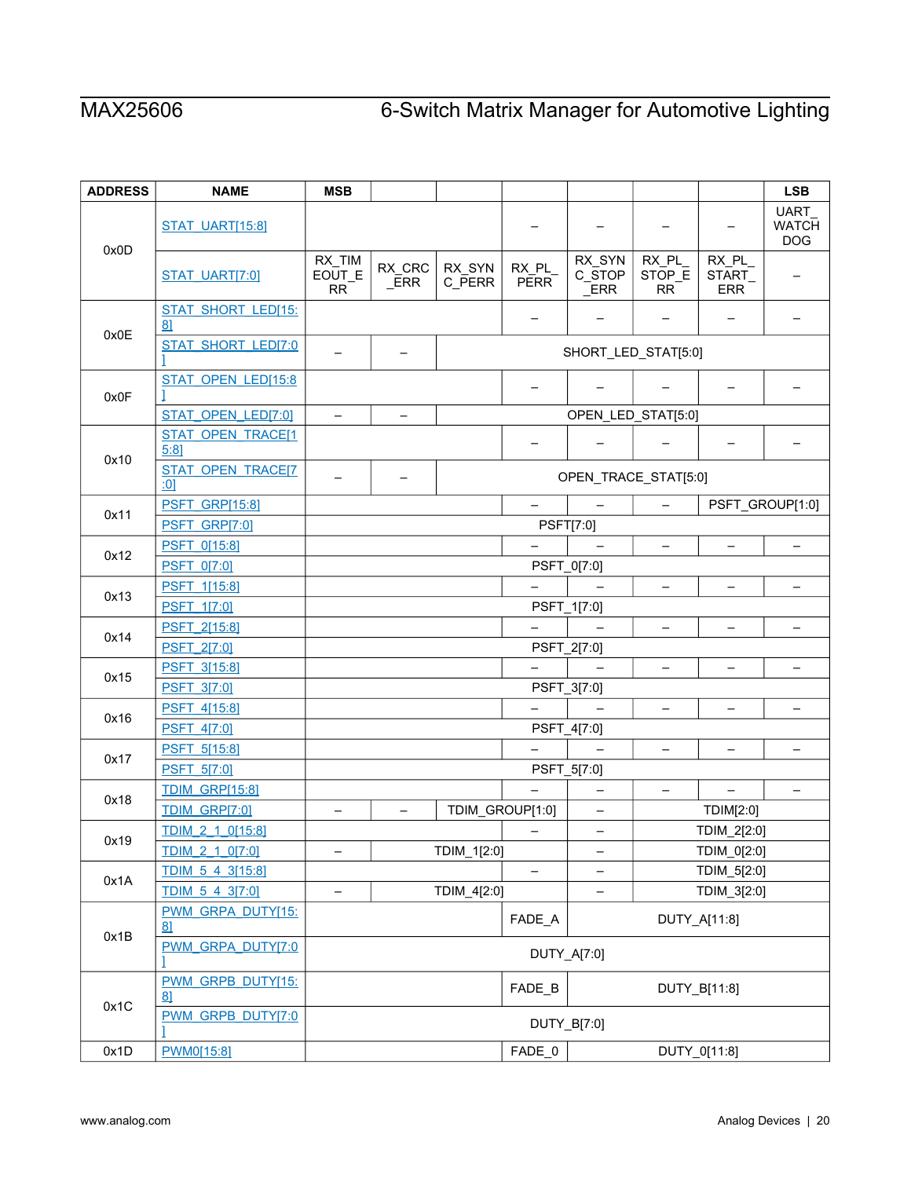| ADDRESS | NAME | MSB | | | | | | | LSB |
|---|---|---|---|---|---|---|---|---|---|
| 0x0D | STAT_UART[15:8] | | | | – | – | – | – | UART_WATCHDOG |
| | STAT_UART[7:0] | RX_TIMEOUT_ERR | RX_CRC_ERR | RX_SYNC_PERR | RX_PL_PERR | RX_SYNC_STOP_ERR | RX_PL_STOP_ERR | RX_PL_START_ERR | – |
| 0x0E | STAT_SHORT_LED[15:8] | | | | – | – | – | – | – |
| | STAT_SHORT_LED[7:0] | – | – | SHORT_LED_STAT[5:0] | | | | | |
| 0x0F | STAT_OPEN_LED[15:8] | | | | – | – | – | – | – |
| | STAT_OPEN_LED[7:0] | – | – | OPEN_LED_STAT[5:0] | | | | | |
| 0x10 | STAT_OPEN_TRACE[15:8] | | | | – | – | – | – | – |
| | STAT_OPEN_TRACE[7:0] | – | – | OPEN_TRACE_STAT[5:0] | | | | | |
| 0x11 | PSFT_GRP[15:8] | | | | – | – | – | PSFT_GROUP[1:0] | |
| | PSFT_GRP[7:0] | PSFT[7:0] | | | | | | | |
| 0x12 | PSFT_0[15:8] | | | | – | – | – | – | – |
| | PSFT_0[7:0] | PSFT_0[7:0] | | | | | | | |
| 0x13 | PSFT_1[15:8] | | | | – | – | – | – | – |
| | PSFT_1[7:0] | PSFT_1[7:0] | | | | | | | |
| 0x14 | PSFT_2[15:8] | | | | – | – | – | – | – |
| | PSFT_2[7:0] | PSFT_2[7:0] | | | | | | | |
| 0x15 | PSFT_3[15:8] | | | | – | – | – | – | – |
| | PSFT_3[7:0] | PSFT_3[7:0] | | | | | | | |
| 0x16 | PSFT_4[15:8] | | | | – | – | – | – | – |
| | PSFT_4[7:0] | PSFT_4[7:0] | | | | | | | |
| 0x17 | PSFT_5[15:8] | | | | – | – | – | – | – |
| | PSFT_5[7:0] | PSFT_5[7:0] | | | | | | | |
| 0x18 | TDIM_GRP[15:8] | | | | – | – | – | – | – |
| | TDIM_GRP[7:0] | – | – | TDIM_GROUP[1:0] | | – | TDIM[2:0] | | |
| 0x19 | TDIM_2_1_0[15:8] | | | | – | – | TDIM_2[2:0] | | |
| | TDIM_2_1_0[7:0] | – | TDIM_1[2:0] | | | – | TDIM_0[2:0] | | |
| 0x1A | TDIM_5_4_3[15:8] | | | | – | – | TDIM_5[2:0] | | |
| | TDIM_5_4_3[7:0] | – | TDIM_4[2:0] | | | – | TDIM_3[2:0] | | |
| 0x1B | PWM_GRPA_DUTY[15:8] | | | | FADE_A | DUTY_A[11:8] | | | |
| | PWM_GRPA_DUTY[7:0] | DUTY_A[7:0] | | | | | | | |
| 0x1C | PWM_GRPB_DUTY[15:8] | | | | FADE_B | DUTY_B[11:8] | | | |
| | PWM_GRPB_DUTY[7:0] | DUTY_B[7:0] | | | | | | | |
| 0x1D | PWM0[15:8] | | | | FADE_0 | DUTY_0[11:8] | | | |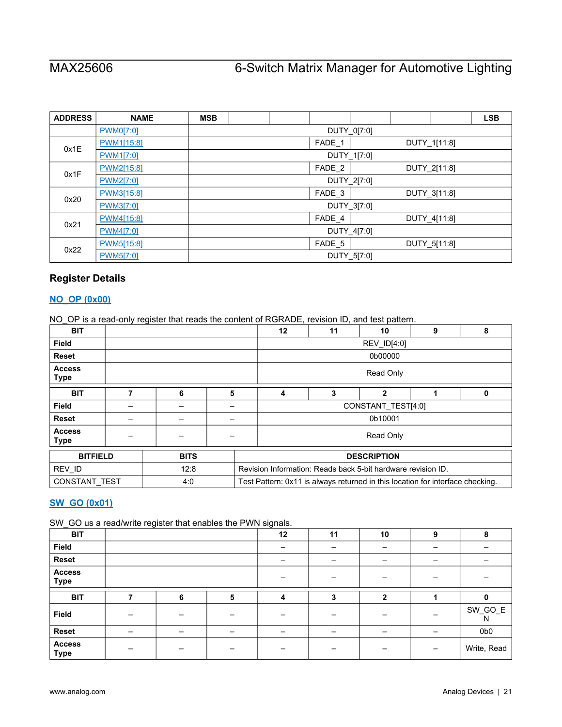| ADDRESS | NAME | MSB | | | | | | | LSB |
|---|---|---|---|---|---|---|---|---|---|
| | PWM0[7:0] | DUTY_0[7:0] | | | | | | | |
| 0x1E | PWM1[15:8] | | | | FADE_1 | DUTY_1[11:8] | | | |
| | PWM1[7:0] | DUTY_1[7:0] | | | | | | | |
| 0x1F | PWM2[15:8] | | | | FADE_2 | DUTY_2[11:8] | | | |
| | PWM2[7:0] | DUTY_2[7:0] | | | | | | | |
| 0x20 | PWM3[15:8] | | | | FADE_3 | DUTY_3[11:8] | | | |
| | PWM3[7:0] | DUTY_3[7:0] | | | | | | | |
| 0x21 | PWM4[15:8] | | | | FADE_4 | DUTY_4[11:8] | | | |
| | PWM4[7:0] | DUTY_4[7:0] | | | | | | | |
| 0x22 | PWM5[15:8] | | | | FADE_5 | DUTY_5[11:8] | | | |
| | PWM5[7:0] | DUTY_5[7:0] | | | | | | | |

## Register Details

### NO_OP (0x00)

NO_OP is a read-only register that reads the content of RGRADE, revision ID, and test pattern.

| BIT | | | | 12 | 11 | 10 | 9 | 8 |
|---|---|---|---|---|---|---|---|---|
| Field | | | | REV_ID[4:0] | | | | |
| Reset | | | | 0b00000 | | | | |
| Access Type | | | | Read Only | | | | |
| **BIT** | **7** | **6** | **5** | **4** | **3** | **2** | **1** | **0** |
| Field | – | – | – | CONSTANT_TEST[4:0] | | | | |
| Reset | – | – | – | 0b10001 | | | | |
| Access Type | – | – | – | Read Only | | | | |

| BITFIELD | BITS | DESCRIPTION |
|---|---|---|
| REV_ID | 12:8 | Revision Information: Reads back 5-bit hardware revision ID. |
| CONSTANT_TEST | 4:0 | Test Pattern: 0x11 is always returned in this location for interface checking. |

### SW_GO (0x01)

SW_GO us a read/write register that enables the PWN signals.

| BIT | | | | 12 | 11 | 10 | 9 | 8 |
|---|---|---|---|---|---|---|---|---|
| Field | | | | – | – | – | – | – |
| Reset | | | | – | – | – | – | – |
| Access Type | | | | – | – | – | – | – |
| **BIT** | **7** | **6** | **5** | **4** | **3** | **2** | **1** | **0** |
| Field | – | – | – | – | – | – | – | SW_GO_EN |
| Reset | – | – | – | – | – | – | – | 0b0 |
| Access Type | – | – | – | – | – | – | – | Write, Read |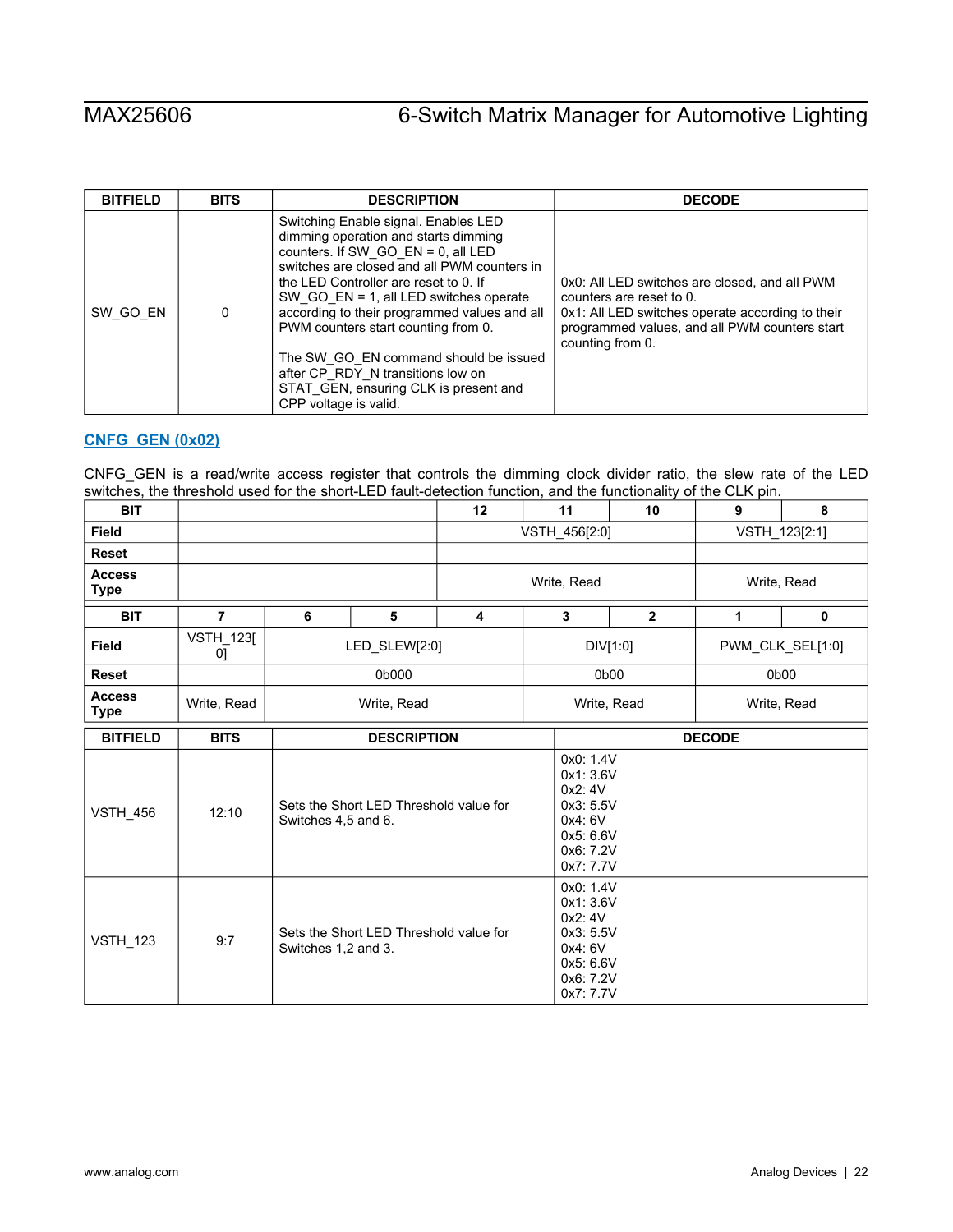| BITFIELD | BITS | DESCRIPTION | DECODE |
|---|---|---|---|
| SW_GO_EN | 0 | Switching Enable signal. Enables LED dimming operation and starts dimming counters. If SW_GO_EN = 0, all LED switches are closed and all PWM counters in the LED Controller are reset to 0. If SW_GO_EN = 1, all LED switches operate according to their programmed values and all PWM counters start counting from 0.<br><br>The SW_GO_EN command should be issued after CP_RDY_N transitions low on STAT_GEN, ensuring CLK is present and CPP voltage is valid. | 0x0: All LED switches are closed, and all PWM counters are reset to 0.<br>0x1: All LED switches operate according to their programmed values, and all PWM counters start counting from 0. |

### CNFG_GEN (0x02)

CNFG_GEN is a read/write access register that controls the dimming clock divider ratio, the slew rate of the LED switches, the threshold used for the short-LED fault-detection function, and the functionality of the CLK pin.

| BIT | | | | 12 | 11 | 10 | 9 | 8 |
|---|---|---|---|---|---|---|---|---|
| Field | | | | VSTH_456[2:0] | | | VSTH_123[2:1] | |
| Reset | | | | | | | | |
| Access Type | | | | Write, Read | | | Write, Read | |

| BIT | 7 | 6 | 5 | 4 | 3 | 2 | 1 | 0 |
|---|---|---|---|---|---|---|---|---|
| Field | VSTH_123[0] | LED_SLEW[2:0] | | | DIV[1:0] | | PWM_CLK_SEL[1:0] | |
| Reset | | 0b000 | | | 0b00 | | 0b00 | |
| Access Type | Write, Read | Write, Read | | | Write, Read | | Write, Read | |

| BITFIELD | BITS | DESCRIPTION | DECODE |
|---|---|---|---|
| VSTH_456 | 12:10 | Sets the Short LED Threshold value for Switches 4,5 and 6. | 0x0: 1.4V<br>0x1: 3.6V<br>0x2: 4V<br>0x3: 5.5V<br>0x4: 6V<br>0x5: 6.6V<br>0x6: 7.2V<br>0x7: 7.7V |
| VSTH_123 | 9:7 | Sets the Short LED Threshold value for Switches 1,2 and 3. | 0x0: 1.4V<br>0x1: 3.6V<br>0x2: 4V<br>0x3: 5.5V<br>0x4: 6V<br>0x5: 6.6V<br>0x6: 7.2V<br>0x7: 7.7V |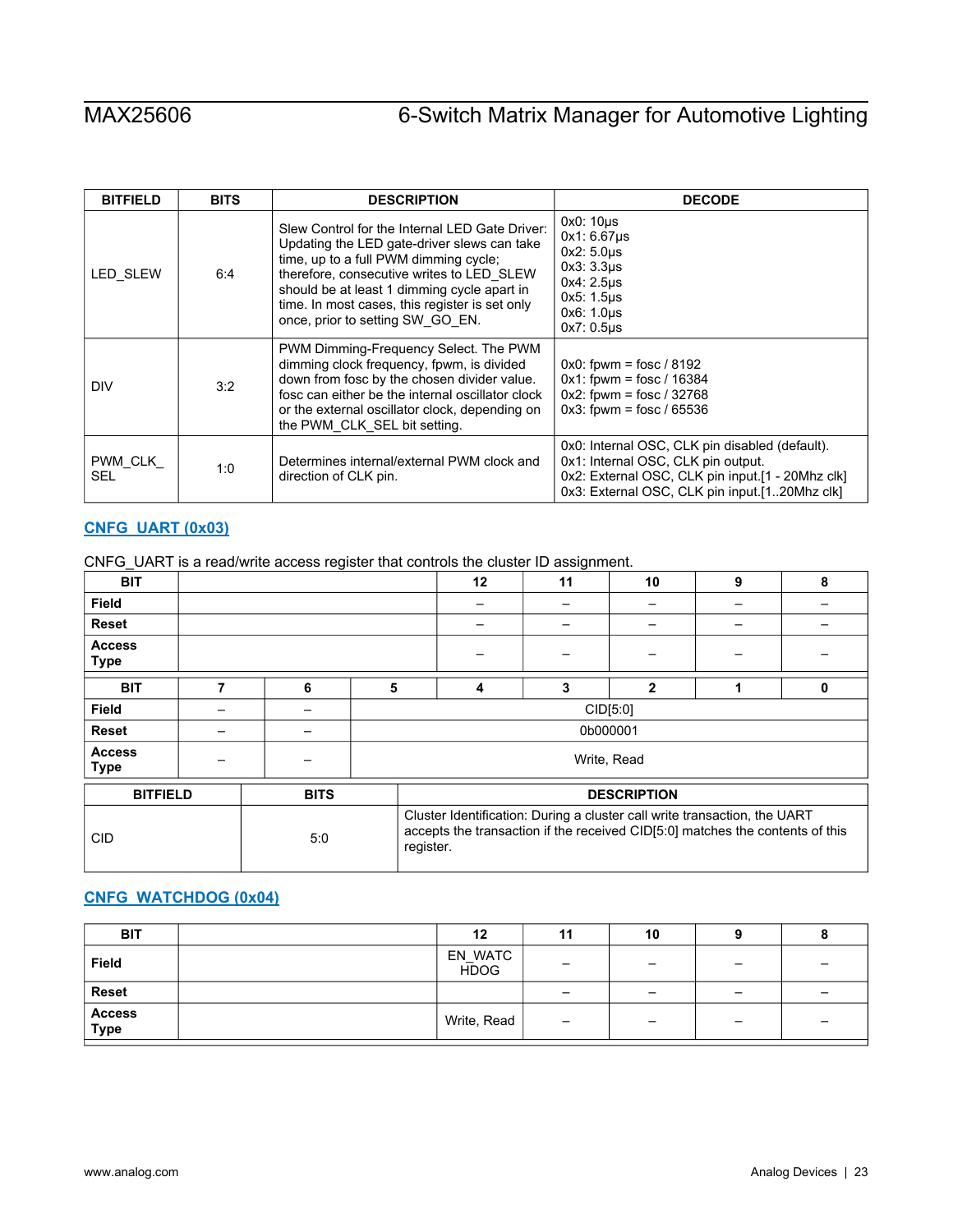| BITFIELD | BITS | DESCRIPTION | DECODE |
|---|---|---|---|
| LED_SLEW | 6:4 | Slew Control for the Internal LED Gate Driver: Updating the LED gate-driver slews can take time, up to a full PWM dimming cycle; therefore, consecutive writes to LED_SLEW should be at least 1 dimming cycle apart in time. In most cases, this register is set only once, prior to setting SW_GO_EN. | 0x0: 10µs<br>0x1: 6.67µs<br>0x2: 5.0µs<br>0x3: 3.3µs<br>0x4: 2.5µs<br>0x5: 1.5µs<br>0x6: 1.0µs<br>0x7: 0.5µs |
| DIV | 3:2 | PWM Dimming-Frequency Select. The PWM dimming clock frequency, fpwm, is divided down from fosc by the chosen divider value. fosc can either be the internal oscillator clock or the external oscillator clock, depending on the PWM_CLK_SEL bit setting. | 0x0: fpwm = fosc / 8192<br>0x1: fpwm = fosc / 16384<br>0x2: fpwm = fosc / 32768<br>0x3: fpwm = fosc / 65536 |
| PWM_CLK_SEL | 1:0 | Determines internal/external PWM clock and direction of CLK pin. | 0x0: Internal OSC, CLK pin disabled (default).<br>0x1: Internal OSC, CLK pin output.<br>0x2: External OSC, CLK pin input.[1 - 20Mhz clk]<br>0x3: External OSC, CLK pin input.[1..20Mhz clk] |

### CNFG_UART (0x03)

CNFG_UART is a read/write access register that controls the cluster ID assignment.

| BIT | | | | 12 | 11 | 10 | 9 | 8 |
|---|---|---|---|---|---|---|---|---|
| Field | | | | – | – | – | – | – |
| Reset | | | | – | – | – | – | – |
| Access Type | | | | – | – | – | – | – |

| BIT | 7 | 6 | 5 | 4 | 3 | 2 | 1 | 0 |
|---|---|---|---|---|---|---|---|---|
| Field | – | – | CID[5:0] | | | | | |
| Reset | – | – | 0b000001 | | | | | |
| Access Type | – | – | Write, Read | | | | | |

| BITFIELD | BITS | DESCRIPTION |
|---|---|---|
| CID | 5:0 | Cluster Identification: During a cluster call write transaction, the UART accepts the transaction if the received CID[5:0] matches the contents of this register. |

### CNFG_WATCHDOG (0x04)

| BIT | | | | 12 | 11 | 10 | 9 | 8 |
|---|---|---|---|---|---|---|---|---|
| Field | | | | EN_WATCHDOG | – | – | – | – |
| Reset | | | | | – | – | – | – |
| Access Type | | | | Write, Read | – | – | – | – |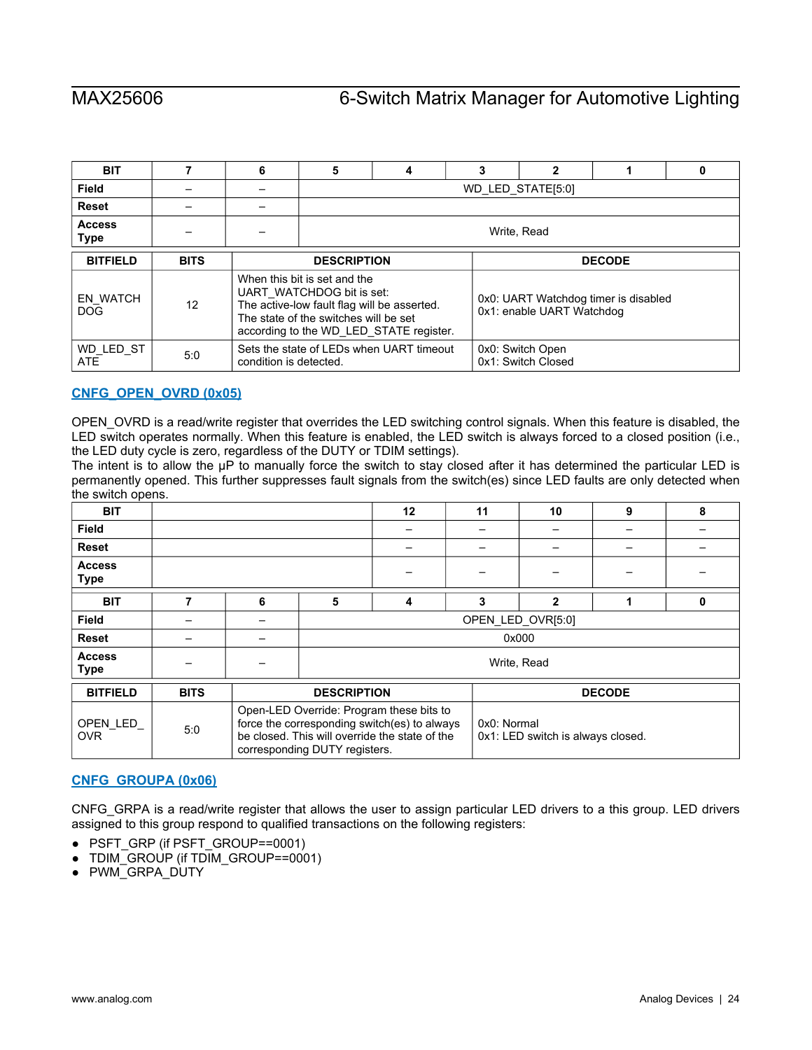| BIT | 7 | 6 | 5 | 4 | 3 | 2 | 1 | 0 |
|---|---|---|---|---|---|---|---|---|
| Field | – | – | WD_LED_STATE[5:0] | | | | | |
| Reset | – | – | | | | | | |
| Access Type | – | – | Write, Read | | | | | |

| BITFIELD | BITS | DESCRIPTION | DECODE |
|---|---|---|---|
| EN_WATCHDOG | 12 | When this bit is set and the UART_WATCHDOG bit is set: The active-low fault flag will be asserted. The state of the switches will be set according to the WD_LED_STATE register. | 0x0: UART Watchdog timer is disabled<br>0x1: enable UART Watchdog |
| WD_LED_STATE | 5:0 | Sets the state of LEDs when UART timeout condition is detected. | 0x0: Switch Open<br>0x1: Switch Closed |

### CNFG_OPEN_OVRD (0x05)

OPEN_OVRD is a read/write register that overrides the LED switching control signals. When this feature is disabled, the LED switch operates normally. When this feature is enabled, the LED switch is always forced to a closed position (i.e., the LED duty cycle is zero, regardless of the DUTY or TDIM settings).
The intent is to allow the µP to manually force the switch to stay closed after it has determined the particular LED is permanently opened. This further suppresses fault signals from the switch(es) since LED faults are only detected when the switch opens.

| BIT | | | | 12 | 11 | 10 | 9 | 8 |
|---|---|---|---|---|---|---|---|---|
| Field | | | | – | – | – | – | – |
| Reset | | | | – | – | – | – | – |
| Access Type | | | | – | – | – | – | – |
| **BIT** | **7** | **6** | **5** | **4** | **3** | **2** | **1** | **0** |
| Field | – | – | OPEN_LED_OVR[5:0] | | | | | |
| Reset | – | – | 0x000 | | | | | |
| Access Type | – | – | Write, Read | | | | | |

| BITFIELD | BITS | DESCRIPTION | DECODE |
|---|---|---|---|
| OPEN_LED_OVR | 5:0 | Open-LED Override: Program these bits to force the corresponding switch(es) to always be closed. This will override the state of the corresponding DUTY registers. | 0x0: Normal<br>0x1: LED switch is always closed. |

### CNFG_GROUPA (0x06)

CNFG_GRPA is a read/write register that allows the user to assign particular LED drivers to a this group. LED drivers assigned to this group respond to qualified transactions on the following registers:

- PSFT_GRP (if PSFT_GROUP==0001)
- TDIM_GROUP (if TDIM_GROUP==0001)
- PWM_GRPA_DUTY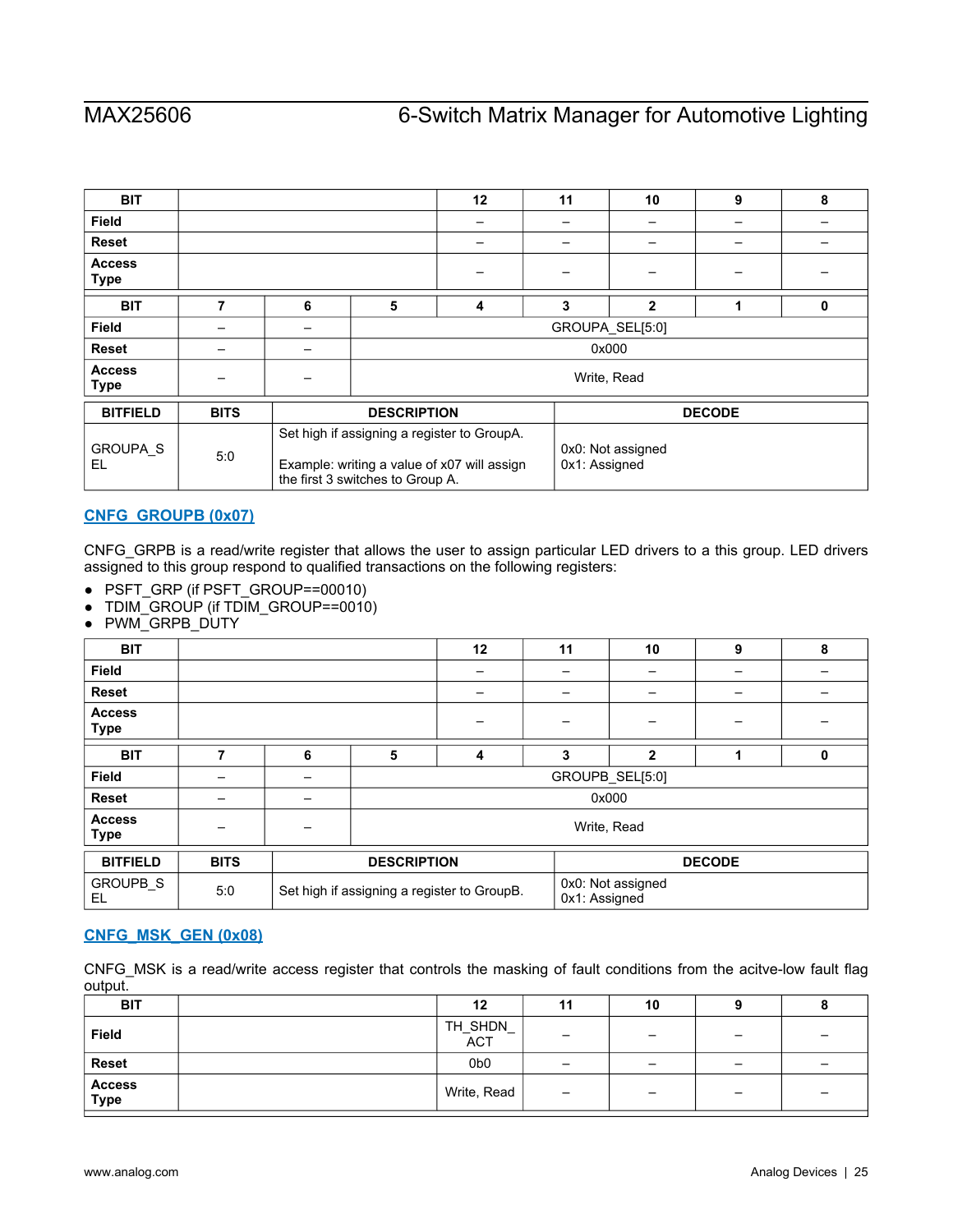| BIT | | | | 12 | 11 | 10 | 9 | 8 |
|---|---|---|---|---|---|---|---|---|
| Field | | | | – | – | – | – | – |
| Reset | | | | – | – | – | – | – |
| Access Type | | | | – | – | – | – | – |

| BIT | 7 | 6 | 5 | 4 | 3 | 2 | 1 | 0 |
|---|---|---|---|---|---|---|---|---|
| Field | – | – | GROUPA_SEL[5:0] | | | | | |
| Reset | – | – | 0x000 | | | | | |
| Access Type | – | – | Write, Read | | | | | |

| BITFIELD | BITS | DESCRIPTION | DECODE |
|---|---|---|---|
| GROUPA_SEL | 5:0 | Set high if assigning a register to GroupA.<br><br>Example: writing a value of x07 will assign the first 3 switches to Group A. | 0x0: Not assigned<br>0x1: Assigned |

### CNFG_GROUPB (0x07)

CNFG_GRPB is a read/write register that allows the user to assign particular LED drivers to a this group. LED drivers assigned to this group respond to qualified transactions on the following registers:

- PSFT_GRP (if PSFT_GROUP==00010)
- TDIM_GROUP (if TDIM_GROUP==0010)
- PWM_GRPB_DUTY

| BIT | | | | 12 | 11 | 10 | 9 | 8 |
|---|---|---|---|---|---|---|---|---|
| Field | | | | – | – | – | – | – |
| Reset | | | | – | – | – | – | – |
| Access Type | | | | – | – | – | – | – |

| BIT | 7 | 6 | 5 | 4 | 3 | 2 | 1 | 0 |
|---|---|---|---|---|---|---|---|---|
| Field | – | – | GROUPB_SEL[5:0] | | | | | |
| Reset | – | – | 0x000 | | | | | |
| Access Type | – | – | Write, Read | | | | | |

| BITFIELD | BITS | DESCRIPTION | DECODE |
|---|---|---|---|
| GROUPB_SEL | 5:0 | Set high if assigning a register to GroupB. | 0x0: Not assigned<br>0x1: Assigned |

### CNFG_MSK_GEN (0x08)

CNFG_MSK is a read/write access register that controls the masking of fault conditions from the acitve-low fault flag output.

| BIT | | | | 12 | 11 | 10 | 9 | 8 |
|---|---|---|---|---|---|---|---|---|
| Field | | | | TH_SHDN_ACT | – | – | – | – |
| Reset | | | | 0b0 | – | – | – | – |
| Access Type | | | | Write, Read | – | – | – | – |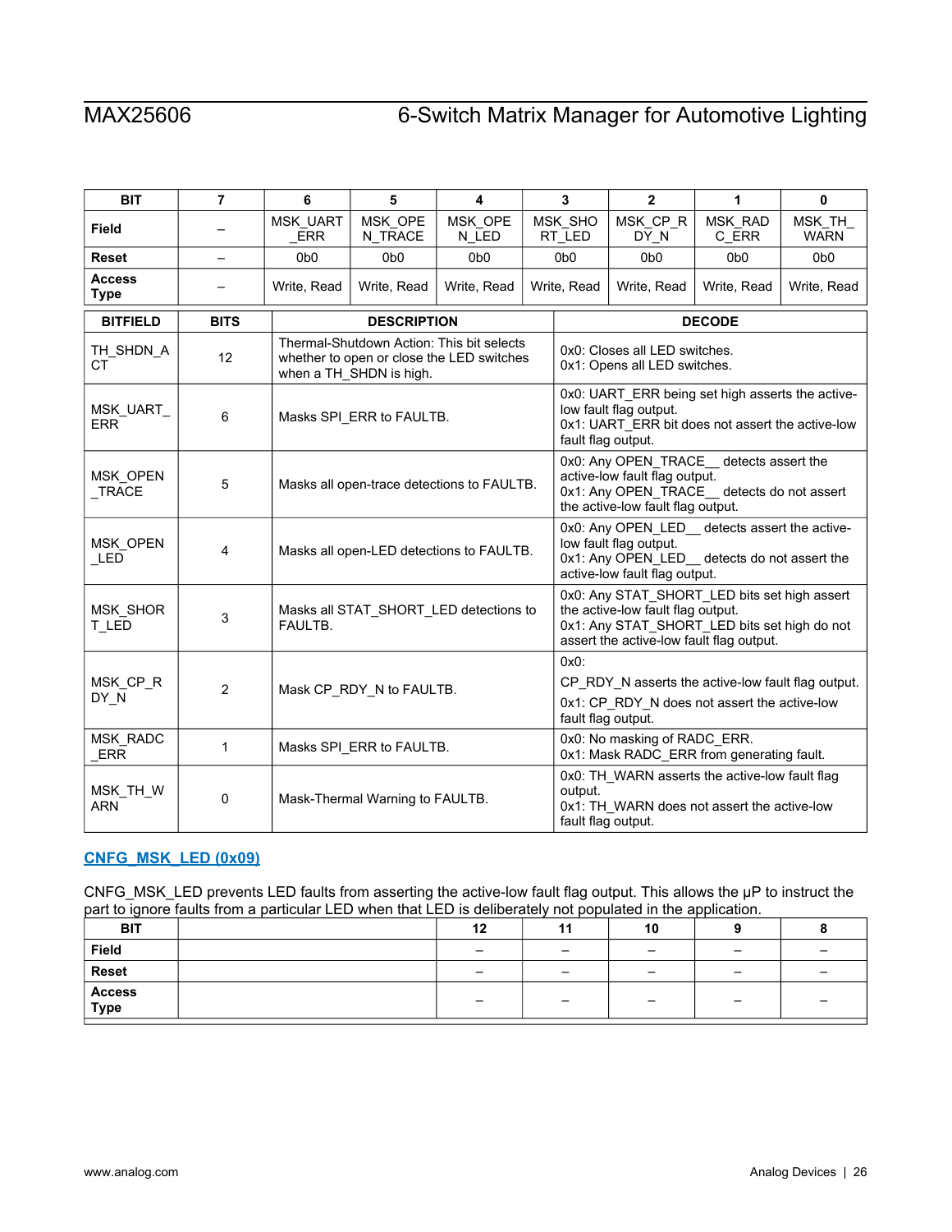| BIT | 7 | 6 | 5 | 4 | 3 | 2 | 1 | 0 |
|---|---|---|---|---|---|---|---|---|
| Field | – | MSK_UART_ERR | MSK_OPEN_TRACE | MSK_OPEN_LED | MSK_SHORT_LED | MSK_CP_RDY_N | MSK_RADC_ERR | MSK_TH_WARN |
| Reset | – | 0b0 | 0b0 | 0b0 | 0b0 | 0b0 | 0b0 | 0b0 |
| Access Type | – | Write, Read | Write, Read | Write, Read | Write, Read | Write, Read | Write, Read | Write, Read |

| BITFIELD | BITS | DESCRIPTION | DECODE |
|---|---|---|---|
| TH_SHDN_ACT | 12 | Thermal-Shutdown Action: This bit selects whether to open or close the LED switches when a TH_SHDN is high. | 0x0: Closes all LED switches.<br>0x1: Opens all LED switches. |
| MSK_UART_ERR | 6 | Masks SPI_ERR to FAULTB. | 0x0: UART_ERR being set high asserts the active-low fault flag output.<br>0x1: UART_ERR bit does not assert the active-low fault flag output. |
| MSK_OPEN_TRACE | 5 | Masks all open-trace detections to FAULTB. | 0x0: Any OPEN_TRACE__ detects assert the active-low fault flag output.<br>0x1: Any OPEN_TRACE__ detects do not assert the active-low fault flag output. |
| MSK_OPEN_LED | 4 | Masks all open-LED detections to FAULTB. | 0x0: Any OPEN_LED__ detects assert the active-low fault flag output.<br>0x1: Any OPEN_LED__ detects do not assert the active-low fault flag output. |
| MSK_SHORT_LED | 3 | Masks all STAT_SHORT_LED detections to FAULTB. | 0x0: Any STAT_SHORT_LED bits set high assert the active-low fault flag output.<br>0x1: Any STAT_SHORT_LED bits set high do not assert the active-low fault flag output. |
| MSK_CP_RDY_N | 2 | Mask CP_RDY_N to FAULTB. | 0x0:<br>CP_RDY_N asserts the active-low fault flag output.<br>0x1: CP_RDY_N does not assert the active-low fault flag output. |
| MSK_RADC_ERR | 1 | Masks SPI_ERR to FAULTB. | 0x0: No masking of RADC_ERR.<br>0x1: Mask RADC_ERR from generating fault. |
| MSK_TH_WARN | 0 | Mask-Thermal Warning to FAULTB. | 0x0: TH_WARN asserts the active-low fault flag output.<br>0x1: TH_WARN does not assert the active-low fault flag output. |

### CNFG_MSK_LED (0x09)

CNFG_MSK_LED prevents LED faults from asserting the active-low fault flag output. This allows the μP to instruct the part to ignore faults from a particular LED when that LED is deliberately not populated in the application.

| BIT | | 12 | 11 | 10 | 9 | 8 |
|---|---|---|---|---|---|---|
| Field | | – | – | – | – | – |
| Reset | | – | – | – | – | – |
| Access Type | | – | – | – | – | – |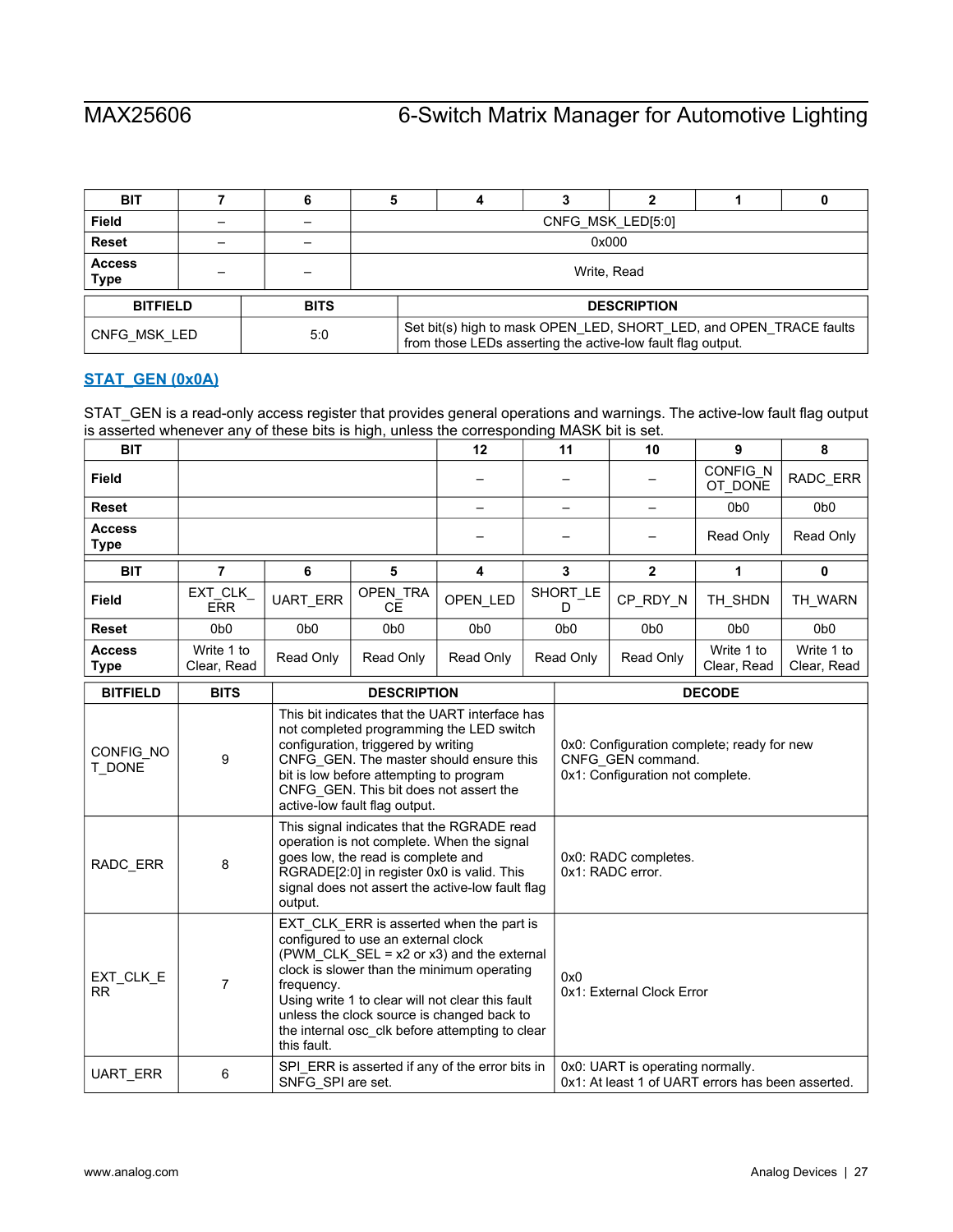| BIT | 7 | 6 | 5 | 4 | 3 | 2 | 1 | 0 |
|---|---|---|---|---|---|---|---|---|
| Field | – | – | CNFG_MSK_LED[5:0] | | | | | |
| Reset | – | – | 0x000 | | | | | |
| Access Type | – | – | Write, Read | | | | | |

| BITFIELD | BITS | DESCRIPTION |
|---|---|---|
| CNFG_MSK_LED | 5:0 | Set bit(s) high to mask OPEN_LED, SHORT_LED, and OPEN_TRACE faults from those LEDs asserting the active-low fault flag output. |

### STAT_GEN (0x0A)

STAT_GEN is a read-only access register that provides general operations and warnings. The active-low fault flag output is asserted whenever any of these bits is high, unless the corresponding MASK bit is set.

| BIT | | 12 | 11 | 10 | 9 | 8 |
|---|---|---|---|---|---|---|
| Field | | – | – | – | CONFIG_NOT_DONE | RADC_ERR |
| Reset | | – | – | – | 0b0 | 0b0 |
| Access Type | | – | – | – | Read Only | Read Only |

| BIT | 7 | 6 | 5 | 4 | 3 | 2 | 1 | 0 |
|---|---|---|---|---|---|---|---|---|
| Field | EXT_CLK_ERR | UART_ERR | OPEN_TRACE | OPEN_LED | SHORT_LED | CP_RDY_N | TH_SHDN | TH_WARN |
| Reset | 0b0 | 0b0 | 0b0 | 0b0 | 0b0 | 0b0 | 0b0 | 0b0 |
| Access Type | Write 1 to Clear, Read | Read Only | Read Only | Read Only | Read Only | Read Only | Write 1 to Clear, Read | Write 1 to Clear, Read |

| BITFIELD | BITS | DESCRIPTION | DECODE |
|---|---|---|---|
| CONFIG_NOT_DONE | 9 | This bit indicates that the UART interface has not completed programming the LED switch configuration, triggered by writing CNFG_GEN. The master should ensure this bit is low before attempting to program CNFG_GEN. This bit does not assert the active-low fault flag output. | 0x0: Configuration complete; ready for new CNFG_GEN command.<br>0x1: Configuration not complete. |
| RADC_ERR | 8 | This signal indicates that the RGRADE read operation is not complete. When the signal goes low, the read is complete and RGRADE[2:0] in register 0x0 is valid. This signal does not assert the active-low fault flag output. | 0x0: RADC completes.<br>0x1: RADC error. |
| EXT_CLK_ERR | 7 | EXT_CLK_ERR is asserted when the part is configured to use an external clock (PWM_CLK_SEL = x2 or x3) and the external clock is slower than the minimum operating frequency.<br>Using write 1 to clear will not clear this fault unless the clock source is changed back to the internal osc_clk before attempting to clear this fault. | 0x0<br>0x1: External Clock Error |
| UART_ERR | 6 | SPI_ERR is asserted if any of the error bits in SNFG_SPI are set. | 0x0: UART is operating normally.<br>0x1: At least 1 of UART errors has been asserted. |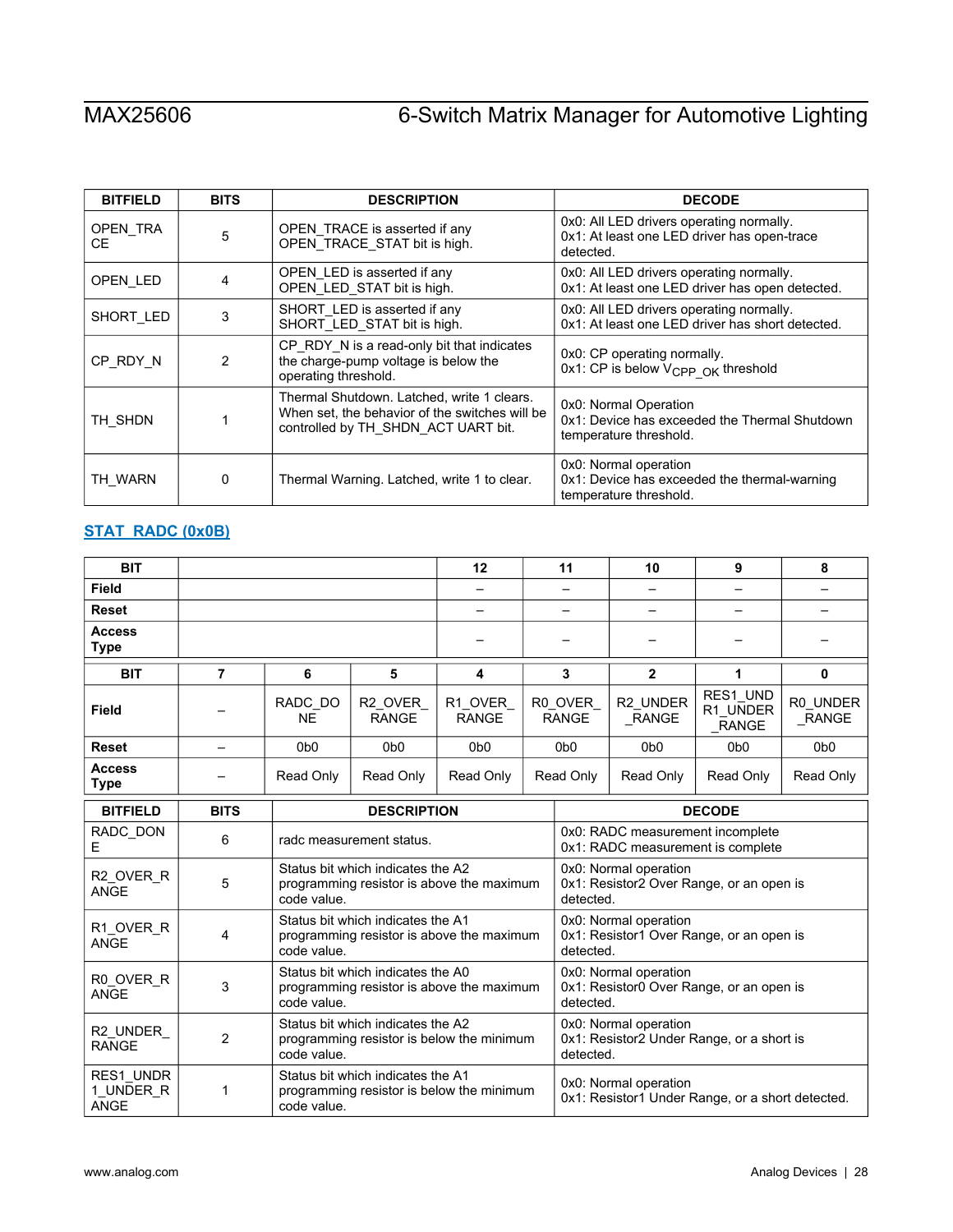| BITFIELD | BITS | DESCRIPTION | DECODE |
|---|---|---|---|
| OPEN_TRACE | 5 | OPEN_TRACE is asserted if any OPEN_TRACE_STAT bit is high. | 0x0: All LED drivers operating normally.<br>0x1: At least one LED driver has open-trace detected. |
| OPEN_LED | 4 | OPEN_LED is asserted if any OPEN_LED_STAT bit is high. | 0x0: All LED drivers operating normally.<br>0x1: At least one LED driver has open detected. |
| SHORT_LED | 3 | SHORT_LED is asserted if any SHORT_LED_STAT bit is high. | 0x0: All LED drivers operating normally.<br>0x1: At least one LED driver has short detected. |
| CP_RDY_N | 2 | CP_RDY_N is a read-only bit that indicates the charge-pump voltage is below the operating threshold. | 0x0: CP operating normally.<br>0x1: CP is below $V_{CPP\_OK}$ threshold |
| TH_SHDN | 1 | Thermal Shutdown. Latched, write 1 clears. When set, the behavior of the switches will be controlled by TH_SHDN_ACT UART bit. | 0x0: Normal Operation<br>0x1: Device has exceeded the Thermal Shutdown temperature threshold. |
| TH_WARN | 0 | Thermal Warning. Latched, write 1 to clear. | 0x0: Normal operation<br>0x1: Device has exceeded the thermal-warning temperature threshold. |

## STAT_RADC (0x0B)

| BIT | | | | 12 | 11 | 10 | 9 | 8 |
|---|---|---|---|---|---|---|---|---|
| Field | | | | – | – | – | – | – |
| Reset | | | | – | – | – | – | – |
| Access Type | | | | – | – | – | – | – |
| **BIT** | **7** | **6** | **5** | **4** | **3** | **2** | **1** | **0** |
| Field | – | RADC_DONE | R2_OVER_RANGE | R1_OVER_RANGE | R0_OVER_RANGE | R2_UNDER_RANGE | RES1_UNDR1_UNDER_RANGE | R0_UNDER_RANGE |
| Reset | – | 0b0 | 0b0 | 0b0 | 0b0 | 0b0 | 0b0 | 0b0 |
| Access Type | – | Read Only | Read Only | Read Only | Read Only | Read Only | Read Only | Read Only |

| BITFIELD | BITS | DESCRIPTION | DECODE |
|---|---|---|---|
| RADC_DONE | 6 | radc measurement status. | 0x0: RADC measurement incomplete<br>0x1: RADC measurement is complete |
| R2_OVER_RANGE | 5 | Status bit which indicates the A2 programming resistor is above the maximum code value. | 0x0: Normal operation<br>0x1: Resistor2 Over Range, or an open is detected. |
| R1_OVER_RANGE | 4 | Status bit which indicates the A1 programming resistor is above the maximum code value. | 0x0: Normal operation<br>0x1: Resistor1 Over Range, or an open is detected. |
| R0_OVER_RANGE | 3 | Status bit which indicates the A0 programming resistor is above the maximum code value. | 0x0: Normal operation<br>0x1: Resistor0 Over Range, or an open is detected. |
| R2_UNDER_RANGE | 2 | Status bit which indicates the A2 programming resistor is below the minimum code value. | 0x0: Normal operation<br>0x1: Resistor2 Under Range, or a short is detected. |
| RES1_UNDR1_UNDER_RANGE | 1 | Status bit which indicates the A1 programming resistor is below the minimum code value. | 0x0: Normal operation<br>0x1: Resistor1 Under Range, or a short detected. |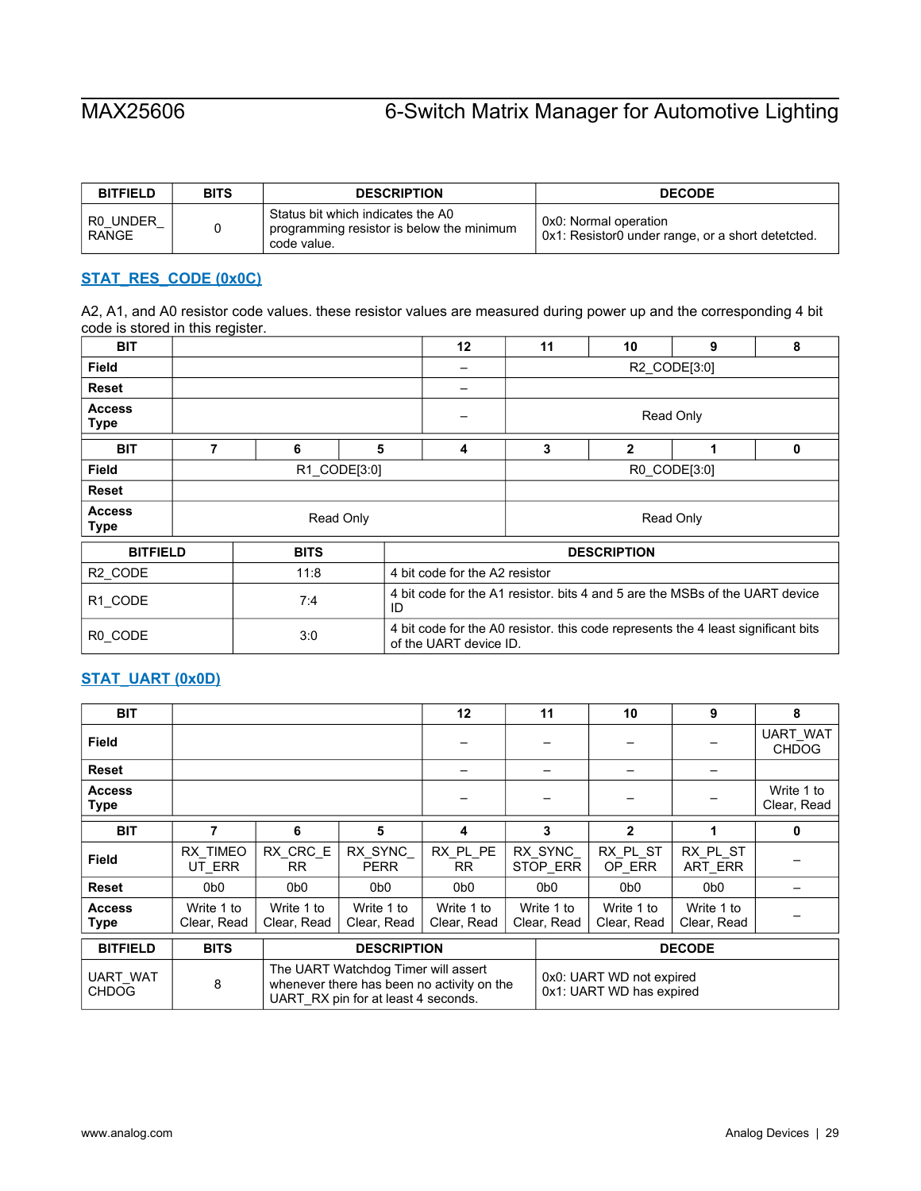| BITFIELD | BITS | DESCRIPTION | DECODE |
|---|---|---|---|
| R0_UNDER_RANGE | 0 | Status bit which indicates the A0 programming resistor is below the minimum code value. | 0x0: Normal operation<br>0x1: Resistor0 under range, or a short detetcted. |

### STAT_RES_CODE (0x0C)

A2, A1, and A0 resistor code values. these resistor values are measured during power up and the corresponding 4 bit code is stored in this register.

| BIT | | | | 12 | 11 | 10 | 9 | 8 |
|---|---|---|---|---|---|---|---|---|
| Field | | | | – | R2_CODE[3:0] | | | |
| Reset | | | | – | | | | |
| Access Type | | | | – | Read Only | | | |

| BIT | 7 | 6 | 5 | 4 | 3 | 2 | 1 | 0 |
|---|---|---|---|---|---|---|---|---|
| Field | R1_CODE[3:0] | | | | R0_CODE[3:0] | | | |
| Reset | | | | | | | | |
| Access Type | Read Only | | | | Read Only | | | |

| BITFIELD | BITS | DESCRIPTION |
|---|---|---|
| R2_CODE | 11:8 | 4 bit code for the A2 resistor |
| R1_CODE | 7:4 | 4 bit code for the A1 resistor. bits 4 and 5 are the MSBs of the UART device ID |
| R0_CODE | 3:0 | 4 bit code for the A0 resistor. this code represents the 4 least significant bits of the UART device ID. |

### STAT_UART (0x0D)

| BIT | | | | 12 | 11 | 10 | 9 | 8 |
|---|---|---|---|---|---|---|---|---|
| Field | | | | – | – | – | – | UART_WATCHDOG |
| Reset | | | | – | – | – | – | |
| Access Type | | | | – | – | – | – | Write 1 to Clear, Read |

| BIT | 7 | 6 | 5 | 4 | 3 | 2 | 1 | 0 |
|---|---|---|---|---|---|---|---|---|
| Field | RX_TIMEOUT_ERR | RX_CRC_ERR | RX_SYNC_PERR | RX_PL_PERR | RX_SYNC_STOP_ERR | RX_PL_STOP_ERR | RX_PL_START_ERR | – |
| Reset | 0b0 | 0b0 | 0b0 | 0b0 | 0b0 | 0b0 | 0b0 | – |
| Access Type | Write 1 to Clear, Read | Write 1 to Clear, Read | Write 1 to Clear, Read | Write 1 to Clear, Read | Write 1 to Clear, Read | Write 1 to Clear, Read | Write 1 to Clear, Read | – |

| BITFIELD | BITS | DESCRIPTION | DECODE |
|---|---|---|---|
| UART_WATCHDOG | 8 | The UART Watchdog Timer will assert whenever there has been no activity on the UART_RX pin for at least 4 seconds. | 0x0: UART WD not expired<br>0x1: UART WD has expired |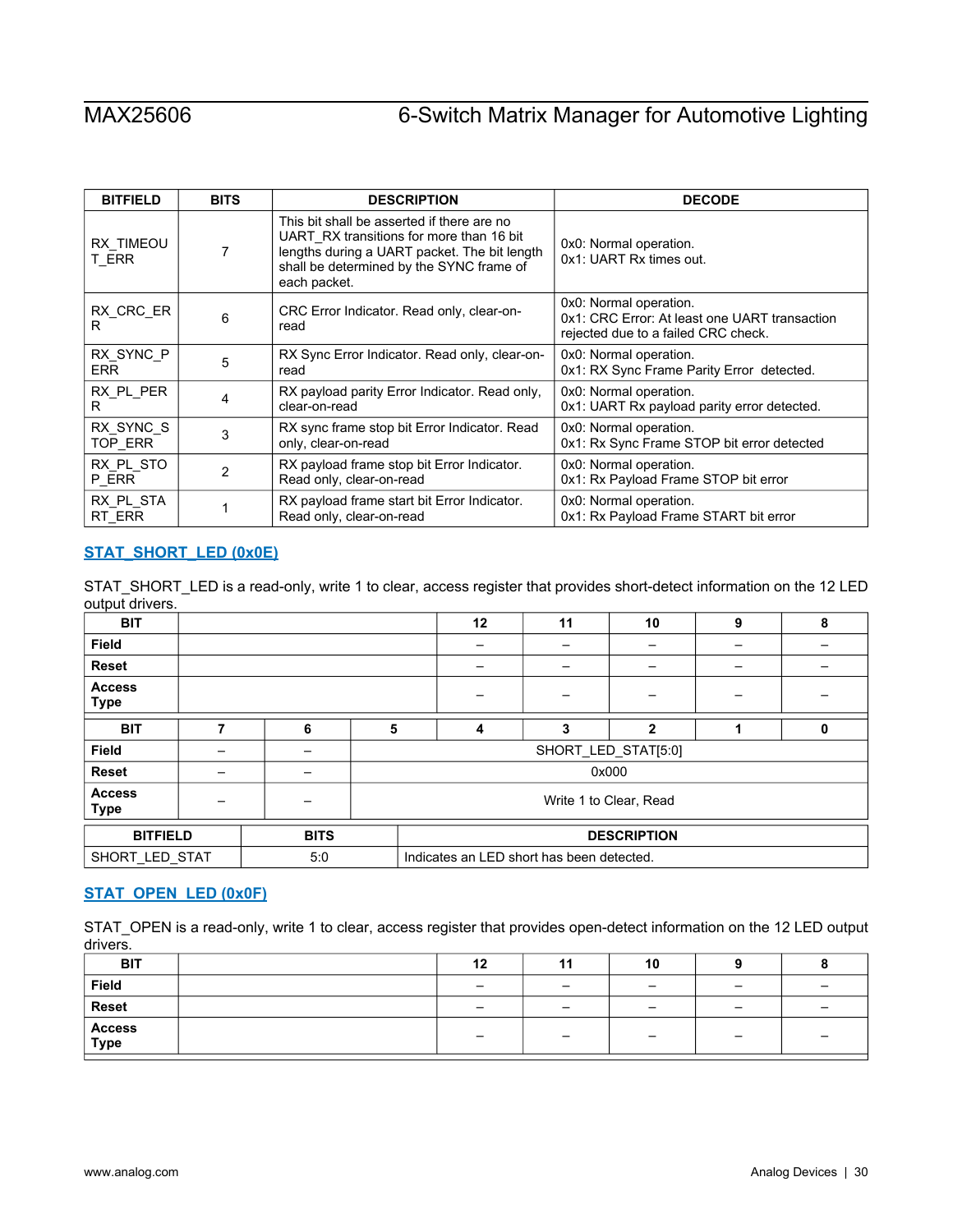| BITFIELD | BITS | DESCRIPTION | DECODE |
| --- | --- | --- | --- |
| RX_TIMEOUT_ERR | 7 | This bit shall be asserted if there are no UART_RX transitions for more than 16 bit lengths during a UART packet. The bit length shall be determined by the SYNC frame of each packet. | 0x0: Normal operation.<br>0x1: UART Rx times out. |
| RX_CRC_ERR | 6 | CRC Error Indicator. Read only, clear-on-read | 0x0: Normal operation.<br>0x1: CRC Error: At least one UART transaction rejected due to a failed CRC check. |
| RX_SYNC_PERR | 5 | RX Sync Error Indicator. Read only, clear-on-read | 0x0: Normal operation.<br>0x1: RX Sync Frame Parity Error detected. |
| RX_PL_PERR | 4 | RX payload parity Error Indicator. Read only, clear-on-read | 0x0: Normal operation.<br>0x1: UART Rx payload parity error detected. |
| RX_SYNC_STOP_ERR | 3 | RX sync frame stop bit Error Indicator. Read only, clear-on-read | 0x0: Normal operation.<br>0x1: Rx Sync Frame STOP bit error detected |
| RX_PL_STOP_ERR | 2 | RX payload frame stop bit Error Indicator. Read only, clear-on-read | 0x0: Normal operation.<br>0x1: Rx Payload Frame STOP bit error |
| RX_PL_START_ERR | 1 | RX payload frame start bit Error Indicator. Read only, clear-on-read | 0x0: Normal operation.<br>0x1: Rx Payload Frame START bit error |

### STAT_SHORT_LED (0x0E)

STAT_SHORT_LED is a read-only, write 1 to clear, access register that provides short-detect information on the 12 LED output drivers.

| BIT | | | | 12 | 11 | 10 | 9 | 8 |
| --- | --- | --- | --- | --- | --- | --- | --- | --- |
| Field | | | | – | – | – | – | – |
| Reset | | | | – | – | – | – | – |
| Access Type | | | | – | – | – | – | – |

| BIT | 7 | 6 | 5 | 4 | 3 | 2 | 1 | 0 |
| --- | --- | --- | --- | --- | --- | --- | --- | --- |
| Field | – | – | SHORT_LED_STAT[5:0] | | | | | |
| Reset | – | – | 0x000 | | | | | |
| Access Type | – | – | Write 1 to Clear, Read | | | | | |

| BITFIELD | BITS | DESCRIPTION |
| --- | --- | --- |
| SHORT_LED_STAT | 5:0 | Indicates an LED short has been detected. |

### STAT_OPEN_LED (0x0F)

STAT_OPEN is a read-only, write 1 to clear, access register that provides open-detect information on the 12 LED output drivers.

| BIT | | | | 12 | 11 | 10 | 9 | 8 |
| --- | --- | --- | --- | --- | --- | --- | --- | --- |
| Field | | | | – | – | – | – | – |
| Reset | | | | – | – | – | – | – |
| Access Type | | | | – | – | – | – | – |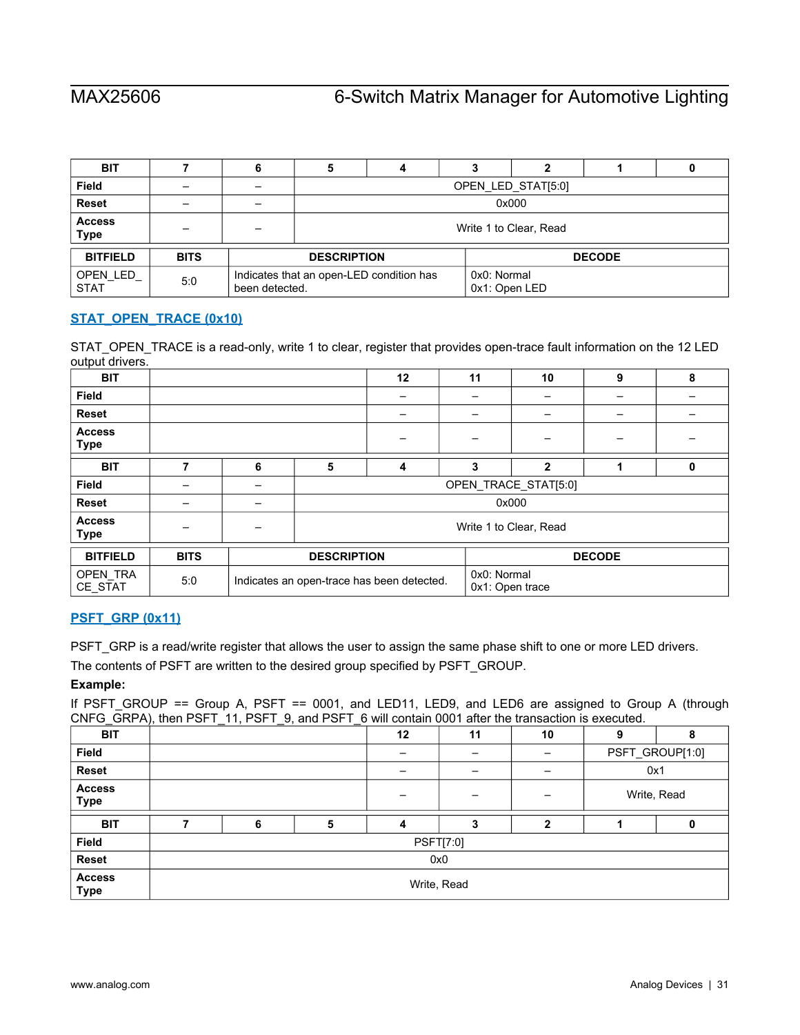| BIT | 7 | 6 | 5 | 4 | 3 | 2 | 1 | 0 |
|---|---|---|---|---|---|---|---|---|
| Field | – | – | OPEN_LED_STAT[5:0] | | | | | |
| Reset | – | – | 0x000 | | | | | |
| Access Type | – | – | Write 1 to Clear, Read | | | | | |

| BITFIELD | BITS | DESCRIPTION | DECODE |
|---|---|---|---|
| OPEN_LED_STAT | 5:0 | Indicates that an open-LED condition has been detected. | 0x0: Normal<br>0x1: Open LED |

### STAT_OPEN_TRACE (0x10)

STAT_OPEN_TRACE is a read-only, write 1 to clear, register that provides open-trace fault information on the 12 LED output drivers.

| BIT | | | | 12 | 11 | 10 | 9 | 8 |
|---|---|---|---|---|---|---|---|---|
| Field | | | | – | – | – | – | – |
| Reset | | | | – | – | – | – | – |
| Access Type | | | | – | – | – | – | – |
| **BIT** | **7** | **6** | **5** | **4** | **3** | **2** | **1** | **0** |
| Field | – | – | OPEN_TRACE_STAT[5:0] | | | | | |
| Reset | – | – | 0x000 | | | | | |
| Access Type | – | – | Write 1 to Clear, Read | | | | | |

| BITFIELD | BITS | DESCRIPTION | DECODE |
|---|---|---|---|
| OPEN_TRACE_STAT | 5:0 | Indicates an open-trace has been detected. | 0x0: Normal<br>0x1: Open trace |

### PSFT_GRP (0x11)

PSFT_GRP is a read/write register that allows the user to assign the same phase shift to one or more LED drivers.

The contents of PSFT are written to the desired group specified by PSFT_GROUP.

**Example:**

If PSFT_GROUP == Group A, PSFT == 0001, and LED11, LED9, and LED6 are assigned to Group A (through CNFG_GRPA), then PSFT_11, PSFT_9, and PSFT_6 will contain 0001 after the transaction is executed.

| BIT | | | | 12 | 11 | 10 | 9 | 8 |
|---|---|---|---|---|---|---|---|---|
| Field | | | | – | – | – | PSFT_GROUP[1:0] | |
| Reset | | | | – | – | – | 0x1 | |
| Access Type | | | | – | – | – | Write, Read | |
| **BIT** | **7** | **6** | **5** | **4** | **3** | **2** | **1** | **0** |
| Field | PSFT[7:0] | | | | | | | |
| Reset | 0x0 | | | | | | | |
| Access Type | Write, Read | | | | | | | |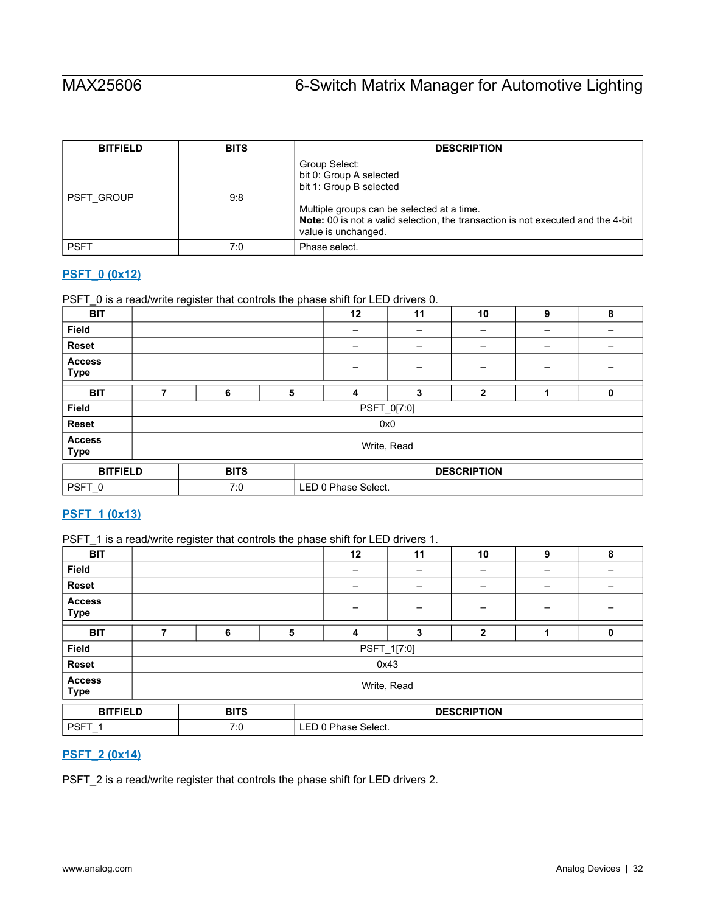| BITFIELD | BITS | DESCRIPTION |
|---|---|---|
| PSFT_GROUP | 9:8 | Group Select:<br>bit 0: Group A selected<br>bit 1: Group B selected<br><br>Multiple groups can be selected at a time.<br>**Note:** 00 is not a valid selection, the transaction is not executed and the 4-bit value is unchanged. |
| PSFT | 7:0 | Phase select. |

### PSFT_0 (0x12)

PSFT_0 is a read/write register that controls the phase shift for LED drivers 0.

| BIT | | | | 12 | 11 | 10 | 9 | 8 |
|---|---|---|---|---|---|---|---|---|
| Field | | | | – | – | – | – | – |
| Reset | | | | – | – | – | – | – |
| Access Type | | | | – | – | – | – | – |

| BIT | 7 | 6 | 5 | 4 | 3 | 2 | 1 | 0 |
|---|---|---|---|---|---|---|---|---|
| Field | PSFT_0[7:0] | | | | | | | |
| Reset | 0x0 | | | | | | | |
| Access Type | Write, Read | | | | | | | |

| BITFIELD | BITS | DESCRIPTION |
|---|---|---|
| PSFT_0 | 7:0 | LED 0 Phase Select. |

### PSFT_1 (0x13)

PSFT_1 is a read/write register that controls the phase shift for LED drivers 1.

| BIT | | | | 12 | 11 | 10 | 9 | 8 |
|---|---|---|---|---|---|---|---|---|
| Field | | | | – | – | – | – | – |
| Reset | | | | – | – | – | – | – |
| Access Type | | | | – | – | – | – | – |

| BIT | 7 | 6 | 5 | 4 | 3 | 2 | 1 | 0 |
|---|---|---|---|---|---|---|---|---|
| Field | PSFT_1[7:0] | | | | | | | |
| Reset | 0x43 | | | | | | | |
| Access Type | Write, Read | | | | | | | |

| BITFIELD | BITS | DESCRIPTION |
|---|---|---|
| PSFT_1 | 7:0 | LED 0 Phase Select. |

### PSFT_2 (0x14)

PSFT_2 is a read/write register that controls the phase shift for LED drivers 2.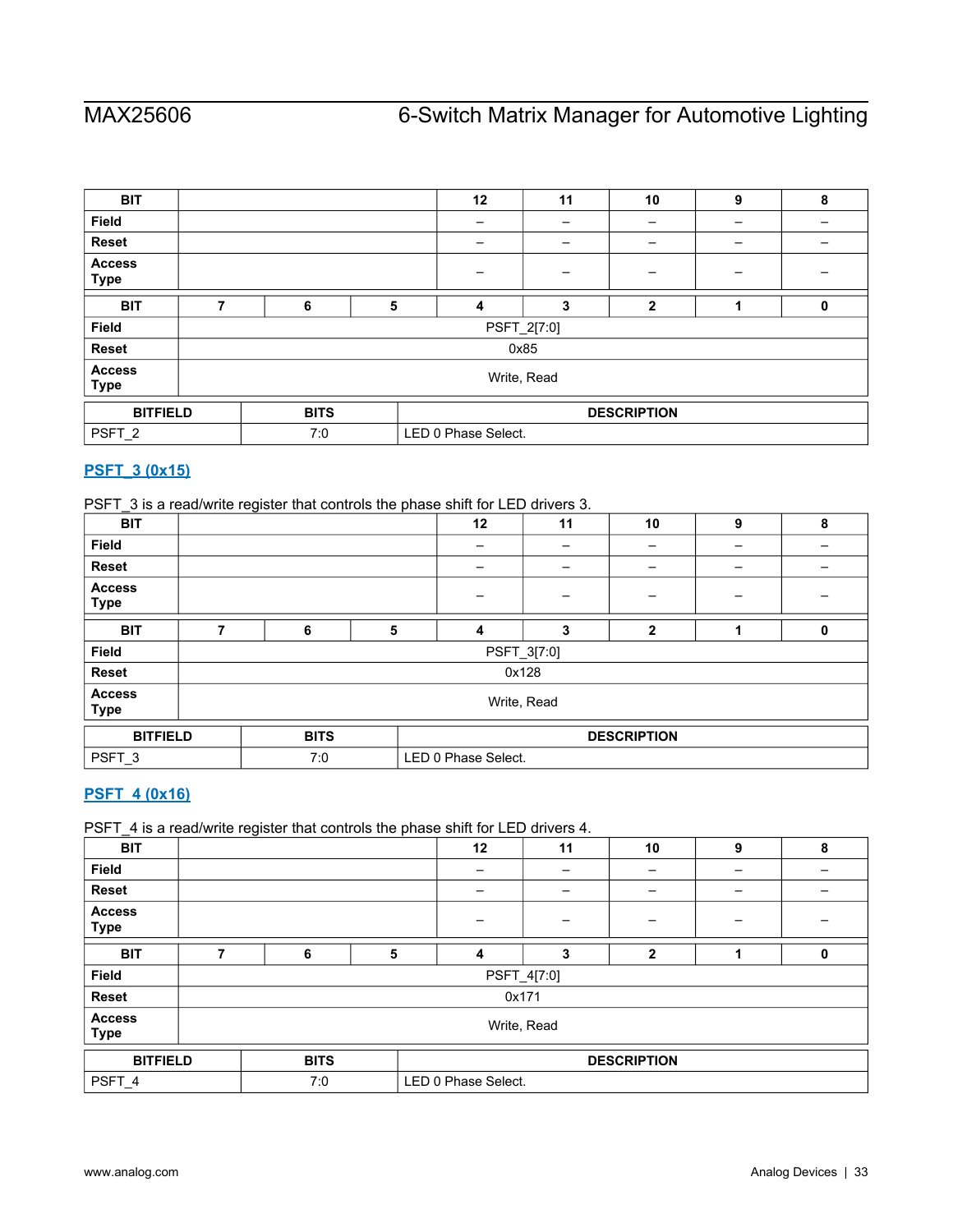| BIT | | | | 12 | 11 | 10 | 9 | 8 |
|---|---|---|---|---|---|---|---|---|
| Field | | | | – | – | – | – | – |
| Reset | | | | – | – | – | – | – |
| Access Type | | | | – | – | – | – | – |
| **BIT** | **7** | **6** | **5** | **4** | **3** | **2** | **1** | **0** |
| Field | PSFT_2[7:0] | | | | | | | |
| Reset | 0x85 | | | | | | | |
| Access Type | Write, Read | | | | | | | |

| BITFIELD | BITS | DESCRIPTION |
|---|---|---|
| PSFT_2 | 7:0 | LED 0 Phase Select. |

### PSFT_3 (0x15)

PSFT_3 is a read/write register that controls the phase shift for LED drivers 3.

| BIT | | | | 12 | 11 | 10 | 9 | 8 |
|---|---|---|---|---|---|---|---|---|
| Field | | | | – | – | – | – | – |
| Reset | | | | – | – | – | – | – |
| Access Type | | | | – | – | – | – | – |
| **BIT** | **7** | **6** | **5** | **4** | **3** | **2** | **1** | **0** |
| Field | PSFT_3[7:0] | | | | | | | |
| Reset | 0x128 | | | | | | | |
| Access Type | Write, Read | | | | | | | |

| BITFIELD | BITS | DESCRIPTION |
|---|---|---|
| PSFT_3 | 7:0 | LED 0 Phase Select. |

### PSFT_4 (0x16)

PSFT_4 is a read/write register that controls the phase shift for LED drivers 4.

| BIT | | | | 12 | 11 | 10 | 9 | 8 |
|---|---|---|---|---|---|---|---|---|
| Field | | | | – | – | – | – | – |
| Reset | | | | – | – | – | – | – |
| Access Type | | | | – | – | – | – | – |
| **BIT** | **7** | **6** | **5** | **4** | **3** | **2** | **1** | **0** |
| Field | PSFT_4[7:0] | | | | | | | |
| Reset | 0x171 | | | | | | | |
| Access Type | Write, Read | | | | | | | |

| BITFIELD | BITS | DESCRIPTION |
|---|---|---|
| PSFT_4 | 7:0 | LED 0 Phase Select. |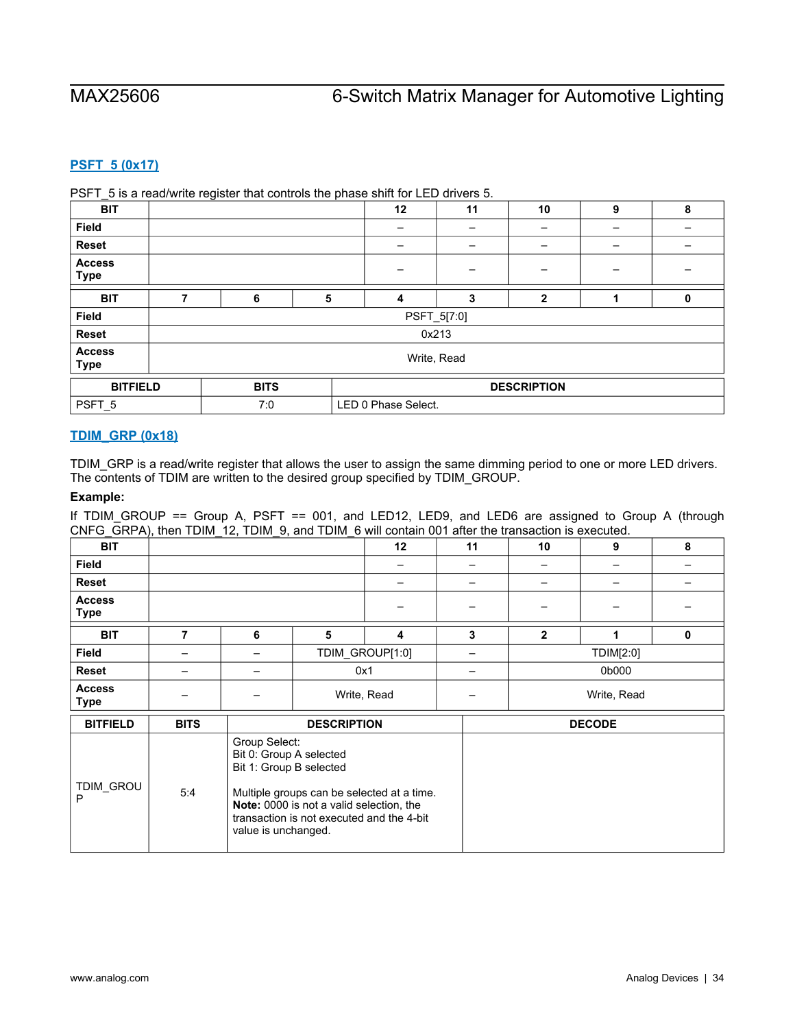### PSFT_5 (0x17)

PSFT_5 is a read/write register that controls the phase shift for LED drivers 5.

| BIT | | | | 12 | 11 | 10 | 9 | 8 |
|---|---|---|---|---|---|---|---|---|
| Field | | | | – | – | – | – | – |
| Reset | | | | – | – | – | – | – |
| Access Type | | | | – | – | – | – | – |
| **BIT** | **7** | **6** | **5** | **4** | **3** | **2** | **1** | **0** |
| Field | PSFT_5[7:0] | | | | | | | |
| Reset | 0x213 | | | | | | | |
| Access Type | Write, Read | | | | | | | |

| BITFIELD | BITS | DESCRIPTION |
|---|---|---|
| PSFT_5 | 7:0 | LED 0 Phase Select. |

### TDIM_GRP (0x18)

TDIM_GRP is a read/write register that allows the user to assign the same dimming period to one or more LED drivers. The contents of TDIM are written to the desired group specified by TDIM_GROUP.

**Example:**

If TDIM_GROUP == Group A, PSFT == 001, and LED12, LED9, and LED6 are assigned to Group A (through CNFG_GRPA), then TDIM_12, TDIM_9, and TDIM_6 will contain 001 after the transaction is executed.

| BIT | | | | 12 | 11 | 10 | 9 | 8 |
|---|---|---|---|---|---|---|---|---|
| Field | | | | – | – | – | – | – |
| Reset | | | | – | – | – | – | – |
| Access Type | | | | – | – | – | – | – |
| **BIT** | **7** | **6** | **5** | **4** | **3** | **2** | **1** | **0** |
| Field | – | – | TDIM_GROUP[1:0] | | – | TDIM[2:0] | | |
| Reset | – | – | 0x1 | | – | 0b000 | | |
| Access Type | – | – | Write, Read | | – | Write, Read | | |

| BITFIELD | BITS | DESCRIPTION | DECODE |
|---|---|---|---|
| TDIM_GROUP | 5:4 | Group Select:<br>Bit 0: Group A selected<br>Bit 1: Group B selected<br><br>Multiple groups can be selected at a time.<br>**Note:** 0000 is not a valid selection, the transaction is not executed and the 4-bit value is unchanged. | |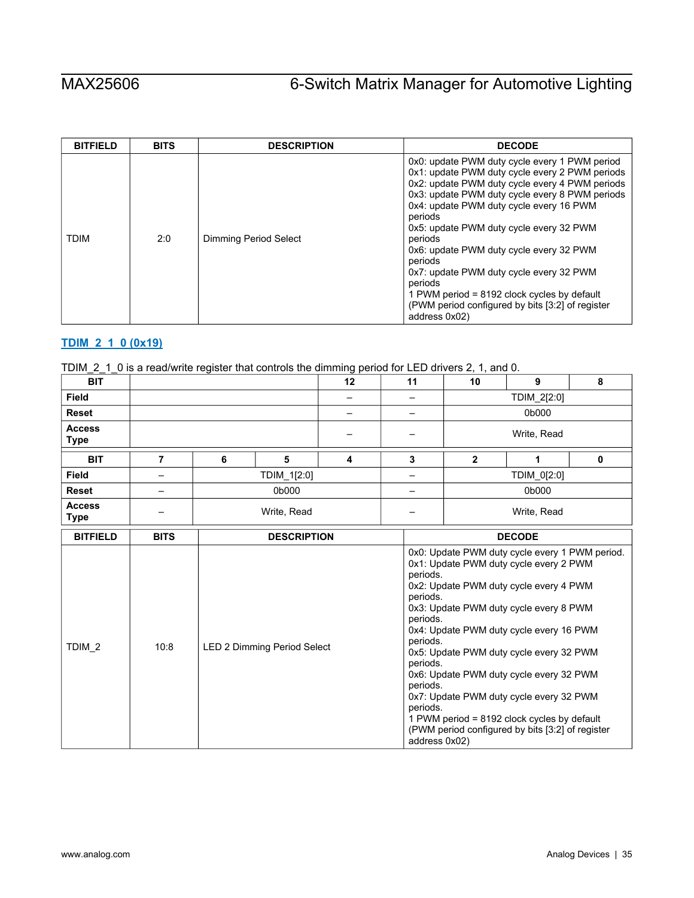| BITFIELD | BITS | DESCRIPTION | DECODE |
|---|---|---|---|
| TDIM | 2:0 | Dimming Period Select | 0x0: update PWM duty cycle every 1 PWM period<br>0x1: update PWM duty cycle every 2 PWM periods<br>0x2: update PWM duty cycle every 4 PWM periods<br>0x3: update PWM duty cycle every 8 PWM periods<br>0x4: update PWM duty cycle every 16 PWM periods<br>0x5: update PWM duty cycle every 32 PWM periods<br>0x6: update PWM duty cycle every 32 PWM periods<br>0x7: update PWM duty cycle every 32 PWM periods<br>1 PWM period = 8192 clock cycles by default (PWM period configured by bits [3:2] of register address 0x02) |

### TDIM_2_1_0 (0x19)

TDIM_2_1_0 is a read/write register that controls the dimming period for LED drivers 2, 1, and 0.

| BIT | | | | 12 | 11 | 10 | 9 | 8 |
|---|---|---|---|---|---|---|---|---|
| Field | | | | – | – | TDIM_2[2:0] | | |
| Reset | | | | – | – | 0b000 | | |
| Access Type | | | | – | – | Write, Read | | |

| BIT | 7 | 6 | 5 | 4 | 3 | 2 | 1 | 0 |
|---|---|---|---|---|---|---|---|---|
| Field | – | TDIM_1[2:0] | | | – | TDIM_0[2:0] | | |
| Reset | – | 0b000 | | | – | 0b000 | | |
| Access Type | – | Write, Read | | | – | Write, Read | | |

| BITFIELD | BITS | DESCRIPTION | DECODE |
|---|---|---|---|
| TDIM_2 | 10:8 | LED 2 Dimming Period Select | 0x0: Update PWM duty cycle every 1 PWM period.<br>0x1: Update PWM duty cycle every 2 PWM periods.<br>0x2: Update PWM duty cycle every 4 PWM periods.<br>0x3: Update PWM duty cycle every 8 PWM periods.<br>0x4: Update PWM duty cycle every 16 PWM periods.<br>0x5: Update PWM duty cycle every 32 PWM periods.<br>0x6: Update PWM duty cycle every 32 PWM periods.<br>0x7: Update PWM duty cycle every 32 PWM periods.<br>1 PWM period = 8192 clock cycles by default (PWM period configured by bits [3:2] of register address 0x02) |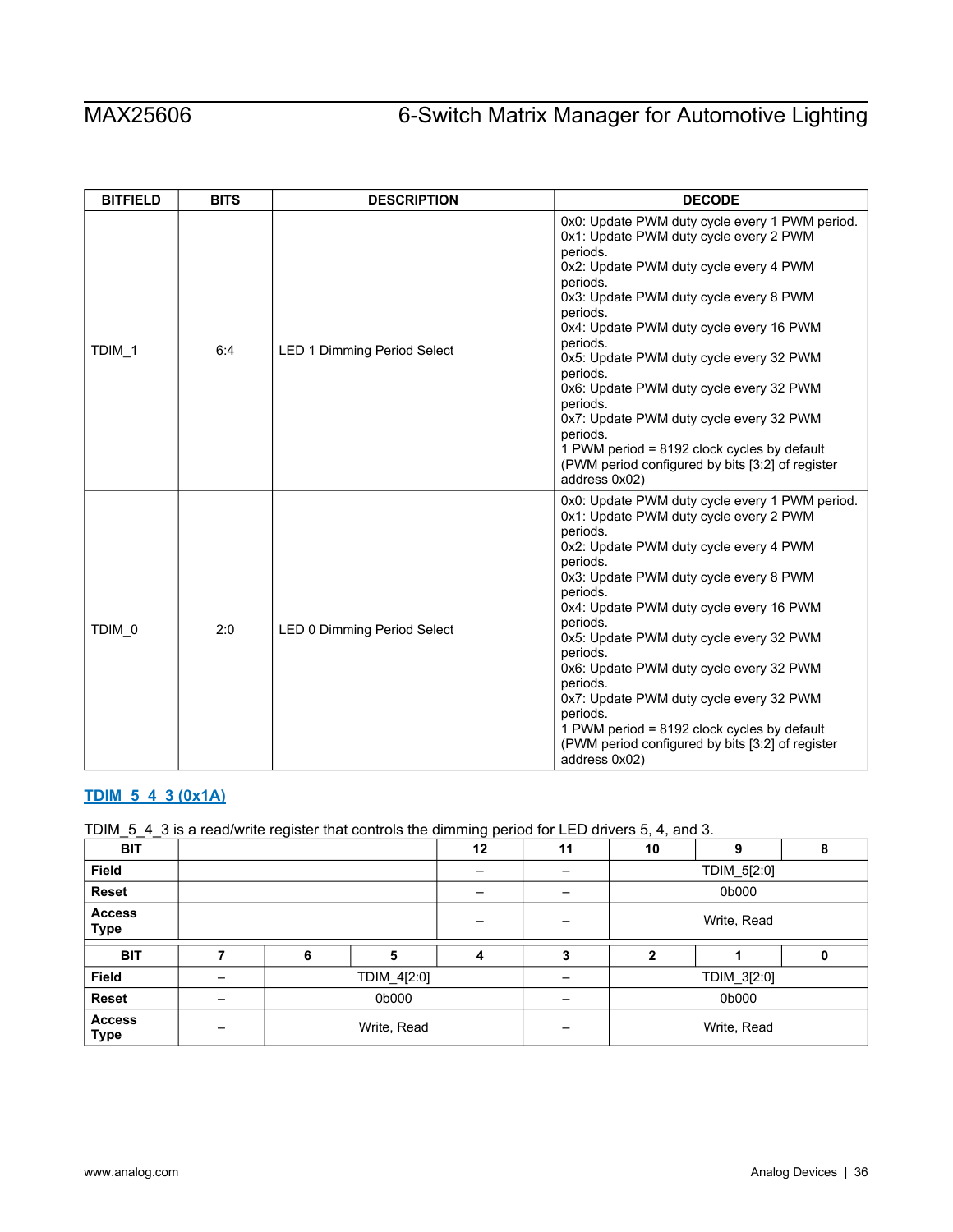| BITFIELD | BITS | DESCRIPTION | DECODE |
|---|---|---|---|
| TDIM_1 | 6:4 | LED 1 Dimming Period Select | 0x0: Update PWM duty cycle every 1 PWM period.<br>0x1: Update PWM duty cycle every 2 PWM periods.<br>0x2: Update PWM duty cycle every 4 PWM periods.<br>0x3: Update PWM duty cycle every 8 PWM periods.<br>0x4: Update PWM duty cycle every 16 PWM periods.<br>0x5: Update PWM duty cycle every 32 PWM periods.<br>0x6: Update PWM duty cycle every 32 PWM periods.<br>0x7: Update PWM duty cycle every 32 PWM periods.<br>1 PWM period = 8192 clock cycles by default (PWM period configured by bits [3:2] of register address 0x02) |
| TDIM_0 | 2:0 | LED 0 Dimming Period Select | 0x0: Update PWM duty cycle every 1 PWM period.<br>0x1: Update PWM duty cycle every 2 PWM periods.<br>0x2: Update PWM duty cycle every 4 PWM periods.<br>0x3: Update PWM duty cycle every 8 PWM periods.<br>0x4: Update PWM duty cycle every 16 PWM periods.<br>0x5: Update PWM duty cycle every 32 PWM periods.<br>0x6: Update PWM duty cycle every 32 PWM periods.<br>0x7: Update PWM duty cycle every 32 PWM periods.<br>1 PWM period = 8192 clock cycles by default (PWM period configured by bits [3:2] of register address 0x02) |

### TDIM_5_4_3 (0x1A)

TDIM_5_4_3 is a read/write register that controls the dimming period for LED drivers 5, 4, and 3.

| BIT | | | | 12 | 11 | 10 | 9 | 8 |
|---|---|---|---|---|---|---|---|---|
| Field | | | | – | – | TDIM_5[2:0] | | |
| Reset | | | | – | – | 0b000 | | |
| Access Type | | | | – | – | Write, Read | | |

| BIT | 7 | 6 | 5 | 4 | 3 | 2 | 1 | 0 |
|---|---|---|---|---|---|---|---|---|
| Field | – | TDIM_4[2:0] | | | – | TDIM_3[2:0] | | |
| Reset | – | 0b000 | | | – | 0b000 | | |
| Access Type | – | Write, Read | | | – | Write, Read | | |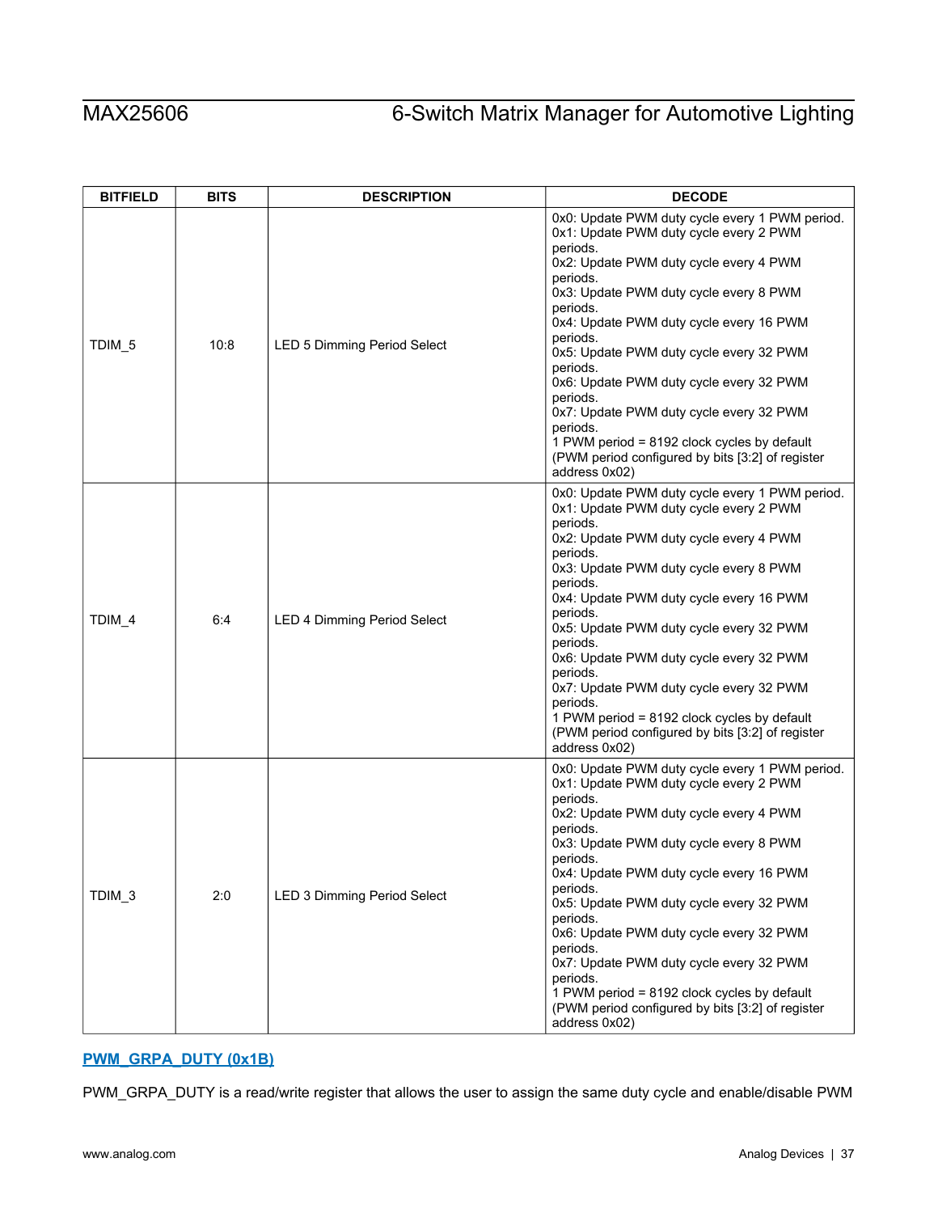| BITFIELD | BITS | DESCRIPTION | DECODE |
|---|---|---|---|
| TDIM_5 | 10:8 | LED 5 Dimming Period Select | 0x0: Update PWM duty cycle every 1 PWM period.<br>0x1: Update PWM duty cycle every 2 PWM periods.<br>0x2: Update PWM duty cycle every 4 PWM periods.<br>0x3: Update PWM duty cycle every 8 PWM periods.<br>0x4: Update PWM duty cycle every 16 PWM periods.<br>0x5: Update PWM duty cycle every 32 PWM periods.<br>0x6: Update PWM duty cycle every 32 PWM periods.<br>0x7: Update PWM duty cycle every 32 PWM periods.<br>1 PWM period = 8192 clock cycles by default (PWM period configured by bits [3:2] of register address 0x02) |
| TDIM_4 | 6:4 | LED 4 Dimming Period Select | 0x0: Update PWM duty cycle every 1 PWM period.<br>0x1: Update PWM duty cycle every 2 PWM periods.<br>0x2: Update PWM duty cycle every 4 PWM periods.<br>0x3: Update PWM duty cycle every 8 PWM periods.<br>0x4: Update PWM duty cycle every 16 PWM periods.<br>0x5: Update PWM duty cycle every 32 PWM periods.<br>0x6: Update PWM duty cycle every 32 PWM periods.<br>0x7: Update PWM duty cycle every 32 PWM periods.<br>1 PWM period = 8192 clock cycles by default (PWM period configured by bits [3:2] of register address 0x02) |
| TDIM_3 | 2:0 | LED 3 Dimming Period Select | 0x0: Update PWM duty cycle every 1 PWM period.<br>0x1: Update PWM duty cycle every 2 PWM periods.<br>0x2: Update PWM duty cycle every 4 PWM periods.<br>0x3: Update PWM duty cycle every 8 PWM periods.<br>0x4: Update PWM duty cycle every 16 PWM periods.<br>0x5: Update PWM duty cycle every 32 PWM periods.<br>0x6: Update PWM duty cycle every 32 PWM periods.<br>0x7: Update PWM duty cycle every 32 PWM periods.<br>1 PWM period = 8192 clock cycles by default (PWM period configured by bits [3:2] of register address 0x02) |

### PWM_GRPA_DUTY (0x1B)

PWM_GRPA_DUTY is a read/write register that allows the user to assign the same duty cycle and enable/disable PWM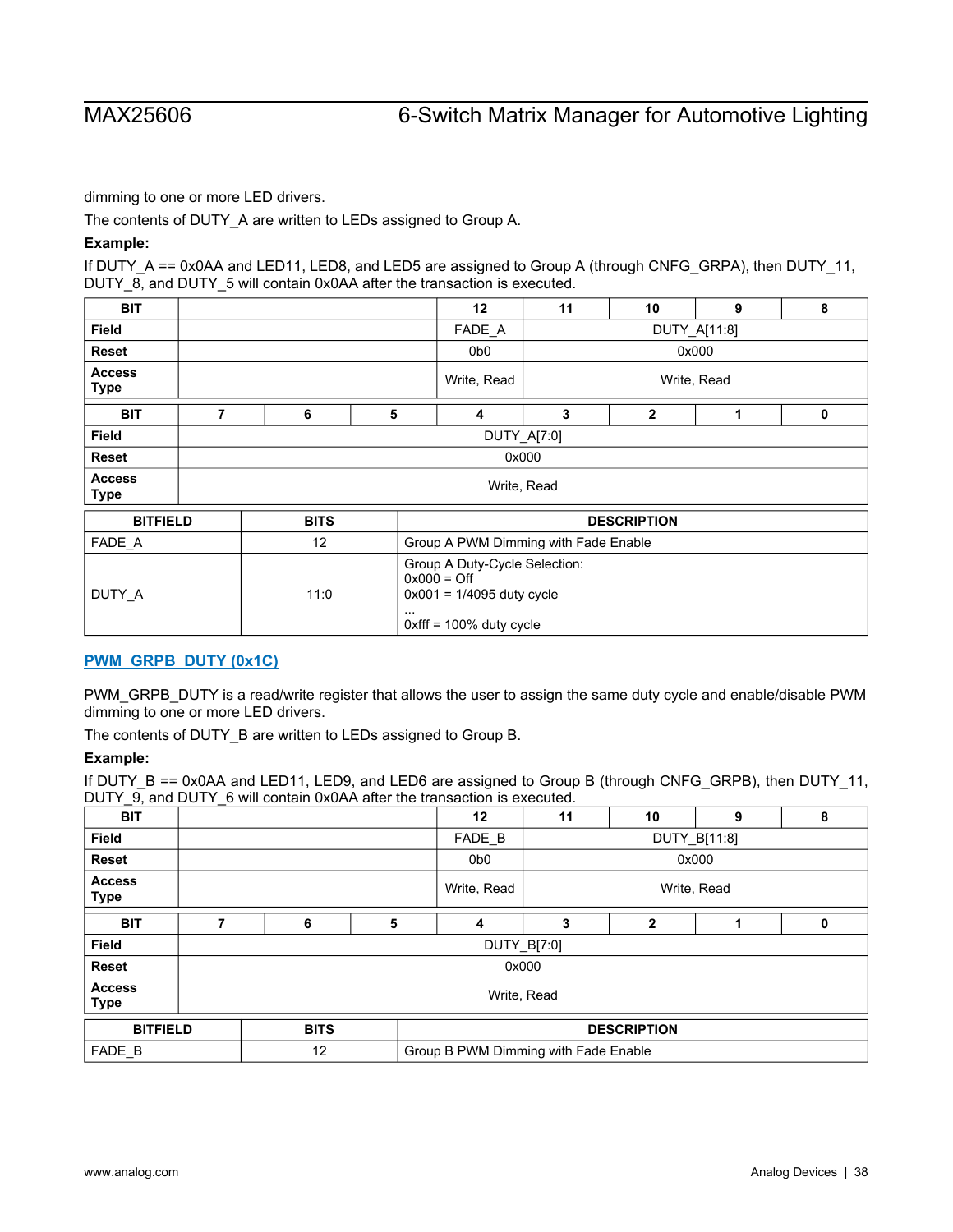dimming to one or more LED drivers.

The contents of DUTY_A are written to LEDs assigned to Group A.

**Example:**

If DUTY_A == 0x0AA and LED11, LED8, and LED5 are assigned to Group A (through CNFG_GRPA), then DUTY_11, DUTY_8, and DUTY_5 will contain 0x0AA after the transaction is executed.

| BIT | | | | 12 | 11 | 10 | 9 | 8 |
|---|---|---|---|---|---|---|---|---|
| Field | | | | FADE_A | DUTY_A[11:8] | | | |
| Reset | | | | 0b0 | 0x000 | | | |
| Access Type | | | | Write, Read | Write, Read | | | |
| **BIT** | **7** | **6** | **5** | **4** | **3** | **2** | **1** | **0** |
| Field | DUTY_A[7:0] | | | | | | | |
| Reset | 0x000 | | | | | | | |
| Access Type | Write, Read | | | | | | | |

| BITFIELD | BITS | DESCRIPTION |
|---|---|---|
| FADE_A | 12 | Group A PWM Dimming with Fade Enable |
| DUTY_A | 11:0 | Group A Duty-Cycle Selection:<br>0x000 = Off<br>0x001 = 1/4095 duty cycle<br>...<br>0xfff = 100% duty cycle |

### PWM_GRPB_DUTY (0x1C)

PWM_GRPB_DUTY is a read/write register that allows the user to assign the same duty cycle and enable/disable PWM dimming to one or more LED drivers.

The contents of DUTY_B are written to LEDs assigned to Group B.

**Example:**

If DUTY_B == 0x0AA and LED11, LED9, and LED6 are assigned to Group B (through CNFG_GRPB), then DUTY_11, DUTY_9, and DUTY_6 will contain 0x0AA after the transaction is executed.

| BIT | | | | 12 | 11 | 10 | 9 | 8 |
|---|---|---|---|---|---|---|---|---|
| Field | | | | FADE_B | DUTY_B[11:8] | | | |
| Reset | | | | 0b0 | 0x000 | | | |
| Access Type | | | | Write, Read | Write, Read | | | |
| **BIT** | **7** | **6** | **5** | **4** | **3** | **2** | **1** | **0** |
| Field | DUTY_B[7:0] | | | | | | | |
| Reset | 0x000 | | | | | | | |
| Access Type | Write, Read | | | | | | | |

| BITFIELD | BITS | DESCRIPTION |
|---|---|---|
| FADE_B | 12 | Group B PWM Dimming with Fade Enable |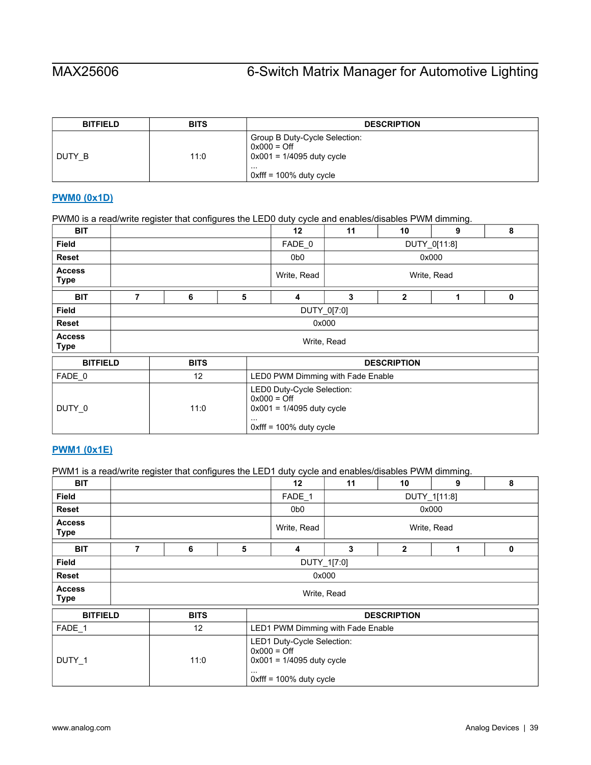| BITFIELD | BITS | DESCRIPTION |
|---|---|---|
| DUTY_B | 11:0 | Group B Duty-Cycle Selection:<br>0x000 = Off<br>0x001 = 1/4095 duty cycle<br>...<br>0xfff = 100% duty cycle |

### PWM0 (0x1D)

PWM0 is a read/write register that configures the LED0 duty cycle and enables/disables PWM dimming.

| BIT | | | | 12 | 11 | 10 | 9 | 8 |
|---|---|---|---|---|---|---|---|---|
| Field | | | | FADE_0 | DUTY_0[11:8] | | | |
| Reset | | | | 0b0 | 0x000 | | | |
| Access Type | | | | Write, Read | Write, Read | | | |

| BIT | 7 | 6 | 5 | 4 | 3 | 2 | 1 | 0 |
|---|---|---|---|---|---|---|---|---|
| Field | DUTY_0[7:0] | | | | | | | |
| Reset | 0x000 | | | | | | | |
| Access Type | Write, Read | | | | | | | |

| BITFIELD | BITS | DESCRIPTION |
|---|---|---|
| FADE_0 | 12 | LED0 PWM Dimming with Fade Enable |
| DUTY_0 | 11:0 | LED0 Duty-Cycle Selection:<br>0x000 = Off<br>0x001 = 1/4095 duty cycle<br>...<br>0xfff = 100% duty cycle |

### PWM1 (0x1E)

PWM1 is a read/write register that configures the LED1 duty cycle and enables/disables PWM dimming.

| BIT | | | | 12 | 11 | 10 | 9 | 8 |
|---|---|---|---|---|---|---|---|---|
| Field | | | | FADE_1 | DUTY_1[11:8] | | | |
| Reset | | | | 0b0 | 0x000 | | | |
| Access Type | | | | Write, Read | Write, Read | | | |

| BIT | 7 | 6 | 5 | 4 | 3 | 2 | 1 | 0 |
|---|---|---|---|---|---|---|---|---|
| Field | DUTY_1[7:0] | | | | | | | |
| Reset | 0x000 | | | | | | | |
| Access Type | Write, Read | | | | | | | |

| BITFIELD | BITS | DESCRIPTION |
|---|---|---|
| FADE_1 | 12 | LED1 PWM Dimming with Fade Enable |
| DUTY_1 | 11:0 | LED1 Duty-Cycle Selection:<br>0x000 = Off<br>0x001 = 1/4095 duty cycle<br>...<br>0xfff = 100% duty cycle |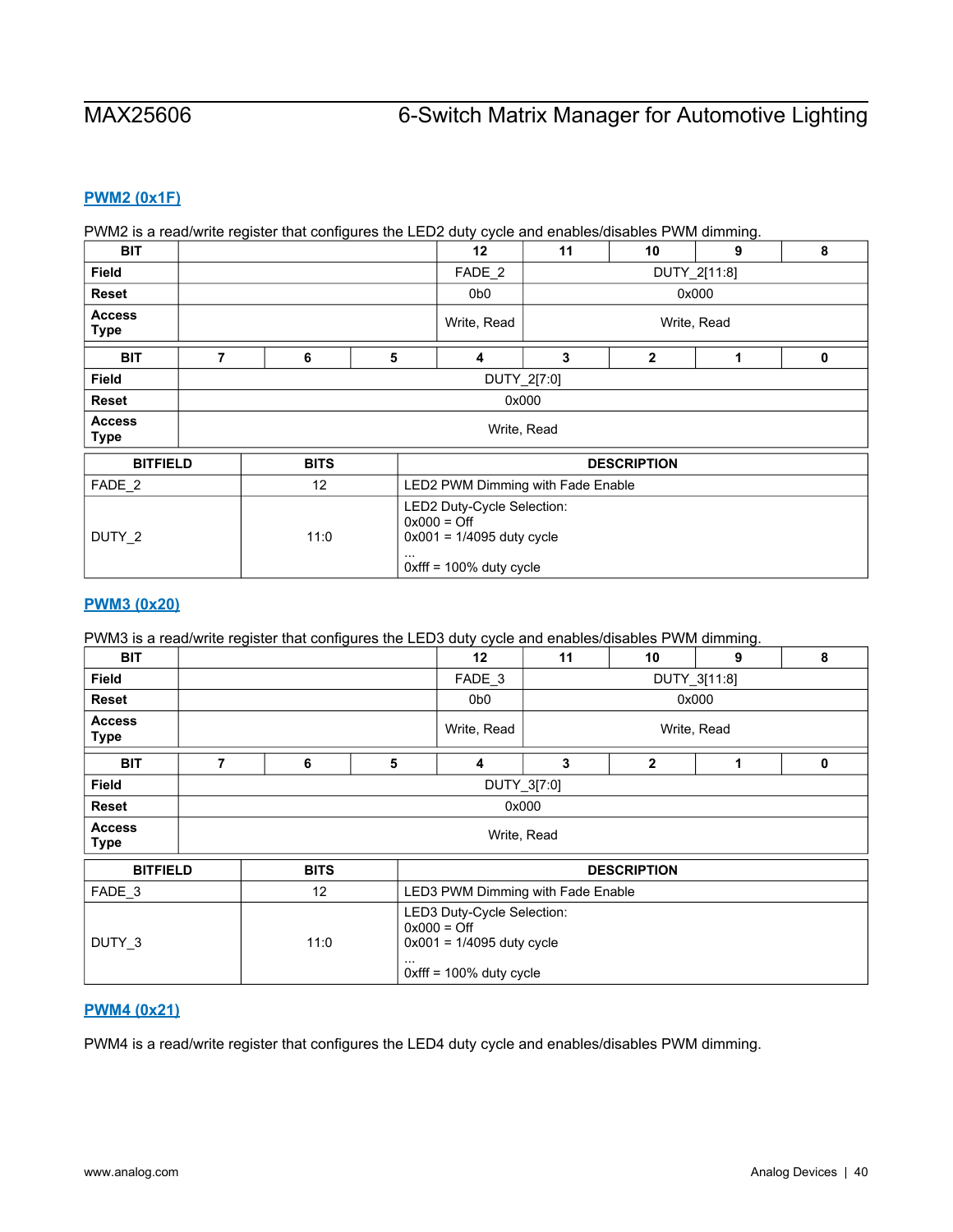### PWM2 (0x1F)

PWM2 is a read/write register that configures the LED2 duty cycle and enables/disables PWM dimming.

| BIT | | | | 12 | 11 | 10 | 9 | 8 |
|---|---|---|---|---|---|---|---|---|
| Field | | | | FADE_2 | DUTY_2[11:8] | | | |
| Reset | | | | 0b0 | 0x000 | | | |
| Access Type | | | | Write, Read | Write, Read | | | |
| **BIT** | **7** | **6** | **5** | **4** | **3** | **2** | **1** | **0** |
| Field | DUTY_2[7:0] | | | | | | | |
| Reset | 0x000 | | | | | | | |
| Access Type | Write, Read | | | | | | | |

| BITFIELD | BITS | DESCRIPTION |
|---|---|---|
| FADE_2 | 12 | LED2 PWM Dimming with Fade Enable |
| DUTY_2 | 11:0 | LED2 Duty-Cycle Selection:<br>0x000 = Off<br>0x001 = 1/4095 duty cycle<br>...<br>0xfff = 100% duty cycle |

### PWM3 (0x20)

PWM3 is a read/write register that configures the LED3 duty cycle and enables/disables PWM dimming.

| BIT | | | | 12 | 11 | 10 | 9 | 8 |
|---|---|---|---|---|---|---|---|---|
| Field | | | | FADE_3 | DUTY_3[11:8] | | | |
| Reset | | | | 0b0 | 0x000 | | | |
| Access Type | | | | Write, Read | Write, Read | | | |
| **BIT** | **7** | **6** | **5** | **4** | **3** | **2** | **1** | **0** |
| Field | DUTY_3[7:0] | | | | | | | |
| Reset | 0x000 | | | | | | | |
| Access Type | Write, Read | | | | | | | |

| BITFIELD | BITS | DESCRIPTION |
|---|---|---|
| FADE_3 | 12 | LED3 PWM Dimming with Fade Enable |
| DUTY_3 | 11:0 | LED3 Duty-Cycle Selection:<br>0x000 = Off<br>0x001 = 1/4095 duty cycle<br>...<br>0xfff = 100% duty cycle |

### PWM4 (0x21)

PWM4 is a read/write register that configures the LED4 duty cycle and enables/disables PWM dimming.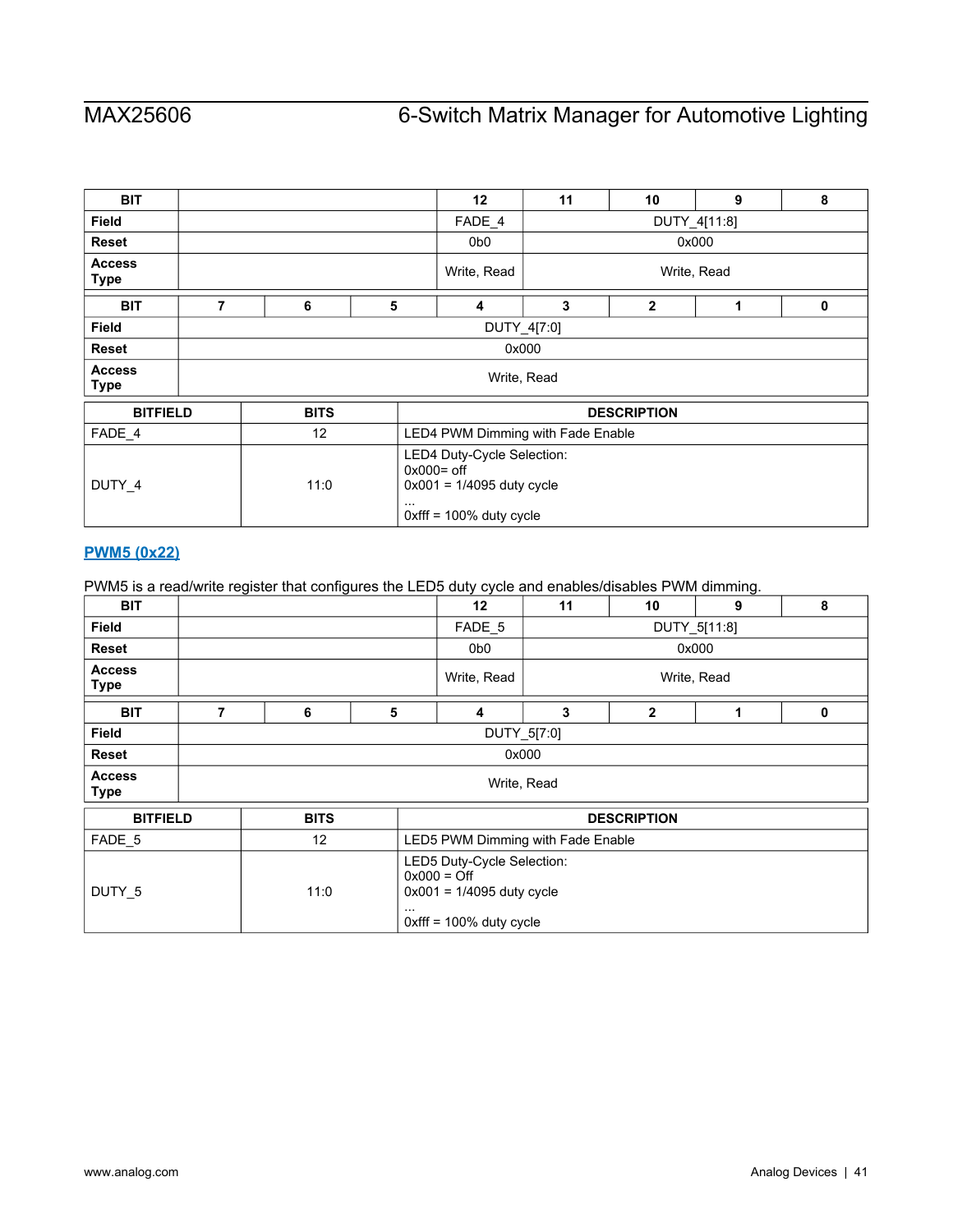| BIT | | | | 12 | 11 | 10 | 9 | 8 |
|---|---|---|---|---|---|---|---|---|
| Field | | | | FADE_4 | DUTY_4[11:8] | | | |
| Reset | | | | 0b0 | 0x000 | | | |
| Access Type | | | | Write, Read | Write, Read | | | |

| BIT | 7 | 6 | 5 | 4 | 3 | 2 | 1 | 0 |
|---|---|---|---|---|---|---|---|---|
| Field | DUTY_4[7:0] | | | | | | | |
| Reset | 0x000 | | | | | | | |
| Access Type | Write, Read | | | | | | | |

| BITFIELD | BITS | DESCRIPTION |
|---|---|---|
| FADE_4 | 12 | LED4 PWM Dimming with Fade Enable |
| DUTY_4 | 11:0 | LED4 Duty-Cycle Selection:<br>0x000= off<br>0x001 = 1/4095 duty cycle<br>...<br>0xfff = 100% duty cycle |

## PWM5 (0x22)

PWM5 is a read/write register that configures the LED5 duty cycle and enables/disables PWM dimming.

| BIT | | | | 12 | 11 | 10 | 9 | 8 |
|---|---|---|---|---|---|---|---|---|
| Field | | | | FADE_5 | DUTY_5[11:8] | | | |
| Reset | | | | 0b0 | 0x000 | | | |
| Access Type | | | | Write, Read | Write, Read | | | |

| BIT | 7 | 6 | 5 | 4 | 3 | 2 | 1 | 0 |
|---|---|---|---|---|---|---|---|---|
| Field | DUTY_5[7:0] | | | | | | | |
| Reset | 0x000 | | | | | | | |
| Access Type | Write, Read | | | | | | | |

| BITFIELD | BITS | DESCRIPTION |
|---|---|---|
| FADE_5 | 12 | LED5 PWM Dimming with Fade Enable |
| DUTY_5 | 11:0 | LED5 Duty-Cycle Selection:<br>0x000 = Off<br>0x001 = 1/4095 duty cycle<br>...<br>0xfff = 100% duty cycle |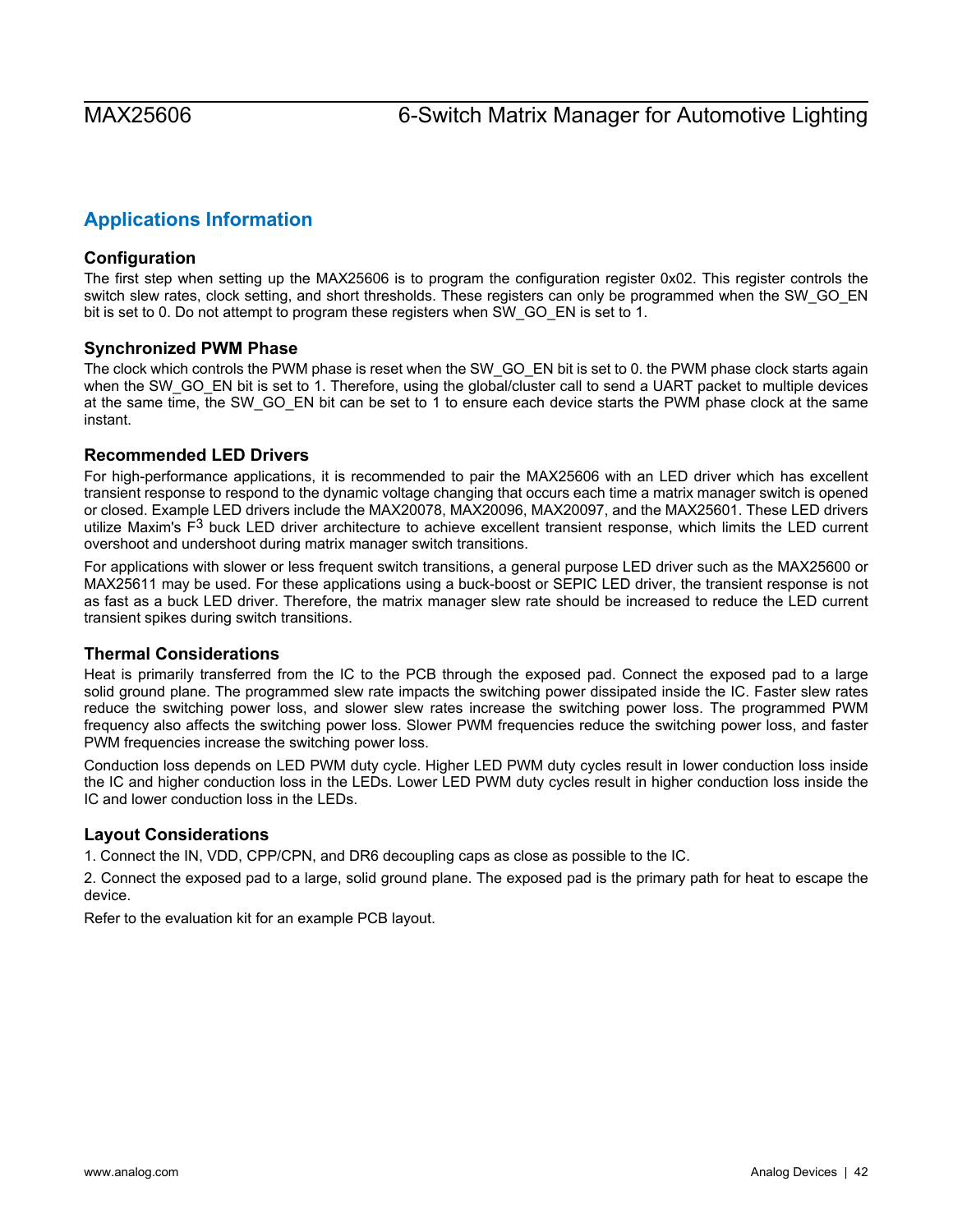## Applications Information

### Configuration

The first step when setting up the MAX25606 is to program the configuration register 0x02. This register controls the switch slew rates, clock setting, and short thresholds. These registers can only be programmed when the SW_GO_EN bit is set to 0. Do not attempt to program these registers when SW_GO_EN is set to 1.

### Synchronized PWM Phase

The clock which controls the PWM phase is reset when the SW_GO_EN bit is set to 0. the PWM phase clock starts again when the SW_GO_EN bit is set to 1. Therefore, using the global/cluster call to send a UART packet to multiple devices at the same time, the SW_GO_EN bit can be set to 1 to ensure each device starts the PWM phase clock at the same instant.

### Recommended LED Drivers

For high-performance applications, it is recommended to pair the MAX25606 with an LED driver which has excellent transient response to respond to the dynamic voltage changing that occurs each time a matrix manager switch is opened or closed. Example LED drivers include the MAX20078, MAX20096, MAX20097, and the MAX25601. These LED drivers utilize Maxim's $F^3$ buck LED driver architecture to achieve excellent transient response, which limits the LED current overshoot and undershoot during matrix manager switch transitions.

For applications with slower or less frequent switch transitions, a general purpose LED driver such as the MAX25600 or MAX25611 may be used. For these applications using a buck-boost or SEPIC LED driver, the transient response is not as fast as a buck LED driver. Therefore, the matrix manager slew rate should be increased to reduce the LED current transient spikes during switch transitions.

### Thermal Considerations

Heat is primarily transferred from the IC to the PCB through the exposed pad. Connect the exposed pad to a large solid ground plane. The programmed slew rate impacts the switching power dissipated inside the IC. Faster slew rates reduce the switching power loss, and slower slew rates increase the switching power loss. The programmed PWM frequency also affects the switching power loss. Slower PWM frequencies reduce the switching power loss, and faster PWM frequencies increase the switching power loss.

Conduction loss depends on LED PWM duty cycle. Higher LED PWM duty cycles result in lower conduction loss inside the IC and higher conduction loss in the LEDs. Lower LED PWM duty cycles result in higher conduction loss inside the IC and lower conduction loss in the LEDs.

### Layout Considerations

1. Connect the IN, VDD, CPP/CPN, and DR6 decoupling caps as close as possible to the IC.

2. Connect the exposed pad to a large, solid ground plane. The exposed pad is the primary path for heat to escape the device.

Refer to the evaluation kit for an example PCB layout.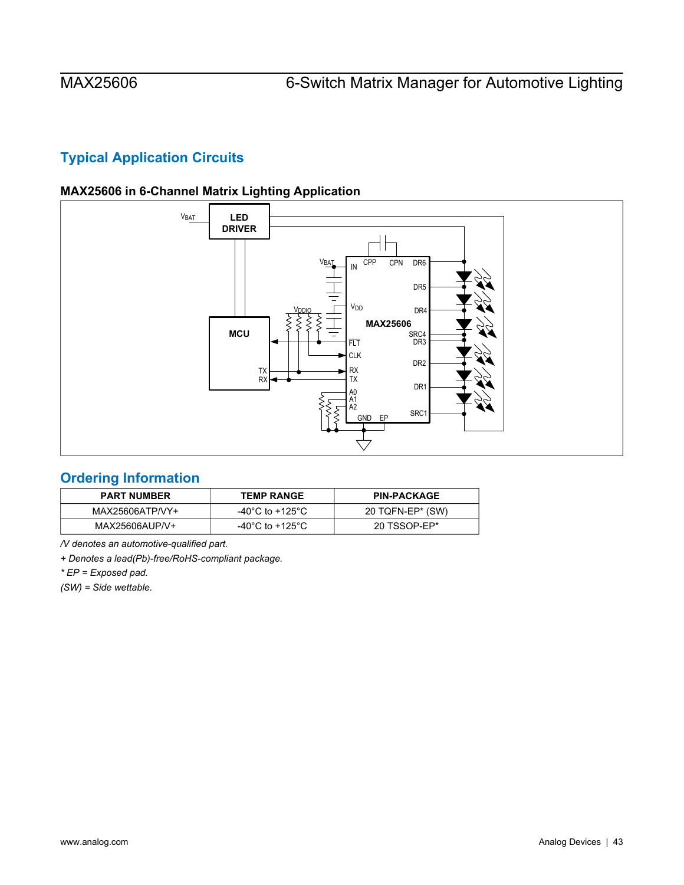## Typical Application Circuits

### MAX25606 in 6-Channel Matrix Lighting Application

## Ordering Information

| PART NUMBER | TEMP RANGE | PIN-PACKAGE |
|---|---|---|
| MAX25606ATP/VY+ | -40°C to +125°C | 20 TQFN-EP* (SW) |
| MAX25606AUP/V+ | -40°C to +125°C | 20 TSSOP-EP* |

*/V denotes an automotive-qualified part.*

*+ Denotes a lead(Pb)-free/RoHS-compliant package.*

*\* EP = Exposed pad.*

*(SW) = Side wettable.*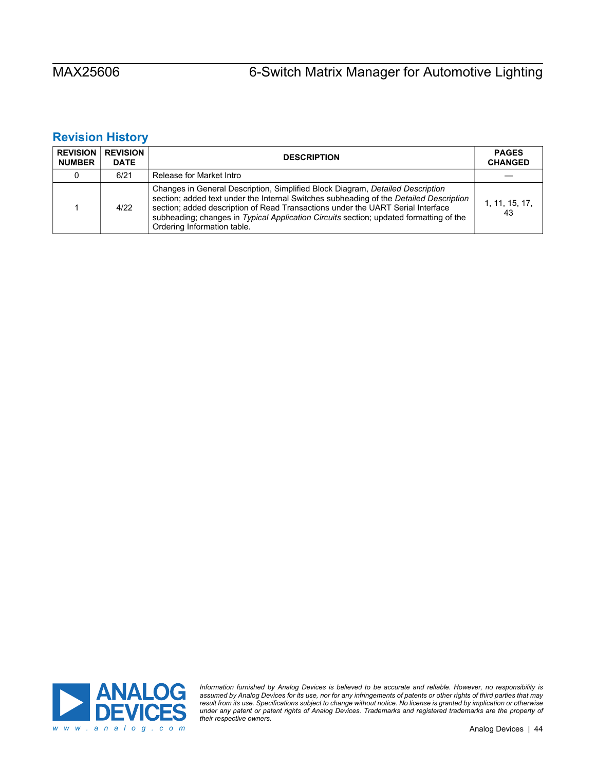## Revision History

| REVISION NUMBER | REVISION DATE | DESCRIPTION | PAGES CHANGED |
|---|---|---|---|
| 0 | 6/21 | Release for Market Intro | — |
| 1 | 4/22 | Changes in General Description, Simplified Block Diagram, *Detailed Description* section; added text under the Internal Switches subheading of the *Detailed Description* section; added description of Read Transactions under the UART Serial Interface subheading; changes in *Typical Application Circuits* section; updated formatting of the Ordering Information table. | 1, 11, 15, 17, 43 |

*Information furnished by Analog Devices is believed to be accurate and reliable. However, no responsibility is assumed by Analog Devices for its use, nor for any infringements of patents or other rights of third parties that may result from its use. Specifications subject to change without notice. No license is granted by implication or otherwise under any patent or patent rights of Analog Devices. Trademarks and registered trademarks are the property of their respective owners.*